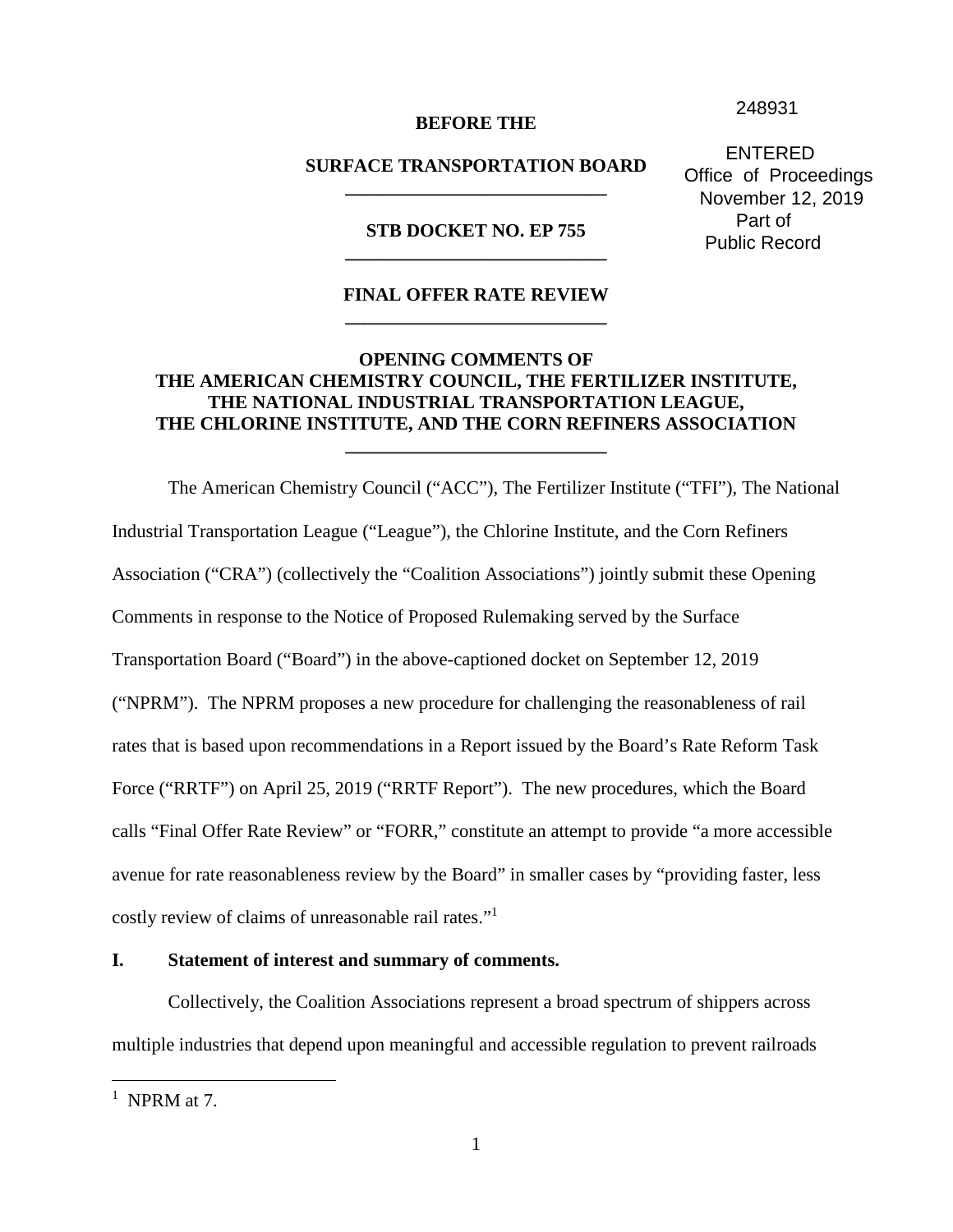248931

ENTERED
Office of Proceedings
November 12, 2019
Part of
Public Record

**BEFORE THE**

**SURFACE TRANSPORTATION BOARD**

---

**STB DOCKET NO. EP 755**

---

**FINAL OFFER RATE REVIEW**

---

**OPENING COMMENTS OF
THE AMERICAN CHEMISTRY COUNCIL, THE FERTILIZER INSTITUTE,
THE NATIONAL INDUSTRIAL TRANSPORTATION LEAGUE,
THE CHLORINE INSTITUTE, AND THE CORN REFINERS ASSOCIATION**

---

The American Chemistry Council ("ACC"), The Fertilizer Institute ("TFI"), The National Industrial Transportation League ("League"), the Chlorine Institute, and the Corn Refiners Association ("CRA") (collectively the "Coalition Associations") jointly submit these Opening Comments in response to the Notice of Proposed Rulemaking served by the Surface Transportation Board ("Board") in the above-captioned docket on September 12, 2019 ("NPRM"). The NPRM proposes a new procedure for challenging the reasonableness of rail rates that is based upon recommendations in a Report issued by the Board's Rate Reform Task Force ("RRTF") on April 25, 2019 ("RRTF Report"). The new procedures, which the Board calls "Final Offer Rate Review" or "FORR," constitute an attempt to provide "a more accessible avenue for rate reasonableness review by the Board" in smaller cases by "providing faster, less costly review of claims of unreasonable rail rates."[1]

## I. Statement of interest and summary of comments.

Collectively, the Coalition Associations represent a broad spectrum of shippers across multiple industries that depend upon meaningful and accessible regulation to prevent railroads

---

[1] NPRM at 7.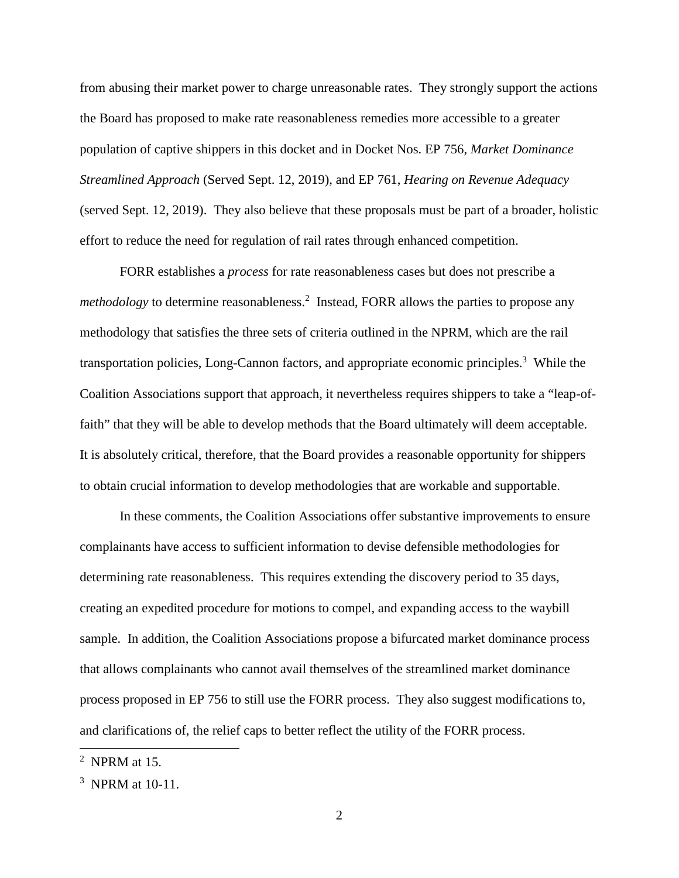from abusing their market power to charge unreasonable rates. They strongly support the actions the Board has proposed to make rate reasonableness remedies more accessible to a greater population of captive shippers in this docket and in Docket Nos. EP 756, *Market Dominance Streamlined Approach* (Served Sept. 12, 2019), and EP 761, *Hearing on Revenue Adequacy* (served Sept. 12, 2019). They also believe that these proposals must be part of a broader, holistic effort to reduce the need for regulation of rail rates through enhanced competition.

FORR establishes a *process* for rate reasonableness cases but does not prescribe a *methodology* to determine reasonableness.[2] Instead, FORR allows the parties to propose any methodology that satisfies the three sets of criteria outlined in the NPRM, which are the rail transportation policies, Long-Cannon factors, and appropriate economic principles.[3] While the Coalition Associations support that approach, it nevertheless requires shippers to take a "leap-of-faith" that they will be able to develop methods that the Board ultimately will deem acceptable. It is absolutely critical, therefore, that the Board provides a reasonable opportunity for shippers to obtain crucial information to develop methodologies that are workable and supportable.

In these comments, the Coalition Associations offer substantive improvements to ensure complainants have access to sufficient information to devise defensible methodologies for determining rate reasonableness. This requires extending the discovery period to 35 days, creating an expedited procedure for motions to compel, and expanding access to the waybill sample. In addition, the Coalition Associations propose a bifurcated market dominance process that allows complainants who cannot avail themselves of the streamlined market dominance process proposed in EP 756 to still use the FORR process. They also suggest modifications to, and clarifications of, the relief caps to better reflect the utility of the FORR process.

---

[2] NPRM at 15.

[3] NPRM at 10-11.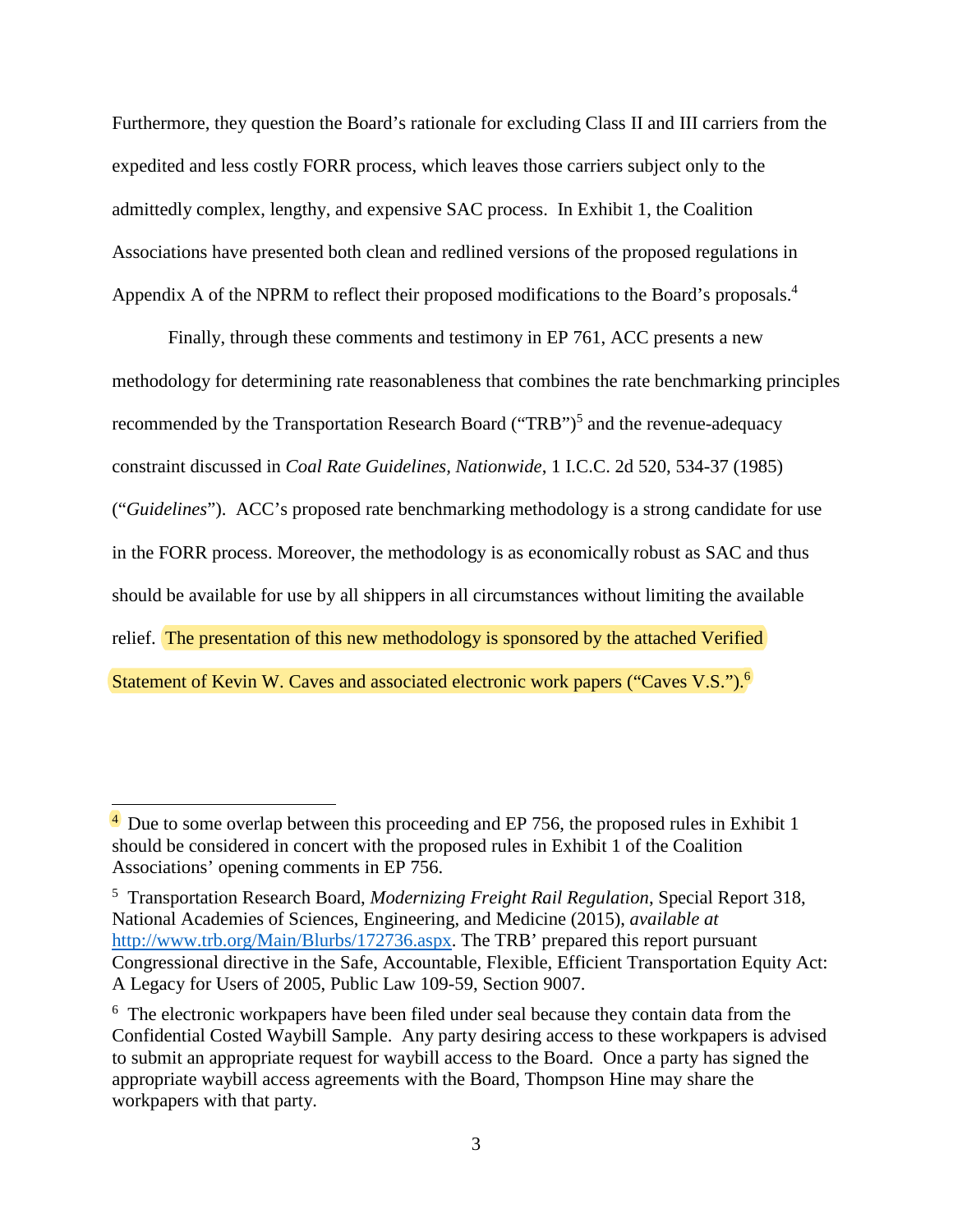Furthermore, they question the Board's rationale for excluding Class II and III carriers from the expedited and less costly FORR process, which leaves those carriers subject only to the admittedly complex, lengthy, and expensive SAC process. In Exhibit 1, the Coalition Associations have presented both clean and redlined versions of the proposed regulations in Appendix A of the NPRM to reflect their proposed modifications to the Board's proposals.[4]

Finally, through these comments and testimony in EP 761, ACC presents a new methodology for determining rate reasonableness that combines the rate benchmarking principles recommended by the Transportation Research Board ("TRB")[5] and the revenue-adequacy constraint discussed in *Coal Rate Guidelines, Nationwide*, 1 I.C.C. 2d 520, 534-37 (1985) ("*Guidelines*"). ACC's proposed rate benchmarking methodology is a strong candidate for use in the FORR process. Moreover, the methodology is as economically robust as SAC and thus should be available for use by all shippers in all circumstances without limiting the available relief. The presentation of this new methodology is sponsored by the attached Verified Statement of Kevin W. Caves and associated electronic work papers ("Caves V.S.").[6]

---

[4] Due to some overlap between this proceeding and EP 756, the proposed rules in Exhibit 1 should be considered in concert with the proposed rules in Exhibit 1 of the Coalition Associations' opening comments in EP 756.

[5] Transportation Research Board, *Modernizing Freight Rail Regulation*, Special Report 318, National Academies of Sciences, Engineering, and Medicine (2015), *available at* http://www.trb.org/Main/Blurbs/172736.aspx. The TRB' prepared this report pursuant Congressional directive in the Safe, Accountable, Flexible, Efficient Transportation Equity Act: A Legacy for Users of 2005, Public Law 109-59, Section 9007.

[6] The electronic workpapers have been filed under seal because they contain data from the Confidential Costed Waybill Sample. Any party desiring access to these workpapers is advised to submit an appropriate request for waybill access to the Board. Once a party has signed the appropriate waybill access agreements with the Board, Thompson Hine may share the workpapers with that party.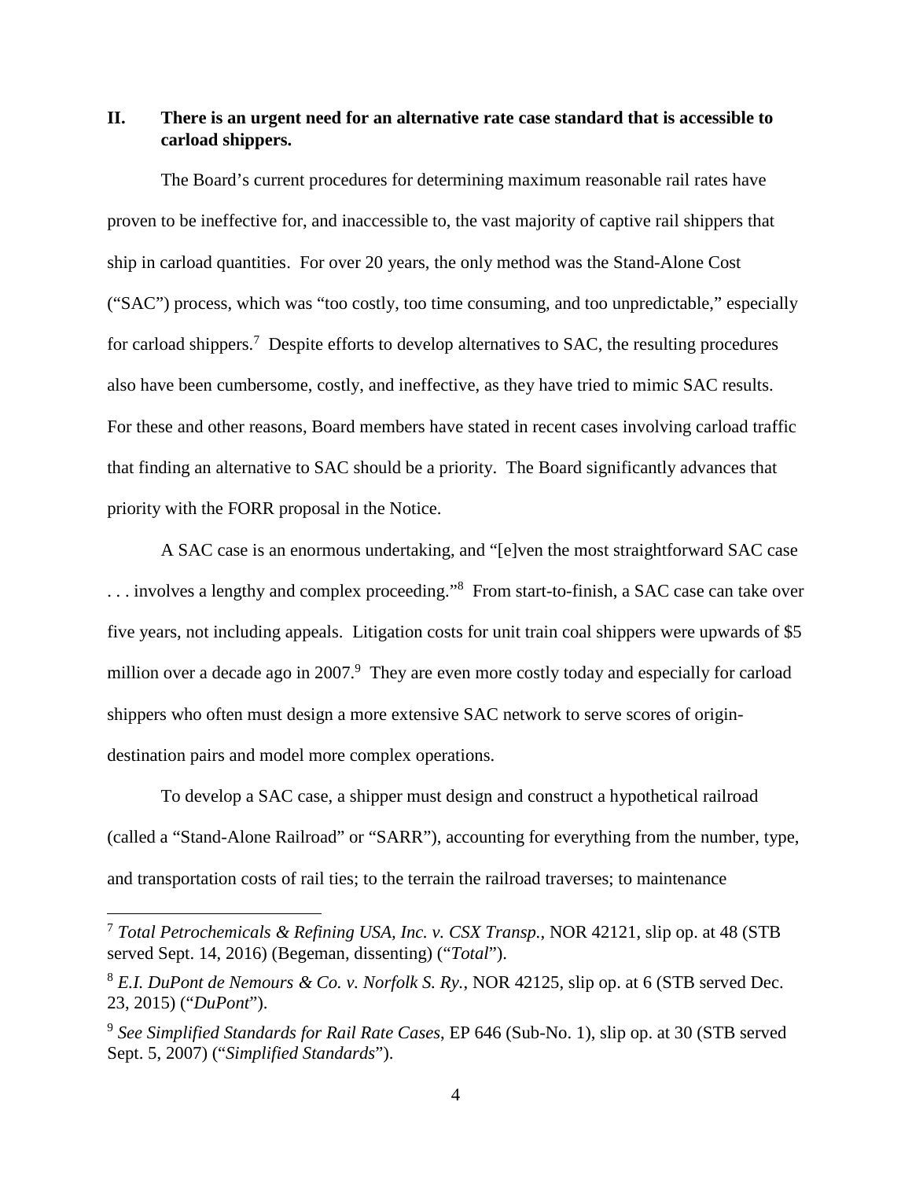## II. There is an urgent need for an alternative rate case standard that is accessible to carload shippers.

The Board's current procedures for determining maximum reasonable rail rates have proven to be ineffective for, and inaccessible to, the vast majority of captive rail shippers that ship in carload quantities. For over 20 years, the only method was the Stand-Alone Cost ("SAC") process, which was "too costly, too time consuming, and too unpredictable," especially for carload shippers.[7] Despite efforts to develop alternatives to SAC, the resulting procedures also have been cumbersome, costly, and ineffective, as they have tried to mimic SAC results. For these and other reasons, Board members have stated in recent cases involving carload traffic that finding an alternative to SAC should be a priority. The Board significantly advances that priority with the FORR proposal in the Notice.

A SAC case is an enormous undertaking, and "[e]ven the most straightforward SAC case . . . involves a lengthy and complex proceeding."[8] From start-to-finish, a SAC case can take over five years, not including appeals. Litigation costs for unit train coal shippers were upwards of $5 million over a decade ago in 2007.[9] They are even more costly today and especially for carload shippers who often must design a more extensive SAC network to serve scores of origin-destination pairs and model more complex operations.

To develop a SAC case, a shipper must design and construct a hypothetical railroad (called a "Stand-Alone Railroad" or "SARR"), accounting for everything from the number, type, and transportation costs of rail ties; to the terrain the railroad traverses; to maintenance

---

[7] *Total Petrochemicals & Refining USA, Inc. v. CSX Transp.*, NOR 42121, slip op. at 48 (STB served Sept. 14, 2016) (Begeman, dissenting) ("*Total*").

[8] *E.I. DuPont de Nemours & Co. v. Norfolk S. Ry.*, NOR 42125, slip op. at 6 (STB served Dec. 23, 2015) ("*DuPont*").

[9] *See Simplified Standards for Rail Rate Cases*, EP 646 (Sub-No. 1), slip op. at 30 (STB served Sept. 5, 2007) ("*Simplified Standards*").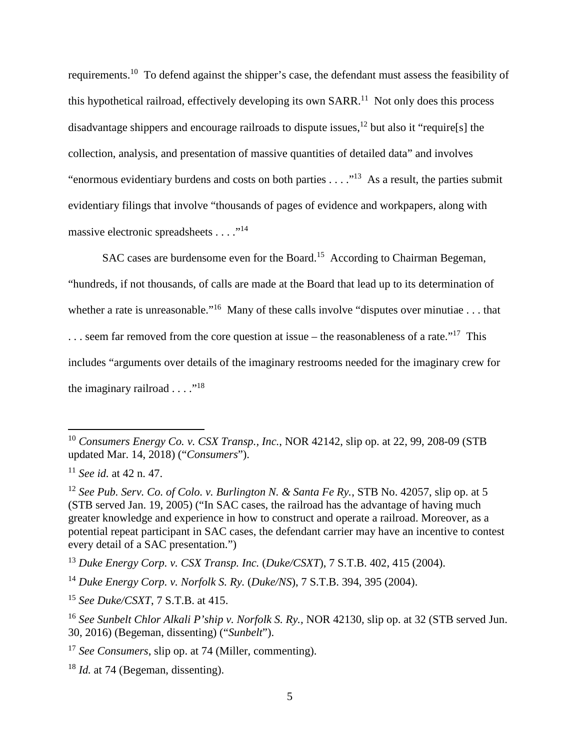requirements.[10] To defend against the shipper's case, the defendant must assess the feasibility of this hypothetical railroad, effectively developing its own SARR.[11] Not only does this process disadvantage shippers and encourage railroads to dispute issues,[12] but also it "require[s] the collection, analysis, and presentation of massive quantities of detailed data" and involves "enormous evidentiary burdens and costs on both parties . . . ."[13] As a result, the parties submit evidentiary filings that involve "thousands of pages of evidence and workpapers, along with massive electronic spreadsheets . . . ."[14]

SAC cases are burdensome even for the Board.[15] According to Chairman Begeman, "hundreds, if not thousands, of calls are made at the Board that lead up to its determination of whether a rate is unreasonable."[16] Many of these calls involve "disputes over minutiae . . . that . . . seem far removed from the core question at issue – the reasonableness of a rate."[17] This includes "arguments over details of the imaginary restrooms needed for the imaginary crew for the imaginary railroad . . . ."[18]

---

[10] *Consumers Energy Co. v. CSX Transp., Inc.*, NOR 42142, slip op. at 22, 99, 208-09 (STB updated Mar. 14, 2018) ("*Consumers*").

[11] *See id.* at 42 n. 47.

[12] *See Pub. Serv. Co. of Colo. v. Burlington N. & Santa Fe Ry.*, STB No. 42057, slip op. at 5 (STB served Jan. 19, 2005) ("In SAC cases, the railroad has the advantage of having much greater knowledge and experience in how to construct and operate a railroad. Moreover, as a potential repeat participant in SAC cases, the defendant carrier may have an incentive to contest every detail of a SAC presentation.")

[13] *Duke Energy Corp. v. CSX Transp. Inc.* (*Duke/CSXT*), 7 S.T.B. 402, 415 (2004).

[14] *Duke Energy Corp. v. Norfolk S. Ry.* (*Duke/NS*), 7 S.T.B. 394, 395 (2004).

[15] *See Duke/CSXT*, 7 S.T.B. at 415.

[16] *See Sunbelt Chlor Alkali P'ship v. Norfolk S. Ry.*, NOR 42130, slip op. at 32 (STB served Jun. 30, 2016) (Begeman, dissenting) ("*Sunbelt*").

[17] *See Consumers*, slip op. at 74 (Miller, commenting).

[18] *Id.* at 74 (Begeman, dissenting).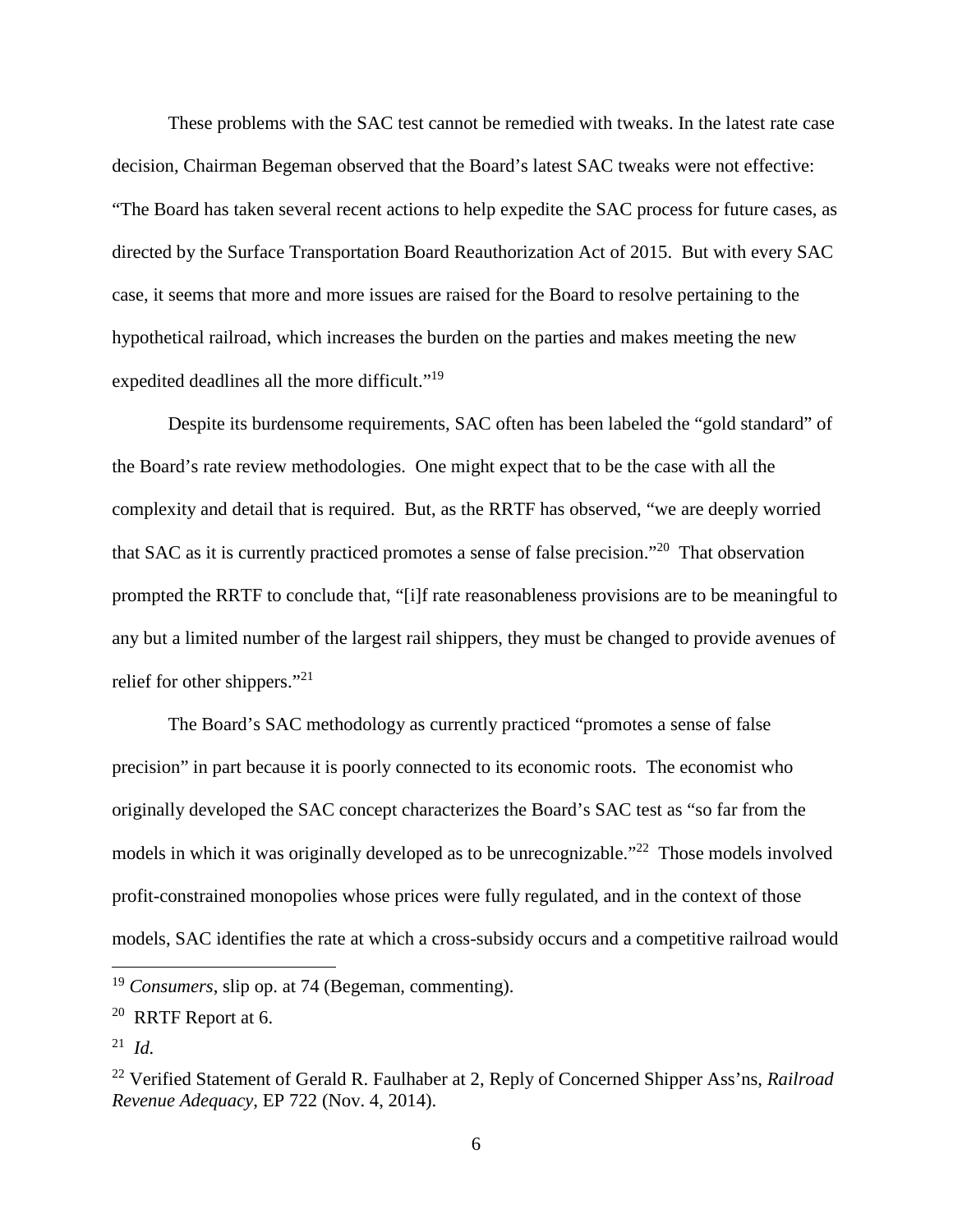These problems with the SAC test cannot be remedied with tweaks. In the latest rate case decision, Chairman Begeman observed that the Board's latest SAC tweaks were not effective: "The Board has taken several recent actions to help expedite the SAC process for future cases, as directed by the Surface Transportation Board Reauthorization Act of 2015. But with every SAC case, it seems that more and more issues are raised for the Board to resolve pertaining to the hypothetical railroad, which increases the burden on the parties and makes meeting the new expedited deadlines all the more difficult."[19]

Despite its burdensome requirements, SAC often has been labeled the "gold standard" of the Board's rate review methodologies. One might expect that to be the case with all the complexity and detail that is required. But, as the RRTF has observed, "we are deeply worried that SAC as it is currently practiced promotes a sense of false precision."[20] That observation prompted the RRTF to conclude that, "[i]f rate reasonableness provisions are to be meaningful to any but a limited number of the largest rail shippers, they must be changed to provide avenues of relief for other shippers."[21]

The Board's SAC methodology as currently practiced "promotes a sense of false precision" in part because it is poorly connected to its economic roots. The economist who originally developed the SAC concept characterizes the Board's SAC test as "so far from the models in which it was originally developed as to be unrecognizable."[22] Those models involved profit-constrained monopolies whose prices were fully regulated, and in the context of those models, SAC identifies the rate at which a cross-subsidy occurs and a competitive railroad would

---

[19] *Consumers*, slip op. at 74 (Begeman, commenting).

[20] RRTF Report at 6.

[21] *Id.*

[22] Verified Statement of Gerald R. Faulhaber at 2, Reply of Concerned Shipper Ass'ns, *Railroad Revenue Adequacy*, EP 722 (Nov. 4, 2014).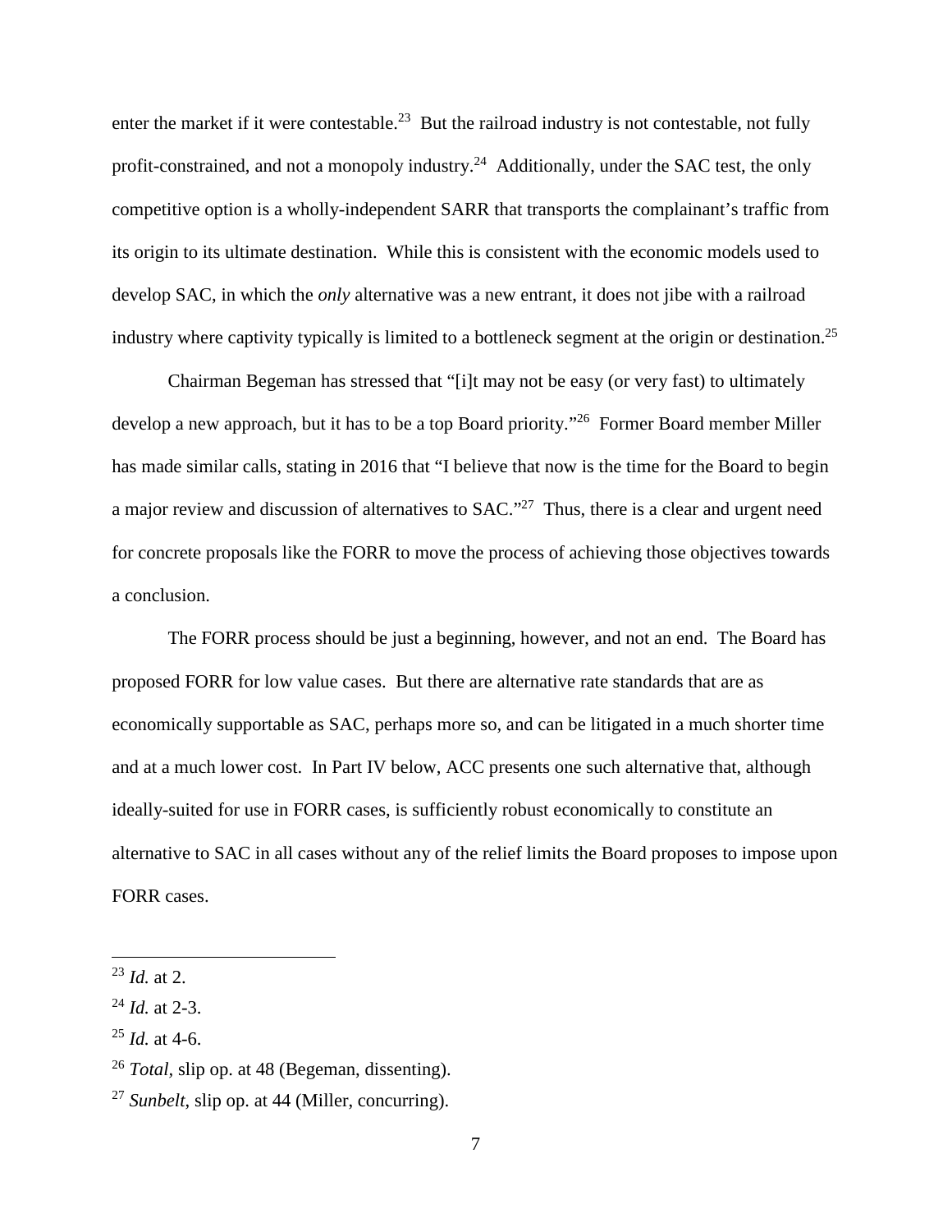enter the market if it were contestable.[23] But the railroad industry is not contestable, not fully profit-constrained, and not a monopoly industry.[24] Additionally, under the SAC test, the only competitive option is a wholly-independent SARR that transports the complainant's traffic from its origin to its ultimate destination. While this is consistent with the economic models used to develop SAC, in which the *only* alternative was a new entrant, it does not jibe with a railroad industry where captivity typically is limited to a bottleneck segment at the origin or destination.[25]

Chairman Begeman has stressed that "[i]t may not be easy (or very fast) to ultimately develop a new approach, but it has to be a top Board priority."[26] Former Board member Miller has made similar calls, stating in 2016 that "I believe that now is the time for the Board to begin a major review and discussion of alternatives to SAC."[27] Thus, there is a clear and urgent need for concrete proposals like the FORR to move the process of achieving those objectives towards a conclusion.

The FORR process should be just a beginning, however, and not an end. The Board has proposed FORR for low value cases. But there are alternative rate standards that are as economically supportable as SAC, perhaps more so, and can be litigated in a much shorter time and at a much lower cost. In Part IV below, ACC presents one such alternative that, although ideally-suited for use in FORR cases, is sufficiently robust economically to constitute an alternative to SAC in all cases without any of the relief limits the Board proposes to impose upon FORR cases.

---

[23] *Id.* at 2.

[24] *Id.* at 2-3.

[25] *Id.* at 4-6.

[26] *Total*, slip op. at 48 (Begeman, dissenting).

[27] *Sunbelt*, slip op. at 44 (Miller, concurring).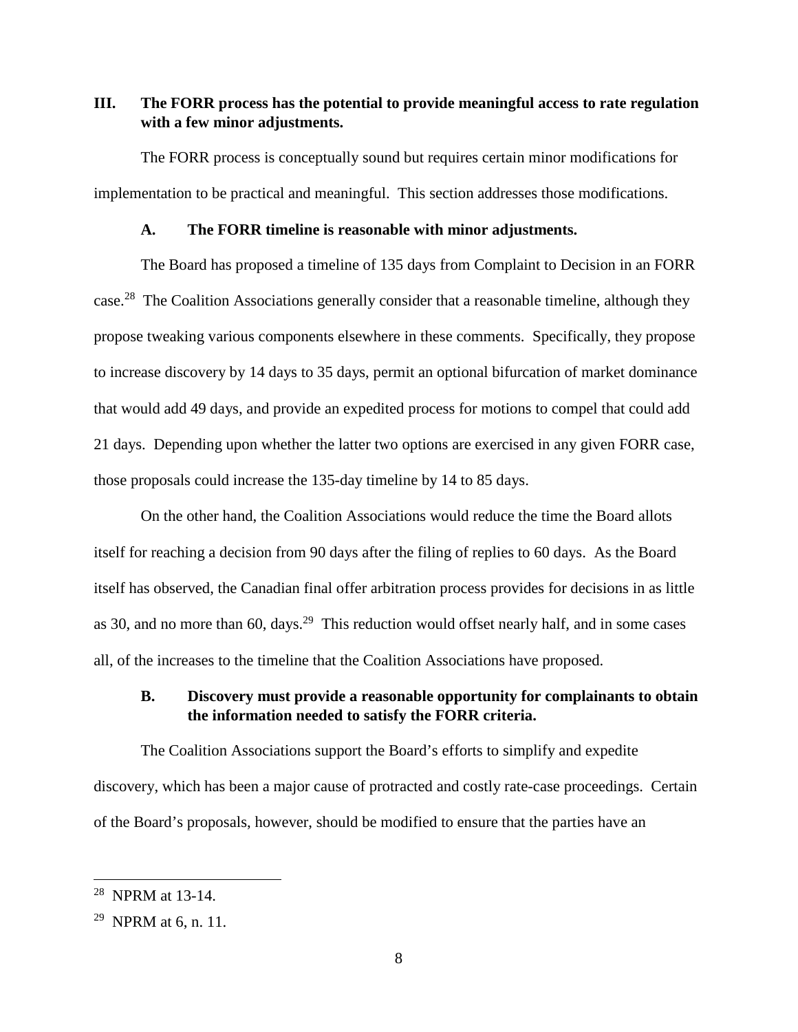## III. The FORR process has the potential to provide meaningful access to rate regulation with a few minor adjustments.

The FORR process is conceptually sound but requires certain minor modifications for implementation to be practical and meaningful. This section addresses those modifications.

### A. The FORR timeline is reasonable with minor adjustments.

The Board has proposed a timeline of 135 days from Complaint to Decision in an FORR case.[28] The Coalition Associations generally consider that a reasonable timeline, although they propose tweaking various components elsewhere in these comments. Specifically, they propose to increase discovery by 14 days to 35 days, permit an optional bifurcation of market dominance that would add 49 days, and provide an expedited process for motions to compel that could add 21 days. Depending upon whether the latter two options are exercised in any given FORR case, those proposals could increase the 135-day timeline by 14 to 85 days.

On the other hand, the Coalition Associations would reduce the time the Board allots itself for reaching a decision from 90 days after the filing of replies to 60 days. As the Board itself has observed, the Canadian final offer arbitration process provides for decisions in as little as 30, and no more than 60, days.[29] This reduction would offset nearly half, and in some cases all, of the increases to the timeline that the Coalition Associations have proposed.

### B. Discovery must provide a reasonable opportunity for complainants to obtain the information needed to satisfy the FORR criteria.

The Coalition Associations support the Board's efforts to simplify and expedite discovery, which has been a major cause of protracted and costly rate-case proceedings. Certain of the Board's proposals, however, should be modified to ensure that the parties have an

---

[28] NPRM at 13-14.

[29] NPRM at 6, n. 11.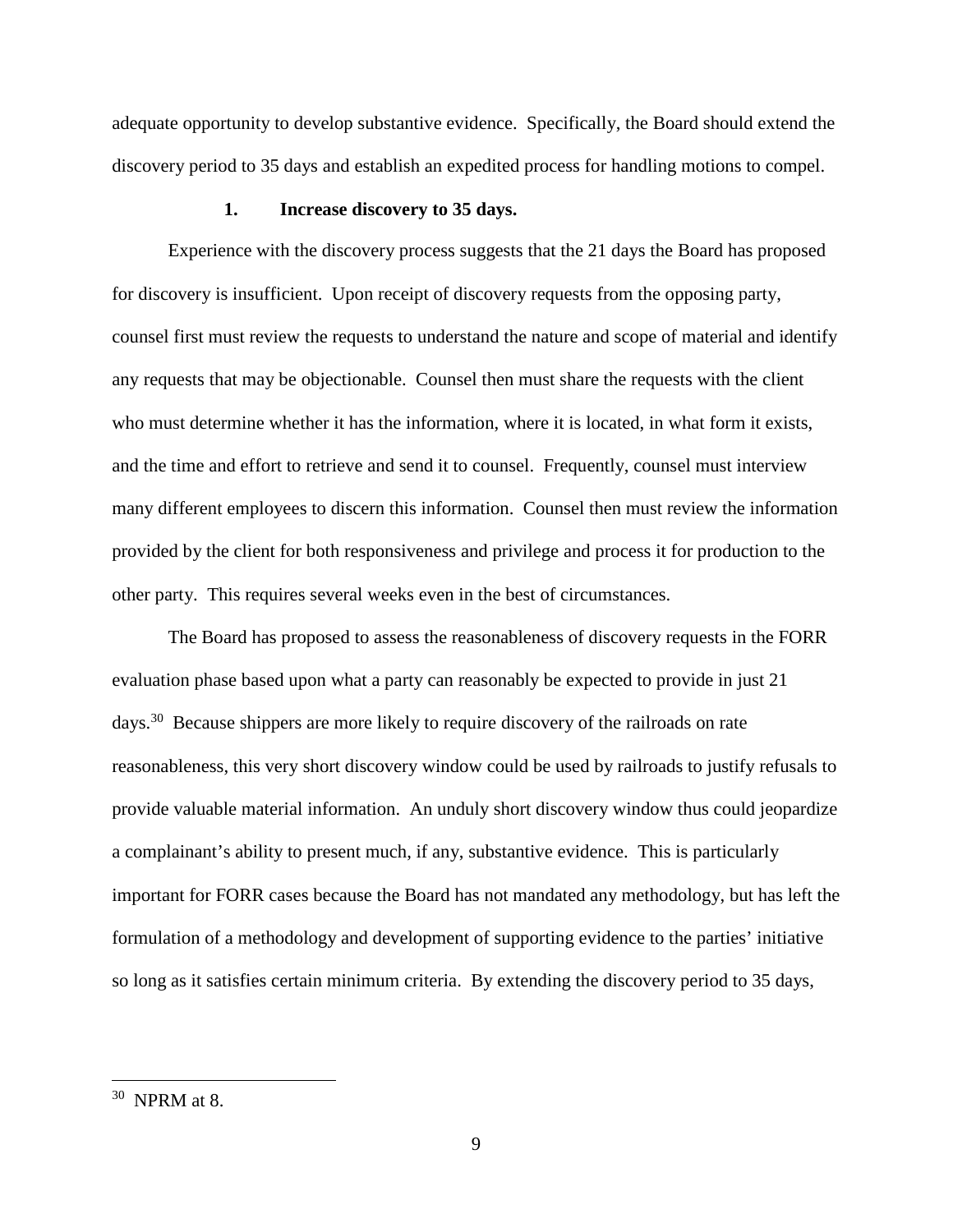adequate opportunity to develop substantive evidence. Specifically, the Board should extend the discovery period to 35 days and establish an expedited process for handling motions to compel.

### 1. Increase discovery to 35 days.

Experience with the discovery process suggests that the 21 days the Board has proposed for discovery is insufficient. Upon receipt of discovery requests from the opposing party, counsel first must review the requests to understand the nature and scope of material and identify any requests that may be objectionable. Counsel then must share the requests with the client who must determine whether it has the information, where it is located, in what form it exists, and the time and effort to retrieve and send it to counsel. Frequently, counsel must interview many different employees to discern this information. Counsel then must review the information provided by the client for both responsiveness and privilege and process it for production to the other party. This requires several weeks even in the best of circumstances.

The Board has proposed to assess the reasonableness of discovery requests in the FORR evaluation phase based upon what a party can reasonably be expected to provide in just 21 days.[30] Because shippers are more likely to require discovery of the railroads on rate reasonableness, this very short discovery window could be used by railroads to justify refusals to provide valuable material information. An unduly short discovery window thus could jeopardize a complainant's ability to present much, if any, substantive evidence. This is particularly important for FORR cases because the Board has not mandated any methodology, but has left the formulation of a methodology and development of supporting evidence to the parties' initiative so long as it satisfies certain minimum criteria. By extending the discovery period to 35 days,

---

[30] NPRM at 8.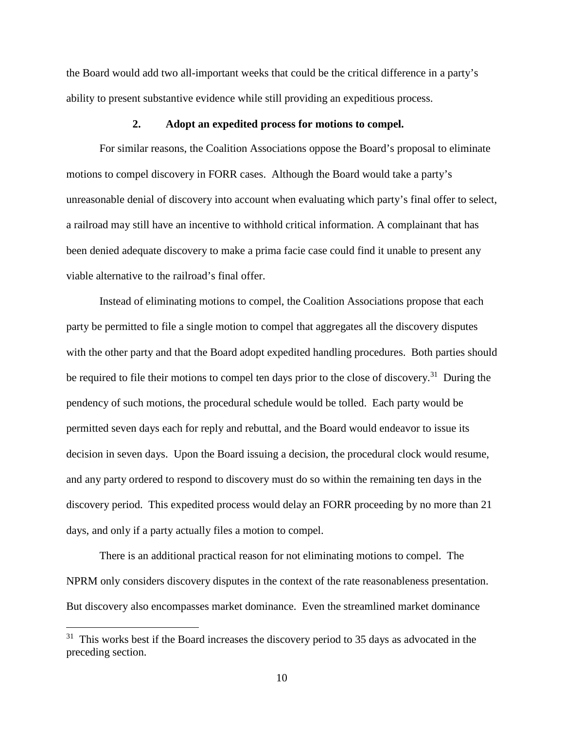the Board would add two all-important weeks that could be the critical difference in a party's ability to present substantive evidence while still providing an expeditious process.

### 2. Adopt an expedited process for motions to compel.

For similar reasons, the Coalition Associations oppose the Board's proposal to eliminate motions to compel discovery in FORR cases. Although the Board would take a party's unreasonable denial of discovery into account when evaluating which party's final offer to select, a railroad may still have an incentive to withhold critical information. A complainant that has been denied adequate discovery to make a prima facie case could find it unable to present any viable alternative to the railroad's final offer.

Instead of eliminating motions to compel, the Coalition Associations propose that each party be permitted to file a single motion to compel that aggregates all the discovery disputes with the other party and that the Board adopt expedited handling procedures. Both parties should be required to file their motions to compel ten days prior to the close of discovery.[31] During the pendency of such motions, the procedural schedule would be tolled. Each party would be permitted seven days each for reply and rebuttal, and the Board would endeavor to issue its decision in seven days. Upon the Board issuing a decision, the procedural clock would resume, and any party ordered to respond to discovery must do so within the remaining ten days in the discovery period. This expedited process would delay an FORR proceeding by no more than 21 days, and only if a party actually files a motion to compel.

There is an additional practical reason for not eliminating motions to compel. The NPRM only considers discovery disputes in the context of the rate reasonableness presentation. But discovery also encompasses market dominance. Even the streamlined market dominance

[31] This works best if the Board increases the discovery period to 35 days as advocated in the preceding section.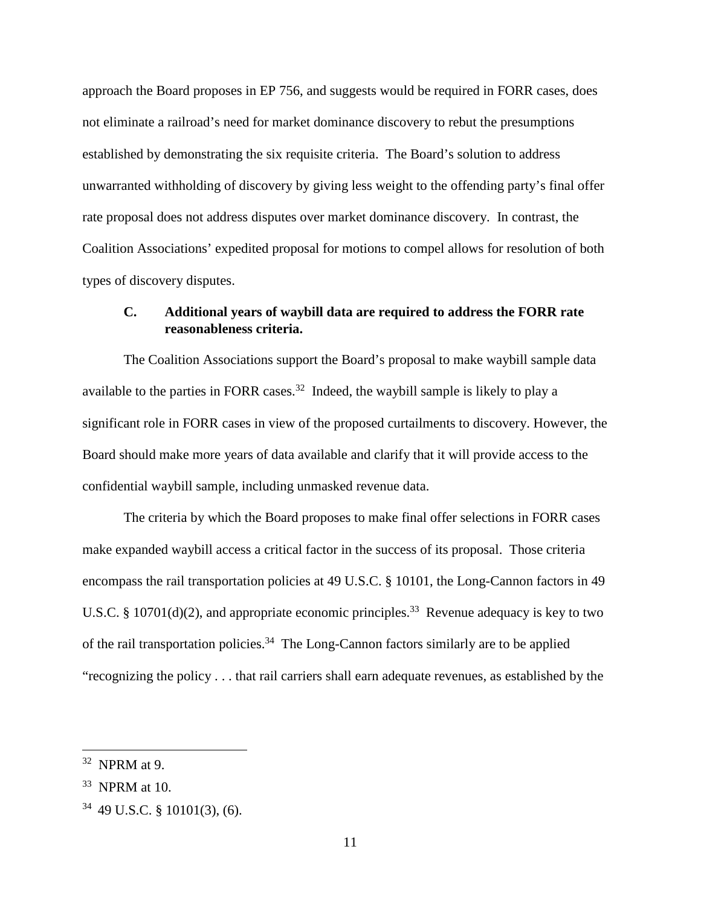approach the Board proposes in EP 756, and suggests would be required in FORR cases, does not eliminate a railroad's need for market dominance discovery to rebut the presumptions established by demonstrating the six requisite criteria. The Board's solution to address unwarranted withholding of discovery by giving less weight to the offending party's final offer rate proposal does not address disputes over market dominance discovery. In contrast, the Coalition Associations' expedited proposal for motions to compel allows for resolution of both types of discovery disputes.

### C. Additional years of waybill data are required to address the FORR rate reasonableness criteria.

The Coalition Associations support the Board's proposal to make waybill sample data available to the parties in FORR cases.[32] Indeed, the waybill sample is likely to play a significant role in FORR cases in view of the proposed curtailments to discovery. However, the Board should make more years of data available and clarify that it will provide access to the confidential waybill sample, including unmasked revenue data.

The criteria by which the Board proposes to make final offer selections in FORR cases make expanded waybill access a critical factor in the success of its proposal. Those criteria encompass the rail transportation policies at 49 U.S.C. § 10101, the Long-Cannon factors in 49 U.S.C. § 10701(d)(2), and appropriate economic principles.[33] Revenue adequacy is key to two of the rail transportation policies.[34] The Long-Cannon factors similarly are to be applied "recognizing the policy . . . that rail carriers shall earn adequate revenues, as established by the

---

[32] NPRM at 9.

[33] NPRM at 10.

[34] 49 U.S.C. § 10101(3), (6).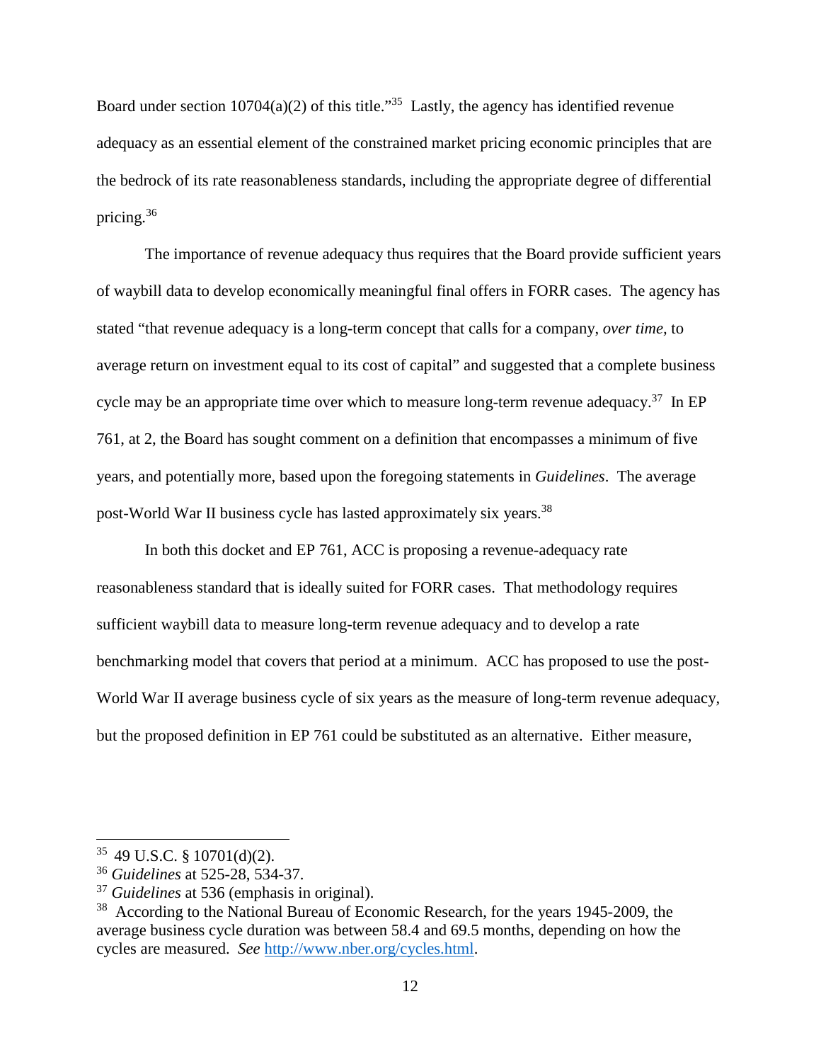Board under section 10704(a)(2) of this title."[35] Lastly, the agency has identified revenue adequacy as an essential element of the constrained market pricing economic principles that are the bedrock of its rate reasonableness standards, including the appropriate degree of differential pricing.[36]

The importance of revenue adequacy thus requires that the Board provide sufficient years of waybill data to develop economically meaningful final offers in FORR cases. The agency has stated "that revenue adequacy is a long-term concept that calls for a company, *over time,* to average return on investment equal to its cost of capital" and suggested that a complete business cycle may be an appropriate time over which to measure long-term revenue adequacy.[37] In EP 761, at 2, the Board has sought comment on a definition that encompasses a minimum of five years, and potentially more, based upon the foregoing statements in *Guidelines*. The average post-World War II business cycle has lasted approximately six years.[38]

In both this docket and EP 761, ACC is proposing a revenue-adequacy rate reasonableness standard that is ideally suited for FORR cases. That methodology requires sufficient waybill data to measure long-term revenue adequacy and to develop a rate benchmarking model that covers that period at a minimum. ACC has proposed to use the post-World War II average business cycle of six years as the measure of long-term revenue adequacy, but the proposed definition in EP 761 could be substituted as an alternative. Either measure,

---

[35] 49 U.S.C. § 10701(d)(2).

[36] *Guidelines* at 525-28, 534-37.

[37] *Guidelines* at 536 (emphasis in original).

[38] According to the National Bureau of Economic Research, for the years 1945-2009, the average business cycle duration was between 58.4 and 69.5 months, depending on how the cycles are measured. *See* http://www.nber.org/cycles.html.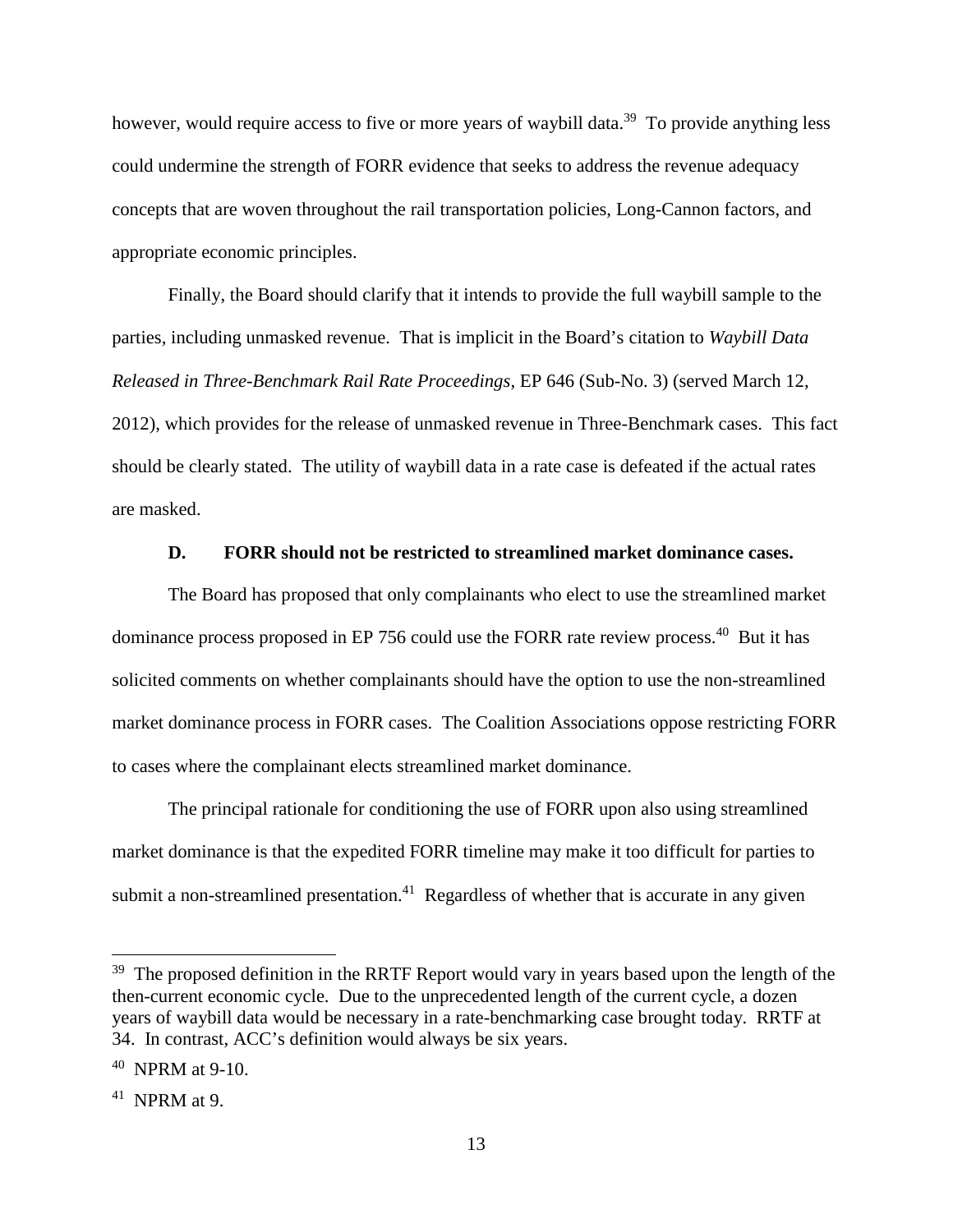however, would require access to five or more years of waybill data.[39] To provide anything less could undermine the strength of FORR evidence that seeks to address the revenue adequacy concepts that are woven throughout the rail transportation policies, Long-Cannon factors, and appropriate economic principles.

Finally, the Board should clarify that it intends to provide the full waybill sample to the parties, including unmasked revenue. That is implicit in the Board's citation to *Waybill Data Released in Three-Benchmark Rail Rate Proceedings*, EP 646 (Sub-No. 3) (served March 12, 2012), which provides for the release of unmasked revenue in Three-Benchmark cases. This fact should be clearly stated. The utility of waybill data in a rate case is defeated if the actual rates are masked.

### D. FORR should not be restricted to streamlined market dominance cases.

The Board has proposed that only complainants who elect to use the streamlined market dominance process proposed in EP 756 could use the FORR rate review process.[40] But it has solicited comments on whether complainants should have the option to use the non-streamlined market dominance process in FORR cases. The Coalition Associations oppose restricting FORR to cases where the complainant elects streamlined market dominance.

The principal rationale for conditioning the use of FORR upon also using streamlined market dominance is that the expedited FORR timeline may make it too difficult for parties to submit a non-streamlined presentation.[41] Regardless of whether that is accurate in any given

---

[39] The proposed definition in the RRTF Report would vary in years based upon the length of the then-current economic cycle. Due to the unprecedented length of the current cycle, a dozen years of waybill data would be necessary in a rate-benchmarking case brought today. RRTF at 34. In contrast, ACC's definition would always be six years.

[40] NPRM at 9-10.

[41] NPRM at 9.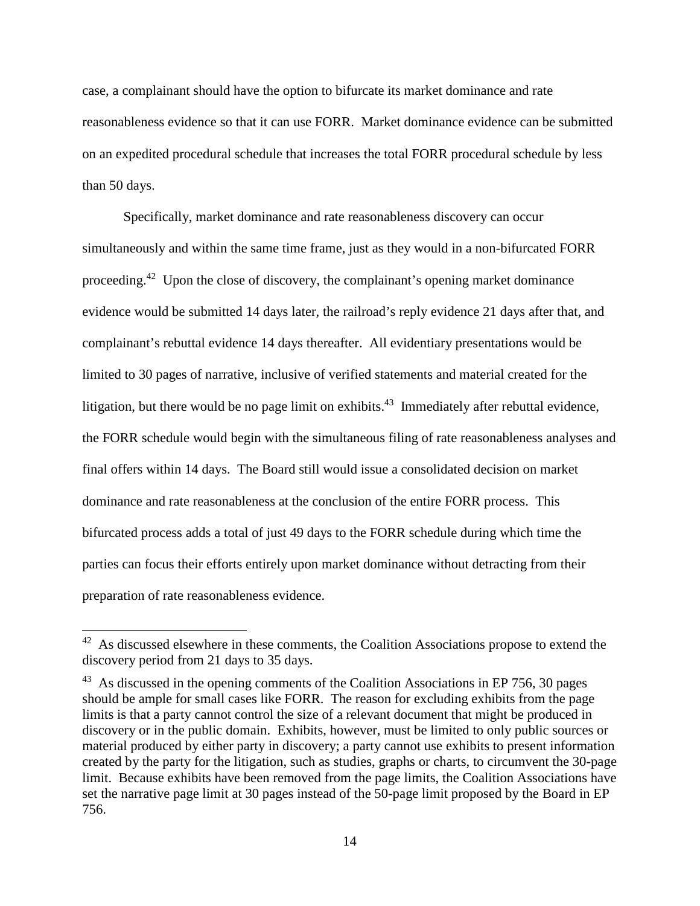case, a complainant should have the option to bifurcate its market dominance and rate reasonableness evidence so that it can use FORR. Market dominance evidence can be submitted on an expedited procedural schedule that increases the total FORR procedural schedule by less than 50 days.

Specifically, market dominance and rate reasonableness discovery can occur simultaneously and within the same time frame, just as they would in a non-bifurcated FORR proceeding.[42] Upon the close of discovery, the complainant's opening market dominance evidence would be submitted 14 days later, the railroad's reply evidence 21 days after that, and complainant's rebuttal evidence 14 days thereafter. All evidentiary presentations would be limited to 30 pages of narrative, inclusive of verified statements and material created for the litigation, but there would be no page limit on exhibits.[43] Immediately after rebuttal evidence, the FORR schedule would begin with the simultaneous filing of rate reasonableness analyses and final offers within 14 days. The Board still would issue a consolidated decision on market dominance and rate reasonableness at the conclusion of the entire FORR process. This bifurcated process adds a total of just 49 days to the FORR schedule during which time the parties can focus their efforts entirely upon market dominance without detracting from their preparation of rate reasonableness evidence.

---

[42] As discussed elsewhere in these comments, the Coalition Associations propose to extend the discovery period from 21 days to 35 days.

[43] As discussed in the opening comments of the Coalition Associations in EP 756, 30 pages should be ample for small cases like FORR. The reason for excluding exhibits from the page limits is that a party cannot control the size of a relevant document that might be produced in discovery or in the public domain. Exhibits, however, must be limited to only public sources or material produced by either party in discovery; a party cannot use exhibits to present information created by the party for the litigation, such as studies, graphs or charts, to circumvent the 30-page limit. Because exhibits have been removed from the page limits, the Coalition Associations have set the narrative page limit at 30 pages instead of the 50-page limit proposed by the Board in EP 756.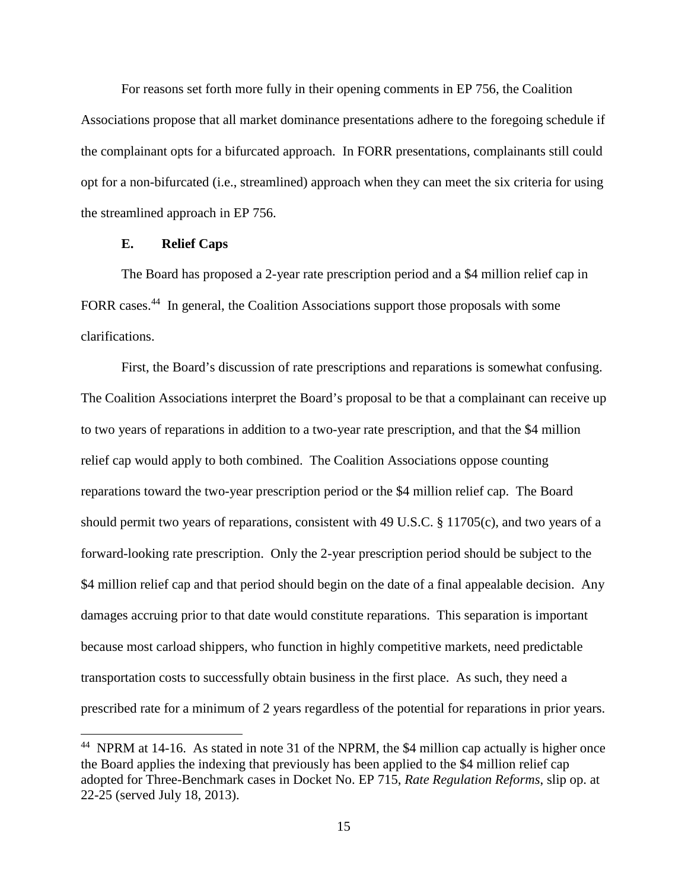For reasons set forth more fully in their opening comments in EP 756, the Coalition Associations propose that all market dominance presentations adhere to the foregoing schedule if the complainant opts for a bifurcated approach. In FORR presentations, complainants still could opt for a non-bifurcated (i.e., streamlined) approach when they can meet the six criteria for using the streamlined approach in EP 756.

### E. Relief Caps

The Board has proposed a 2-year rate prescription period and a $4 million relief cap in FORR cases.[44] In general, the Coalition Associations support those proposals with some clarifications.

First, the Board's discussion of rate prescriptions and reparations is somewhat confusing. The Coalition Associations interpret the Board's proposal to be that a complainant can receive up to two years of reparations in addition to a two-year rate prescription, and that the $4 million relief cap would apply to both combined. The Coalition Associations oppose counting reparations toward the two-year prescription period or the $4 million relief cap. The Board should permit two years of reparations, consistent with 49 U.S.C. § 11705(c), and two years of a forward-looking rate prescription. Only the 2-year prescription period should be subject to the $4 million relief cap and that period should begin on the date of a final appealable decision. Any damages accruing prior to that date would constitute reparations. This separation is important because most carload shippers, who function in highly competitive markets, need predictable transportation costs to successfully obtain business in the first place. As such, they need a prescribed rate for a minimum of 2 years regardless of the potential for reparations in prior years.

---

[44] NPRM at 14-16. As stated in note 31 of the NPRM, the $4 million cap actually is higher once the Board applies the indexing that previously has been applied to the $4 million relief cap adopted for Three-Benchmark cases in Docket No. EP 715, *Rate Regulation Reforms*, slip op. at 22-25 (served July 18, 2013).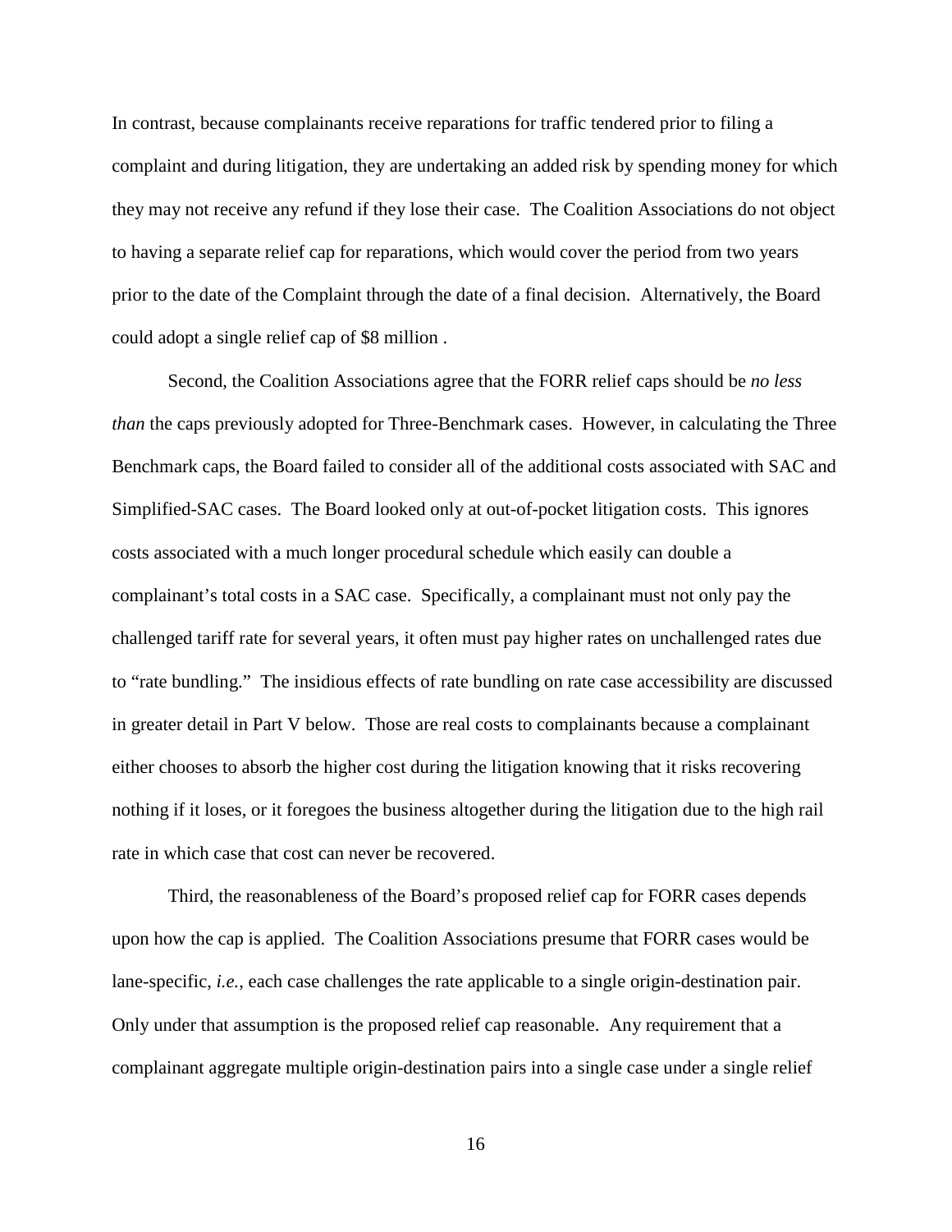In contrast, because complainants receive reparations for traffic tendered prior to filing a complaint and during litigation, they are undertaking an added risk by spending money for which they may not receive any refund if they lose their case. The Coalition Associations do not object to having a separate relief cap for reparations, which would cover the period from two years prior to the date of the Complaint through the date of a final decision. Alternatively, the Board could adopt a single relief cap of $8 million .

Second, the Coalition Associations agree that the FORR relief caps should be *no less than* the caps previously adopted for Three-Benchmark cases. However, in calculating the Three Benchmark caps, the Board failed to consider all of the additional costs associated with SAC and Simplified-SAC cases. The Board looked only at out-of-pocket litigation costs. This ignores costs associated with a much longer procedural schedule which easily can double a complainant's total costs in a SAC case. Specifically, a complainant must not only pay the challenged tariff rate for several years, it often must pay higher rates on unchallenged rates due to "rate bundling." The insidious effects of rate bundling on rate case accessibility are discussed in greater detail in Part V below. Those are real costs to complainants because a complainant either chooses to absorb the higher cost during the litigation knowing that it risks recovering nothing if it loses, or it foregoes the business altogether during the litigation due to the high rail rate in which case that cost can never be recovered.

Third, the reasonableness of the Board's proposed relief cap for FORR cases depends upon how the cap is applied. The Coalition Associations presume that FORR cases would be lane-specific, *i.e.*, each case challenges the rate applicable to a single origin-destination pair. Only under that assumption is the proposed relief cap reasonable. Any requirement that a complainant aggregate multiple origin-destination pairs into a single case under a single relief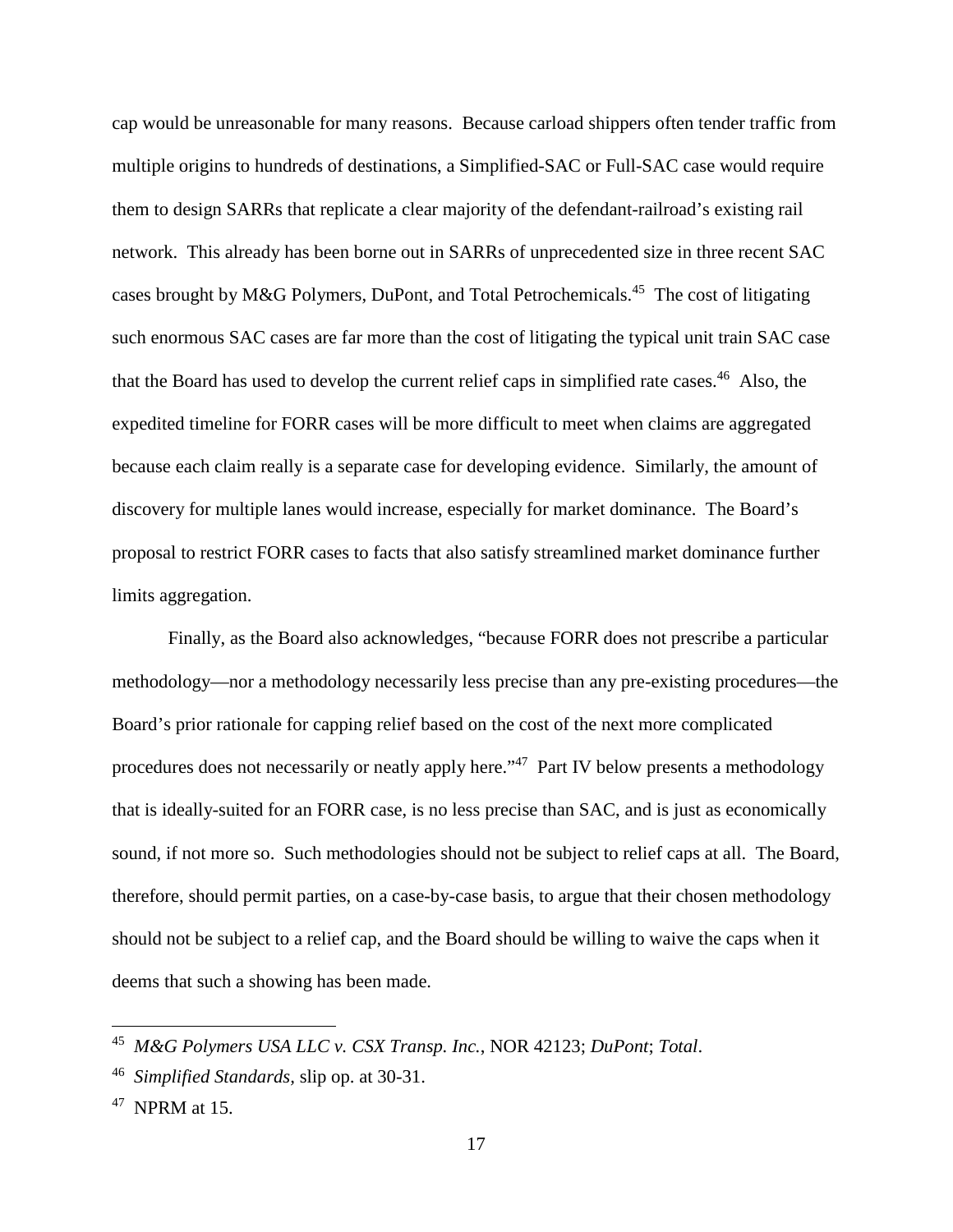cap would be unreasonable for many reasons. Because carload shippers often tender traffic from multiple origins to hundreds of destinations, a Simplified-SAC or Full-SAC case would require them to design SARRs that replicate a clear majority of the defendant-railroad's existing rail network. This already has been borne out in SARRs of unprecedented size in three recent SAC cases brought by M&G Polymers, DuPont, and Total Petrochemicals.[45] The cost of litigating such enormous SAC cases are far more than the cost of litigating the typical unit train SAC case that the Board has used to develop the current relief caps in simplified rate cases.[46] Also, the expedited timeline for FORR cases will be more difficult to meet when claims are aggregated because each claim really is a separate case for developing evidence. Similarly, the amount of discovery for multiple lanes would increase, especially for market dominance. The Board's proposal to restrict FORR cases to facts that also satisfy streamlined market dominance further limits aggregation.

Finally, as the Board also acknowledges, "because FORR does not prescribe a particular methodology—nor a methodology necessarily less precise than any pre-existing procedures—the Board's prior rationale for capping relief based on the cost of the next more complicated procedures does not necessarily or neatly apply here."[47] Part IV below presents a methodology that is ideally-suited for an FORR case, is no less precise than SAC, and is just as economically sound, if not more so. Such methodologies should not be subject to relief caps at all. The Board, therefore, should permit parties, on a case-by-case basis, to argue that their chosen methodology should not be subject to a relief cap, and the Board should be willing to waive the caps when it deems that such a showing has been made.

---

[45] *M&G Polymers USA LLC v. CSX Transp. Inc.*, NOR 42123; *DuPont*; *Total*.

[46] *Simplified Standards*, slip op. at 30-31.

[47] NPRM at 15.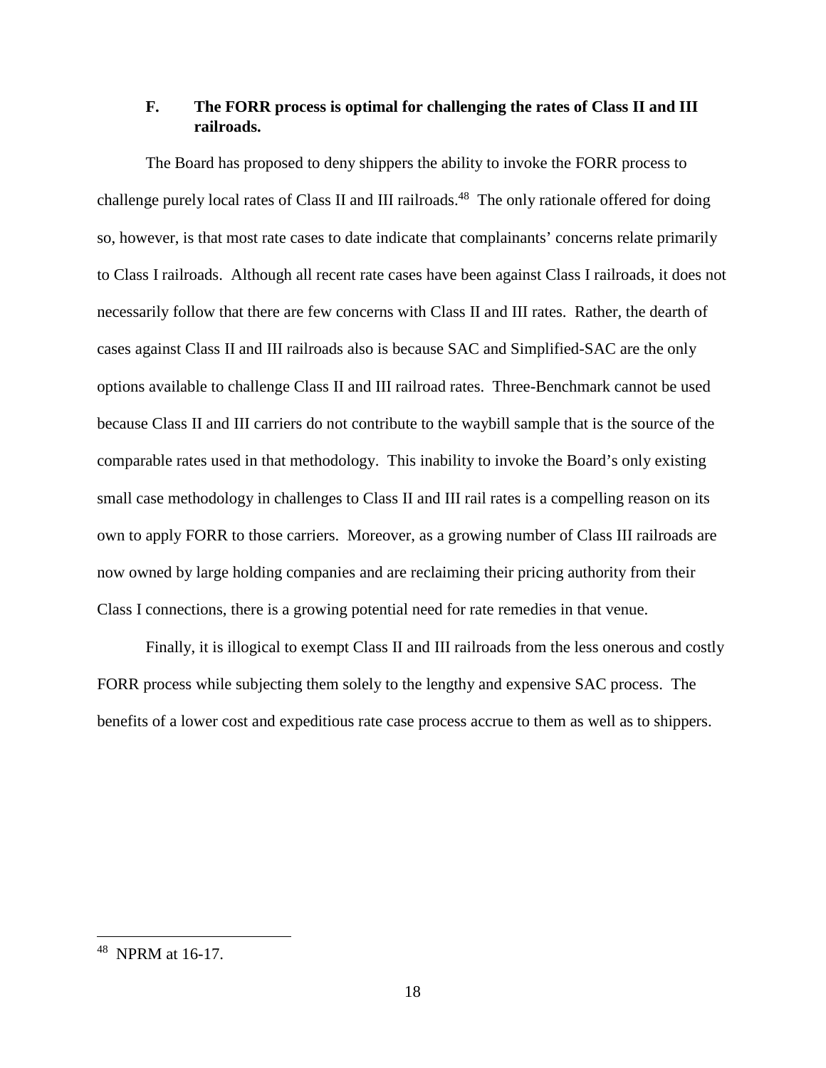### F. The FORR process is optimal for challenging the rates of Class II and III railroads.

The Board has proposed to deny shippers the ability to invoke the FORR process to challenge purely local rates of Class II and III railroads.[48] The only rationale offered for doing so, however, is that most rate cases to date indicate that complainants' concerns relate primarily to Class I railroads. Although all recent rate cases have been against Class I railroads, it does not necessarily follow that there are few concerns with Class II and III rates. Rather, the dearth of cases against Class II and III railroads also is because SAC and Simplified-SAC are the only options available to challenge Class II and III railroad rates. Three-Benchmark cannot be used because Class II and III carriers do not contribute to the waybill sample that is the source of the comparable rates used in that methodology. This inability to invoke the Board's only existing small case methodology in challenges to Class II and III rail rates is a compelling reason on its own to apply FORR to those carriers. Moreover, as a growing number of Class III railroads are now owned by large holding companies and are reclaiming their pricing authority from their Class I connections, there is a growing potential need for rate remedies in that venue.

Finally, it is illogical to exempt Class II and III railroads from the less onerous and costly FORR process while subjecting them solely to the lengthy and expensive SAC process. The benefits of a lower cost and expeditious rate case process accrue to them as well as to shippers.

---

[48] NPRM at 16-17.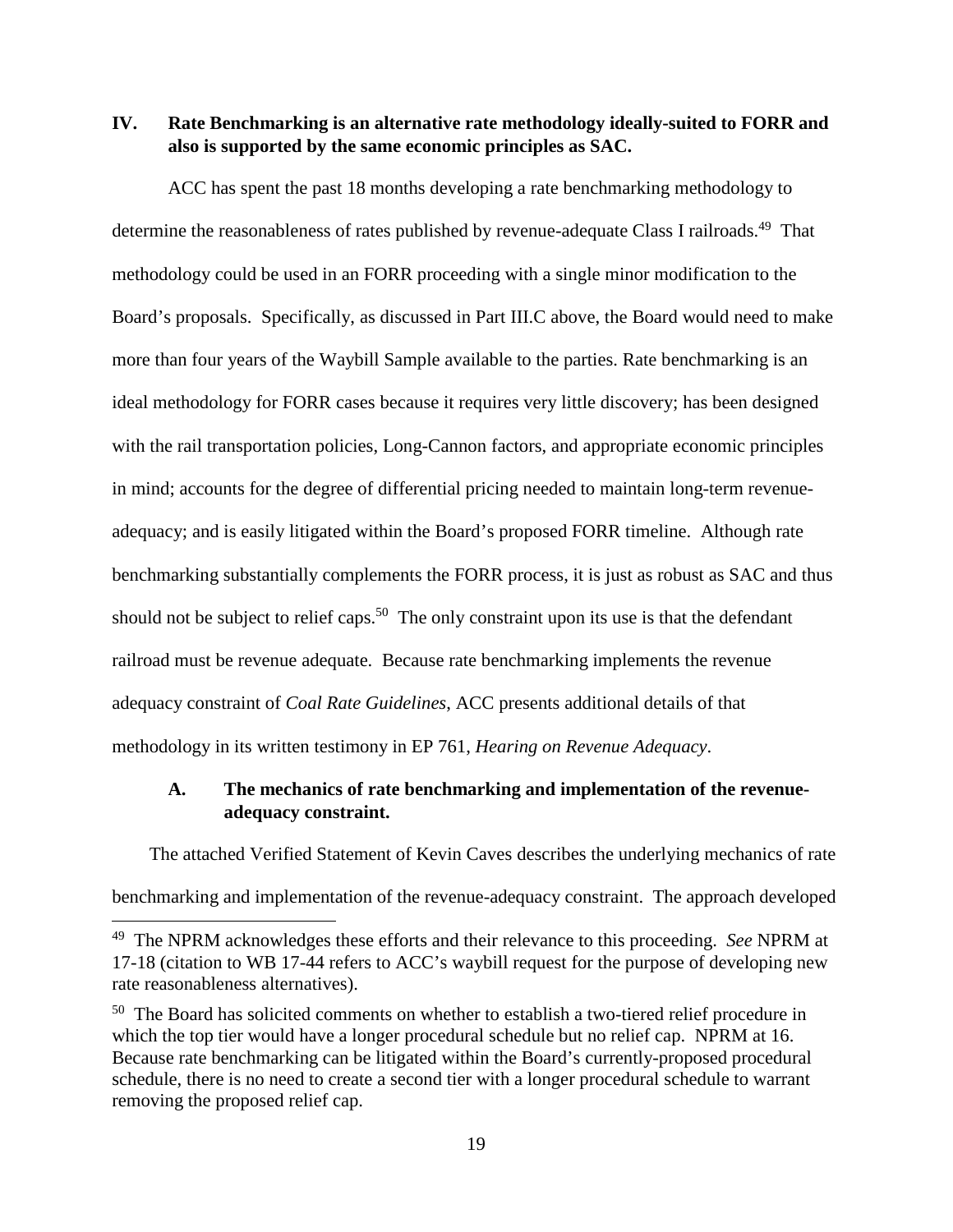## IV. Rate Benchmarking is an alternative rate methodology ideally-suited to FORR and also is supported by the same economic principles as SAC.

ACC has spent the past 18 months developing a rate benchmarking methodology to determine the reasonableness of rates published by revenue-adequate Class I railroads.[49] That methodology could be used in an FORR proceeding with a single minor modification to the Board's proposals. Specifically, as discussed in Part III.C above, the Board would need to make more than four years of the Waybill Sample available to the parties. Rate benchmarking is an ideal methodology for FORR cases because it requires very little discovery; has been designed with the rail transportation policies, Long-Cannon factors, and appropriate economic principles in mind; accounts for the degree of differential pricing needed to maintain long-term revenue-adequacy; and is easily litigated within the Board's proposed FORR timeline. Although rate benchmarking substantially complements the FORR process, it is just as robust as SAC and thus should not be subject to relief caps.[50] The only constraint upon its use is that the defendant railroad must be revenue adequate. Because rate benchmarking implements the revenue adequacy constraint of *Coal Rate Guidelines*, ACC presents additional details of that methodology in its written testimony in EP 761, *Hearing on Revenue Adequacy*.

### A. The mechanics of rate benchmarking and implementation of the revenue-adequacy constraint.

The attached Verified Statement of Kevin Caves describes the underlying mechanics of rate benchmarking and implementation of the revenue-adequacy constraint. The approach developed

---

[49] The NPRM acknowledges these efforts and their relevance to this proceeding. *See* NPRM at 17-18 (citation to WB 17-44 refers to ACC's waybill request for the purpose of developing new rate reasonableness alternatives).

[50] The Board has solicited comments on whether to establish a two-tiered relief procedure in which the top tier would have a longer procedural schedule but no relief cap. NPRM at 16. Because rate benchmarking can be litigated within the Board's currently-proposed procedural schedule, there is no need to create a second tier with a longer procedural schedule to warrant removing the proposed relief cap.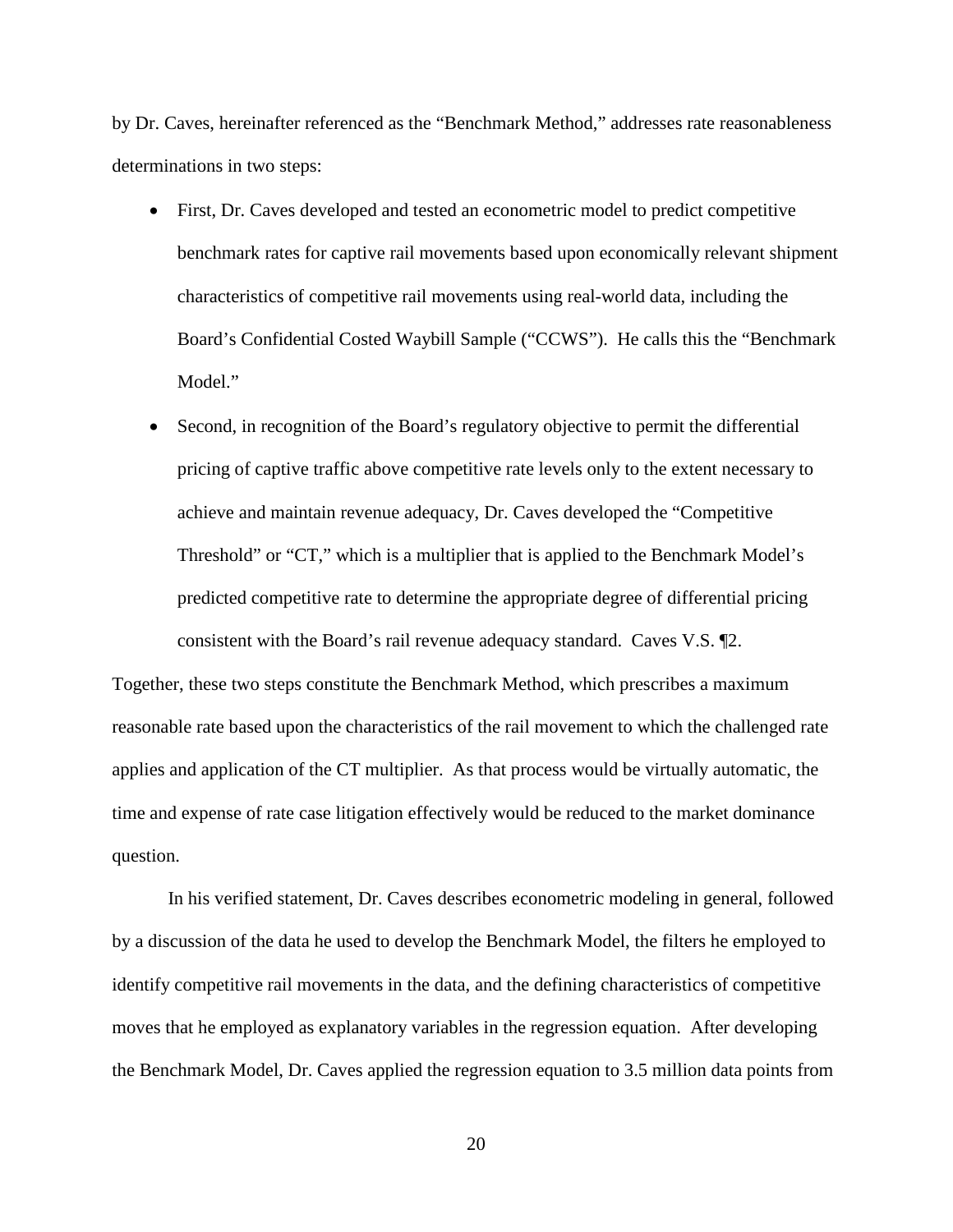by Dr. Caves, hereinafter referenced as the "Benchmark Method," addresses rate reasonableness determinations in two steps:

- First, Dr. Caves developed and tested an econometric model to predict competitive benchmark rates for captive rail movements based upon economically relevant shipment characteristics of competitive rail movements using real-world data, including the Board's Confidential Costed Waybill Sample ("CCWS"). He calls this the "Benchmark Model."
- Second, in recognition of the Board's regulatory objective to permit the differential pricing of captive traffic above competitive rate levels only to the extent necessary to achieve and maintain revenue adequacy, Dr. Caves developed the "Competitive Threshold" or "CT," which is a multiplier that is applied to the Benchmark Model's predicted competitive rate to determine the appropriate degree of differential pricing consistent with the Board's rail revenue adequacy standard. Caves V.S. ¶2.

Together, these two steps constitute the Benchmark Method, which prescribes a maximum reasonable rate based upon the characteristics of the rail movement to which the challenged rate applies and application of the CT multiplier. As that process would be virtually automatic, the time and expense of rate case litigation effectively would be reduced to the market dominance question.

In his verified statement, Dr. Caves describes econometric modeling in general, followed by a discussion of the data he used to develop the Benchmark Model, the filters he employed to identify competitive rail movements in the data, and the defining characteristics of competitive moves that he employed as explanatory variables in the regression equation. After developing the Benchmark Model, Dr. Caves applied the regression equation to 3.5 million data points from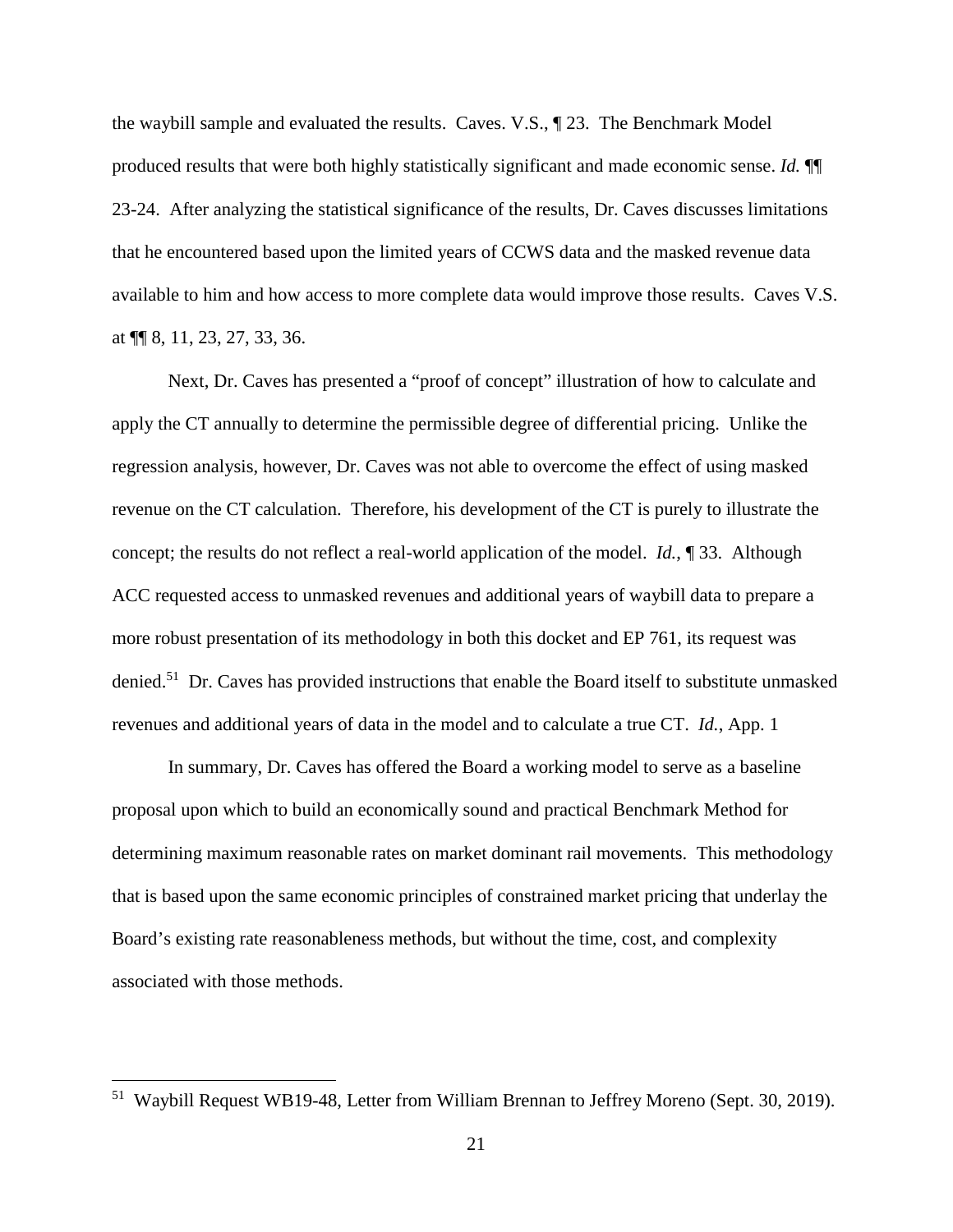the waybill sample and evaluated the results. Caves. V.S., ¶ 23. The Benchmark Model produced results that were both highly statistically significant and made economic sense. *Id.* ¶¶ 23-24. After analyzing the statistical significance of the results, Dr. Caves discusses limitations that he encountered based upon the limited years of CCWS data and the masked revenue data available to him and how access to more complete data would improve those results. Caves V.S. at ¶¶ 8, 11, 23, 27, 33, 36.

Next, Dr. Caves has presented a "proof of concept" illustration of how to calculate and apply the CT annually to determine the permissible degree of differential pricing. Unlike the regression analysis, however, Dr. Caves was not able to overcome the effect of using masked revenue on the CT calculation. Therefore, his development of the CT is purely to illustrate the concept; the results do not reflect a real-world application of the model. *Id.*, ¶ 33. Although ACC requested access to unmasked revenues and additional years of waybill data to prepare a more robust presentation of its methodology in both this docket and EP 761, its request was denied.[51] Dr. Caves has provided instructions that enable the Board itself to substitute unmasked revenues and additional years of data in the model and to calculate a true CT. *Id.*, App. 1

In summary, Dr. Caves has offered the Board a working model to serve as a baseline proposal upon which to build an economically sound and practical Benchmark Method for determining maximum reasonable rates on market dominant rail movements. This methodology that is based upon the same economic principles of constrained market pricing that underlay the Board's existing rate reasonableness methods, but without the time, cost, and complexity associated with those methods.

---

[51] Waybill Request WB19-48, Letter from William Brennan to Jeffrey Moreno (Sept. 30, 2019).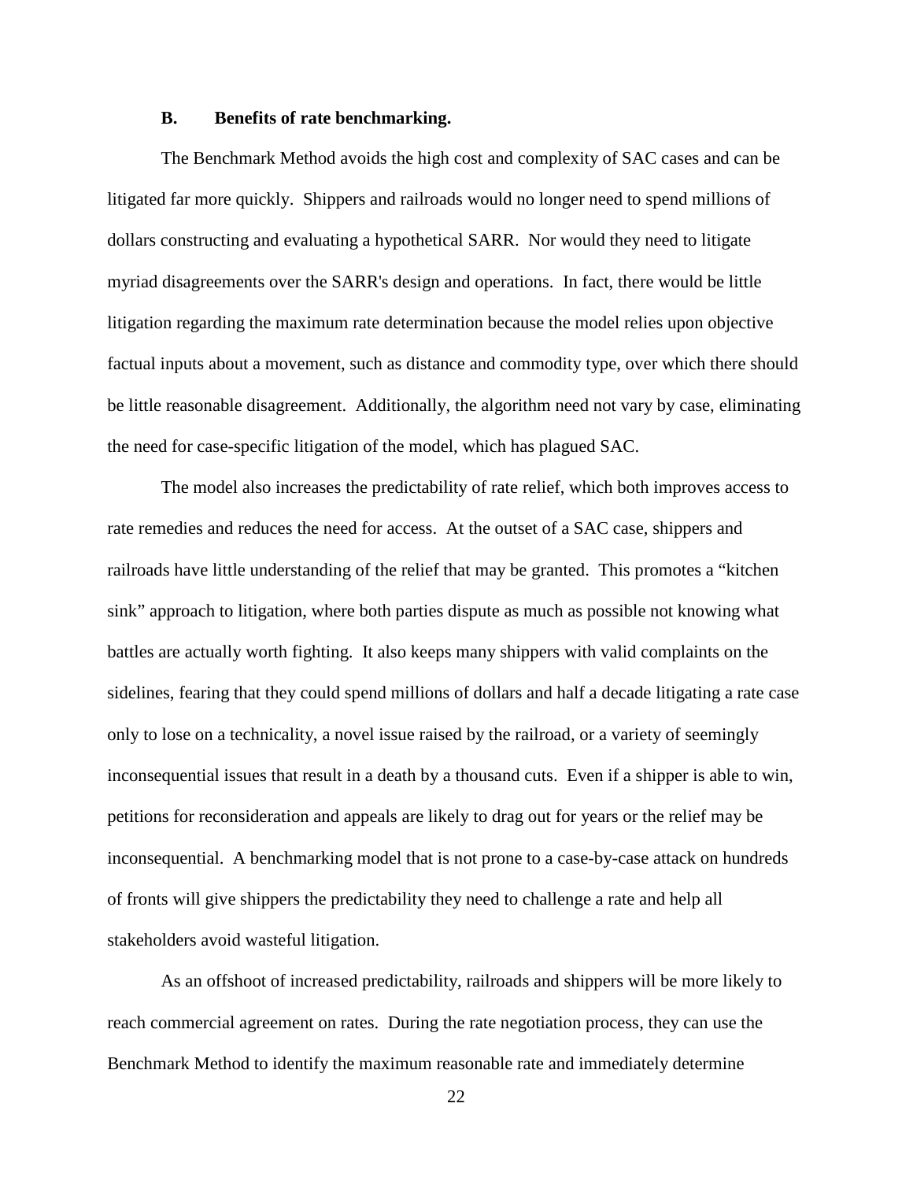### B. Benefits of rate benchmarking.

The Benchmark Method avoids the high cost and complexity of SAC cases and can be litigated far more quickly. Shippers and railroads would no longer need to spend millions of dollars constructing and evaluating a hypothetical SARR. Nor would they need to litigate myriad disagreements over the SARR's design and operations. In fact, there would be little litigation regarding the maximum rate determination because the model relies upon objective factual inputs about a movement, such as distance and commodity type, over which there should be little reasonable disagreement. Additionally, the algorithm need not vary by case, eliminating the need for case-specific litigation of the model, which has plagued SAC.

The model also increases the predictability of rate relief, which both improves access to rate remedies and reduces the need for access. At the outset of a SAC case, shippers and railroads have little understanding of the relief that may be granted. This promotes a "kitchen sink" approach to litigation, where both parties dispute as much as possible not knowing what battles are actually worth fighting. It also keeps many shippers with valid complaints on the sidelines, fearing that they could spend millions of dollars and half a decade litigating a rate case only to lose on a technicality, a novel issue raised by the railroad, or a variety of seemingly inconsequential issues that result in a death by a thousand cuts. Even if a shipper is able to win, petitions for reconsideration and appeals are likely to drag out for years or the relief may be inconsequential. A benchmarking model that is not prone to a case-by-case attack on hundreds of fronts will give shippers the predictability they need to challenge a rate and help all stakeholders avoid wasteful litigation.

As an offshoot of increased predictability, railroads and shippers will be more likely to reach commercial agreement on rates. During the rate negotiation process, they can use the Benchmark Method to identify the maximum reasonable rate and immediately determine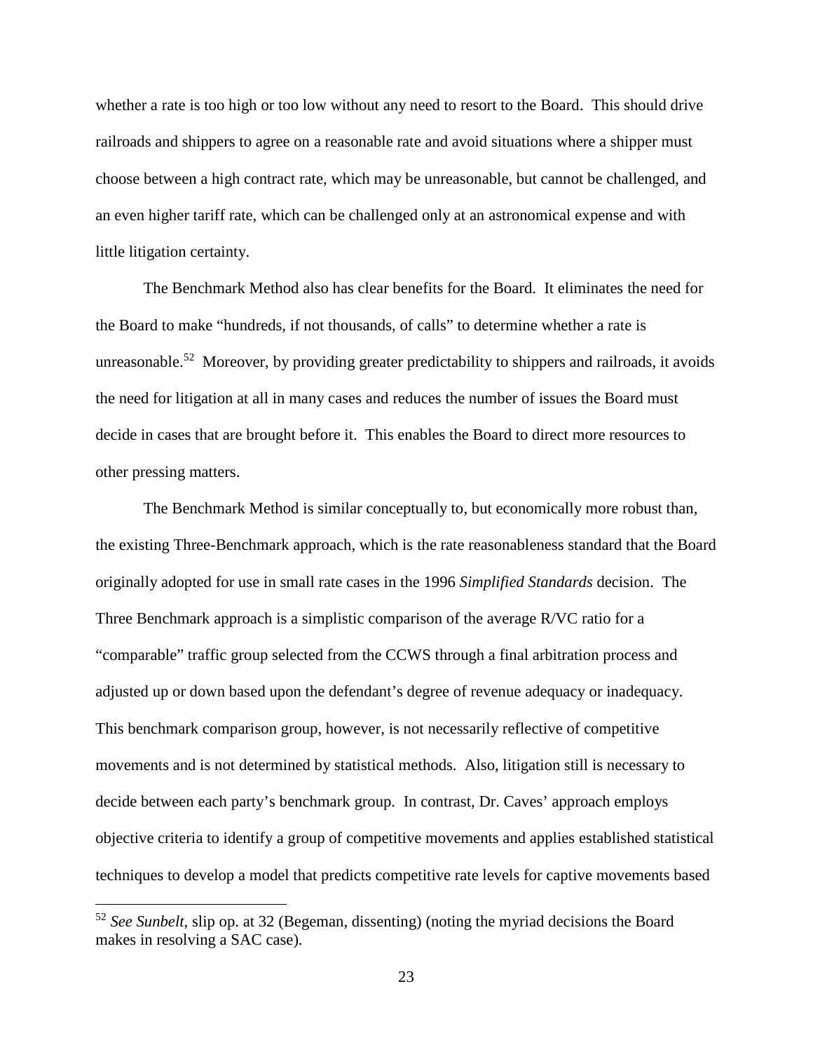whether a rate is too high or too low without any need to resort to the Board. This should drive railroads and shippers to agree on a reasonable rate and avoid situations where a shipper must choose between a high contract rate, which may be unreasonable, but cannot be challenged, and an even higher tariff rate, which can be challenged only at an astronomical expense and with little litigation certainty.

The Benchmark Method also has clear benefits for the Board. It eliminates the need for the Board to make "hundreds, if not thousands, of calls" to determine whether a rate is unreasonable.[52] Moreover, by providing greater predictability to shippers and railroads, it avoids the need for litigation at all in many cases and reduces the number of issues the Board must decide in cases that are brought before it. This enables the Board to direct more resources to other pressing matters.

The Benchmark Method is similar conceptually to, but economically more robust than, the existing Three-Benchmark approach, which is the rate reasonableness standard that the Board originally adopted for use in small rate cases in the 1996 *Simplified Standards* decision. The Three Benchmark approach is a simplistic comparison of the average R/VC ratio for a "comparable" traffic group selected from the CCWS through a final arbitration process and adjusted up or down based upon the defendant's degree of revenue adequacy or inadequacy. This benchmark comparison group, however, is not necessarily reflective of competitive movements and is not determined by statistical methods. Also, litigation still is necessary to decide between each party's benchmark group. In contrast, Dr. Caves' approach employs objective criteria to identify a group of competitive movements and applies established statistical techniques to develop a model that predicts competitive rate levels for captive movements based

[52] *See Sunbelt*, slip op. at 32 (Begeman, dissenting) (noting the myriad decisions the Board makes in resolving a SAC case).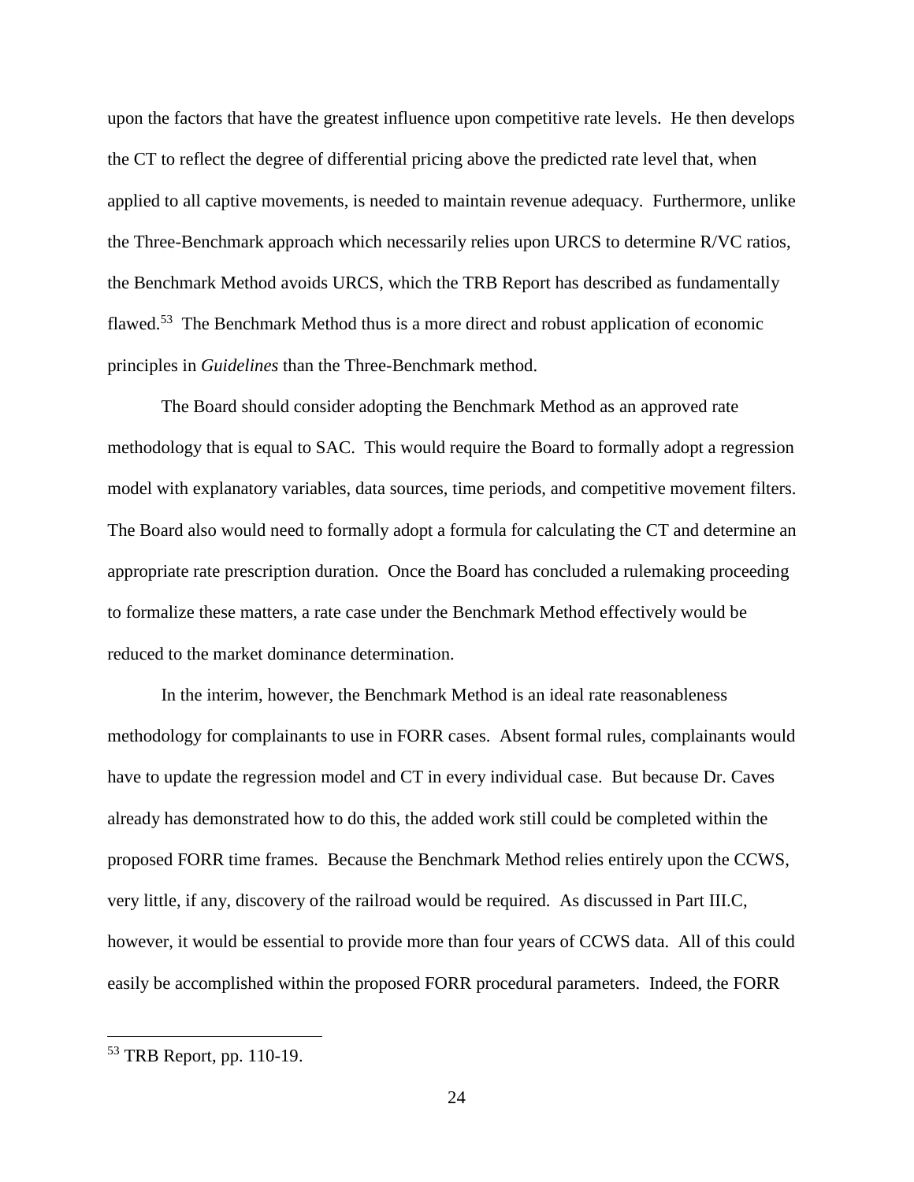upon the factors that have the greatest influence upon competitive rate levels. He then develops the CT to reflect the degree of differential pricing above the predicted rate level that, when applied to all captive movements, is needed to maintain revenue adequacy. Furthermore, unlike the Three-Benchmark approach which necessarily relies upon URCS to determine R/VC ratios, the Benchmark Method avoids URCS, which the TRB Report has described as fundamentally flawed.[53] The Benchmark Method thus is a more direct and robust application of economic principles in *Guidelines* than the Three-Benchmark method.

The Board should consider adopting the Benchmark Method as an approved rate methodology that is equal to SAC. This would require the Board to formally adopt a regression model with explanatory variables, data sources, time periods, and competitive movement filters. The Board also would need to formally adopt a formula for calculating the CT and determine an appropriate rate prescription duration. Once the Board has concluded a rulemaking proceeding to formalize these matters, a rate case under the Benchmark Method effectively would be reduced to the market dominance determination.

In the interim, however, the Benchmark Method is an ideal rate reasonableness methodology for complainants to use in FORR cases. Absent formal rules, complainants would have to update the regression model and CT in every individual case. But because Dr. Caves already has demonstrated how to do this, the added work still could be completed within the proposed FORR time frames. Because the Benchmark Method relies entirely upon the CCWS, very little, if any, discovery of the railroad would be required. As discussed in Part III.C, however, it would be essential to provide more than four years of CCWS data. All of this could easily be accomplished within the proposed FORR procedural parameters. Indeed, the FORR

---

[53] TRB Report, pp. 110-19.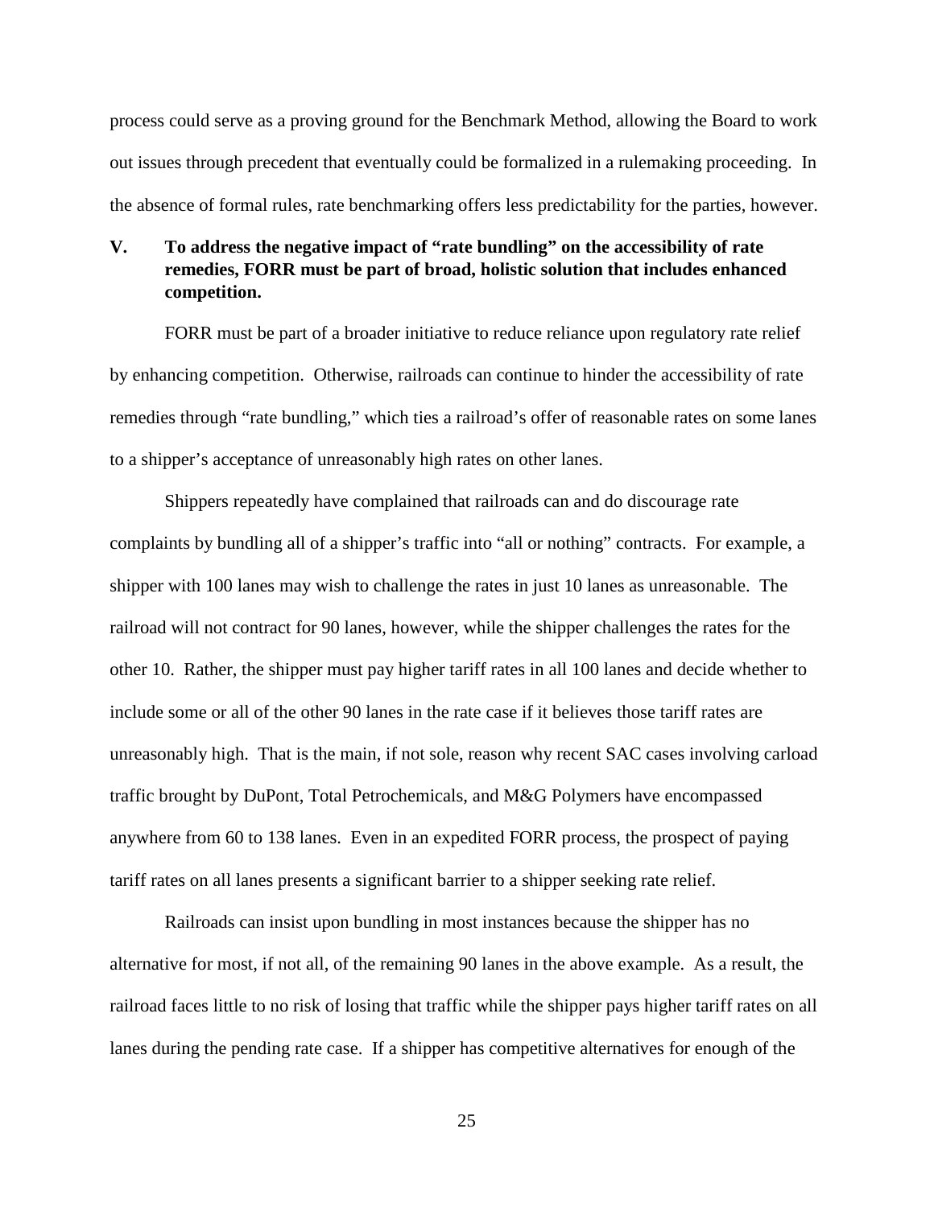process could serve as a proving ground for the Benchmark Method, allowing the Board to work out issues through precedent that eventually could be formalized in a rulemaking proceeding. In the absence of formal rules, rate benchmarking offers less predictability for the parties, however.

## V. To address the negative impact of "rate bundling" on the accessibility of rate remedies, FORR must be part of broad, holistic solution that includes enhanced competition.

FORR must be part of a broader initiative to reduce reliance upon regulatory rate relief by enhancing competition. Otherwise, railroads can continue to hinder the accessibility of rate remedies through "rate bundling," which ties a railroad's offer of reasonable rates on some lanes to a shipper's acceptance of unreasonably high rates on other lanes.

Shippers repeatedly have complained that railroads can and do discourage rate complaints by bundling all of a shipper's traffic into "all or nothing" contracts. For example, a shipper with 100 lanes may wish to challenge the rates in just 10 lanes as unreasonable. The railroad will not contract for 90 lanes, however, while the shipper challenges the rates for the other 10. Rather, the shipper must pay higher tariff rates in all 100 lanes and decide whether to include some or all of the other 90 lanes in the rate case if it believes those tariff rates are unreasonably high. That is the main, if not sole, reason why recent SAC cases involving carload traffic brought by DuPont, Total Petrochemicals, and M&G Polymers have encompassed anywhere from 60 to 138 lanes. Even in an expedited FORR process, the prospect of paying tariff rates on all lanes presents a significant barrier to a shipper seeking rate relief.

Railroads can insist upon bundling in most instances because the shipper has no alternative for most, if not all, of the remaining 90 lanes in the above example. As a result, the railroad faces little to no risk of losing that traffic while the shipper pays higher tariff rates on all lanes during the pending rate case. If a shipper has competitive alternatives for enough of the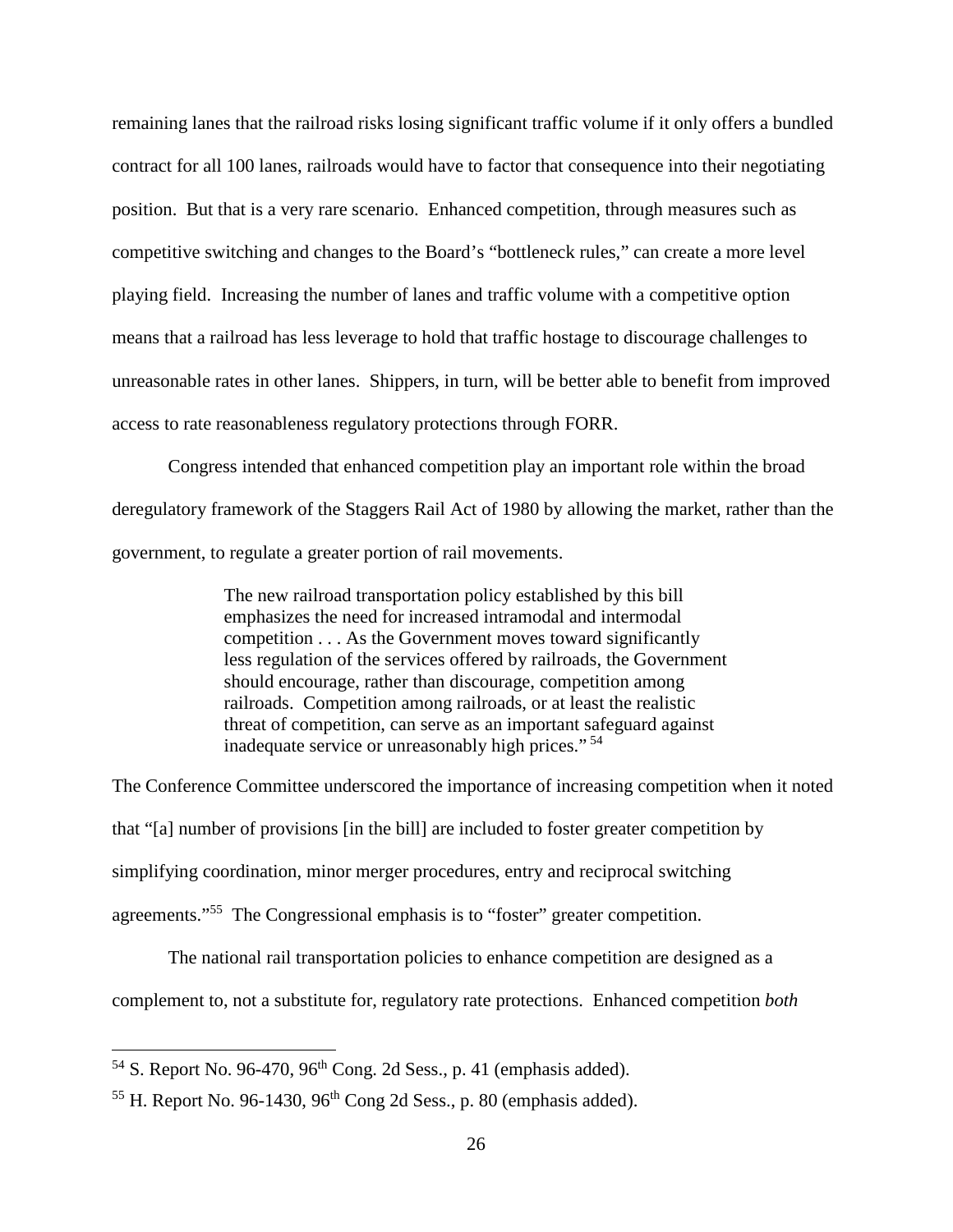remaining lanes that the railroad risks losing significant traffic volume if it only offers a bundled contract for all 100 lanes, railroads would have to factor that consequence into their negotiating position. But that is a very rare scenario. Enhanced competition, through measures such as competitive switching and changes to the Board's "bottleneck rules," can create a more level playing field. Increasing the number of lanes and traffic volume with a competitive option means that a railroad has less leverage to hold that traffic hostage to discourage challenges to unreasonable rates in other lanes. Shippers, in turn, will be better able to benefit from improved access to rate reasonableness regulatory protections through FORR.

Congress intended that enhanced competition play an important role within the broad deregulatory framework of the Staggers Rail Act of 1980 by allowing the market, rather than the government, to regulate a greater portion of rail movements.

> The new railroad transportation policy established by this bill emphasizes the need for increased intramodal and intermodal competition . . . As the Government moves toward significantly less regulation of the services offered by railroads, the Government should encourage, rather than discourage, competition among railroads. Competition among railroads, or at least the realistic threat of competition, can serve as an important safeguard against inadequate service or unreasonably high prices."[54]

The Conference Committee underscored the importance of increasing competition when it noted that "[a] number of provisions [in the bill] are included to foster greater competition by simplifying coordination, minor merger procedures, entry and reciprocal switching agreements."[55] The Congressional emphasis is to "foster" greater competition.

The national rail transportation policies to enhance competition are designed as a complement to, not a substitute for, regulatory rate protections. Enhanced competition *both*

---

[54] S. Report No. 96-470, 96th Cong. 2d Sess., p. 41 (emphasis added).

[55] H. Report No. 96-1430, 96th Cong 2d Sess., p. 80 (emphasis added).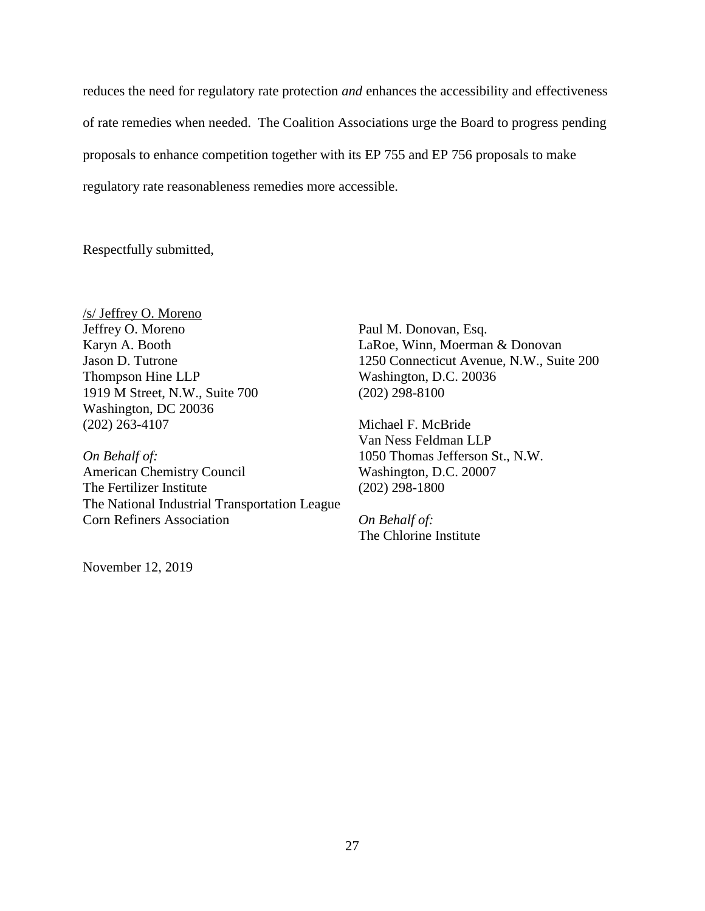reduces the need for regulatory rate protection *and* enhances the accessibility and effectiveness of rate remedies when needed. The Coalition Associations urge the Board to progress pending proposals to enhance competition together with its EP 755 and EP 756 proposals to make regulatory rate reasonableness remedies more accessible.

Respectfully submitted,

/s/ Jeffrey O. Moreno
Jeffrey O. Moreno
Karyn A. Booth
Jason D. Tutrone
Thompson Hine LLP
1919 M Street, N.W., Suite 700
Washington, DC 20036
(202) 263-4107

*On Behalf of:*
American Chemistry Council
The Fertilizer Institute
The National Industrial Transportation League
Corn Refiners Association

Paul M. Donovan, Esq.
LaRoe, Winn, Moerman & Donovan
1250 Connecticut Avenue, N.W., Suite 200
Washington, D.C. 20036
(202) 298-8100

Michael F. McBride
Van Ness Feldman LLP
1050 Thomas Jefferson St., N.W.
Washington, D.C. 20007
(202) 298-1800

*On Behalf of:*
The Chlorine Institute

November 12, 2019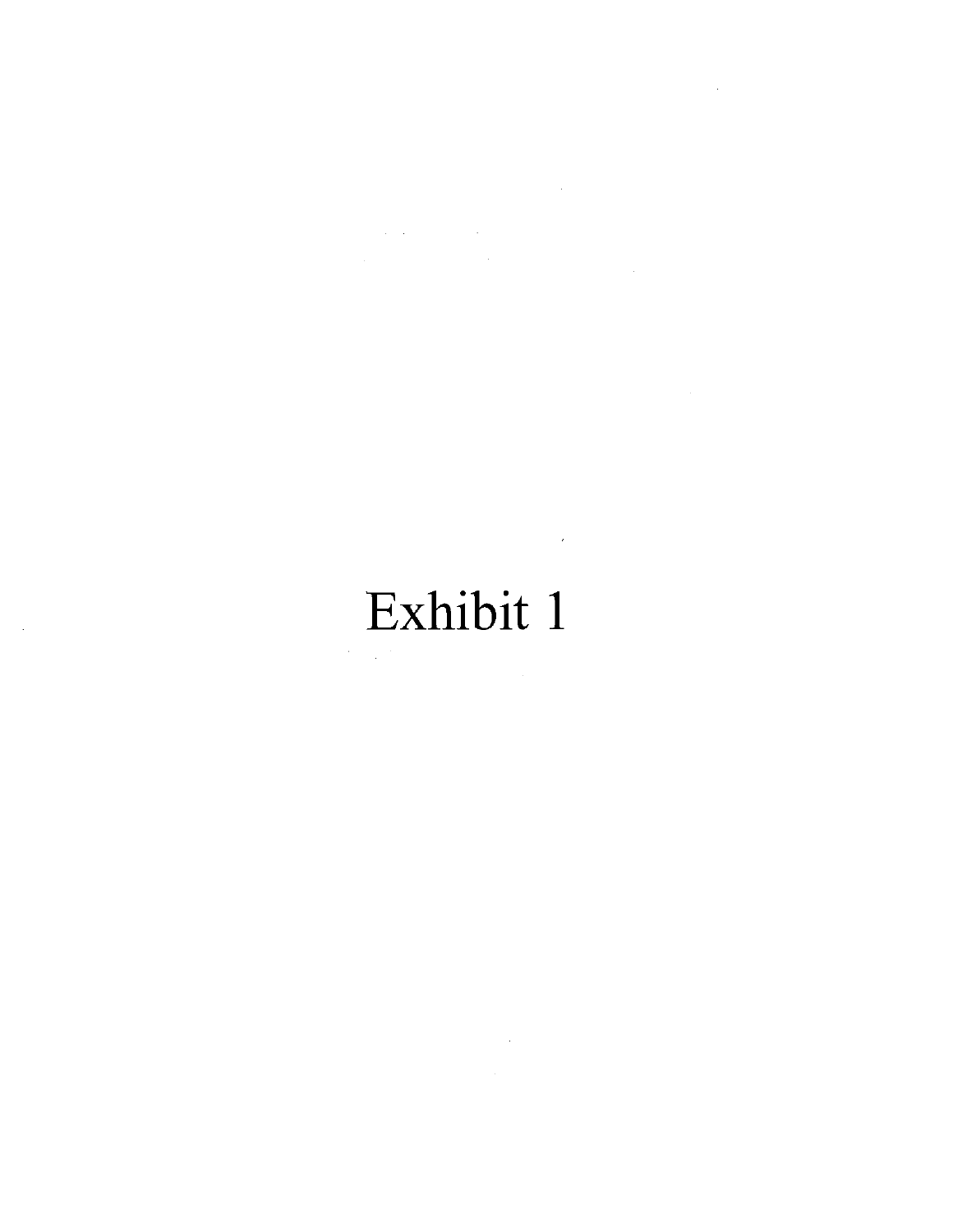# Exhibit 1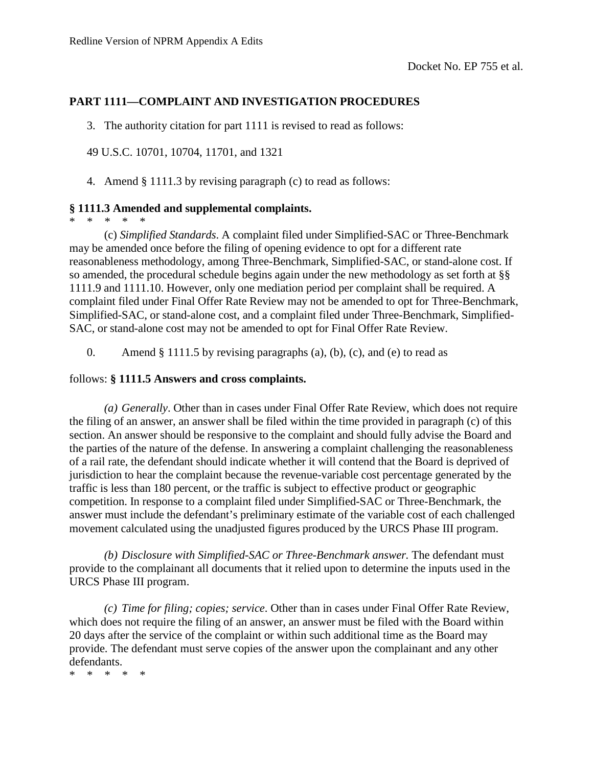Redline Version of NPRM Appendix A Edits

Docket No. EP 755 et al.

**PART 1111—COMPLAINT AND INVESTIGATION PROCEDURES**

3. The authority citation for part 1111 is revised to read as follows:

49 U.S.C. 10701, 10704, 11701, and 1321

4. Amend § 1111.3 by revising paragraph (c) to read as follows:

**§ 1111.3 Amended and supplemental complaints.**

\* \* \* \* \*

(c) *Simplified Standards*. A complaint filed under Simplified-SAC or Three-Benchmark may be amended once before the filing of opening evidence to opt for a different rate reasonableness methodology, among Three-Benchmark, Simplified-SAC, or stand-alone cost. If so amended, the procedural schedule begins again under the new methodology as set forth at §§ 1111.9 and 1111.10. However, only one mediation period per complaint shall be required. A complaint filed under Final Offer Rate Review may not be amended to opt for Three-Benchmark, Simplified-SAC, or stand-alone cost, and a complaint filed under Three-Benchmark, Simplified-SAC, or stand-alone cost may not be amended to opt for Final Offer Rate Review.

0. Amend § 1111.5 by revising paragraphs (a), (b), (c), and (e) to read as

follows: **§ 1111.5 Answers and cross complaints.**

*(a) Generally*. Other than in cases under Final Offer Rate Review, which does not require the filing of an answer, an answer shall be filed within the time provided in paragraph (c) of this section. An answer should be responsive to the complaint and should fully advise the Board and the parties of the nature of the defense. In answering a complaint challenging the reasonableness of a rail rate, the defendant should indicate whether it will contend that the Board is deprived of jurisdiction to hear the complaint because the revenue-variable cost percentage generated by the traffic is less than 180 percent, or the traffic is subject to effective product or geographic competition. In response to a complaint filed under Simplified-SAC or Three-Benchmark, the answer must include the defendant's preliminary estimate of the variable cost of each challenged movement calculated using the unadjusted figures produced by the URCS Phase III program.

*(b) Disclosure with Simplified-SAC or Three-Benchmark answer.* The defendant must provide to the complainant all documents that it relied upon to determine the inputs used in the URCS Phase III program.

*(c) Time for filing; copies; service*. Other than in cases under Final Offer Rate Review, which does not require the filing of an answer, an answer must be filed with the Board within 20 days after the service of the complaint or within such additional time as the Board may provide. The defendant must serve copies of the answer upon the complainant and any other defendants.

\* \* \* \* \*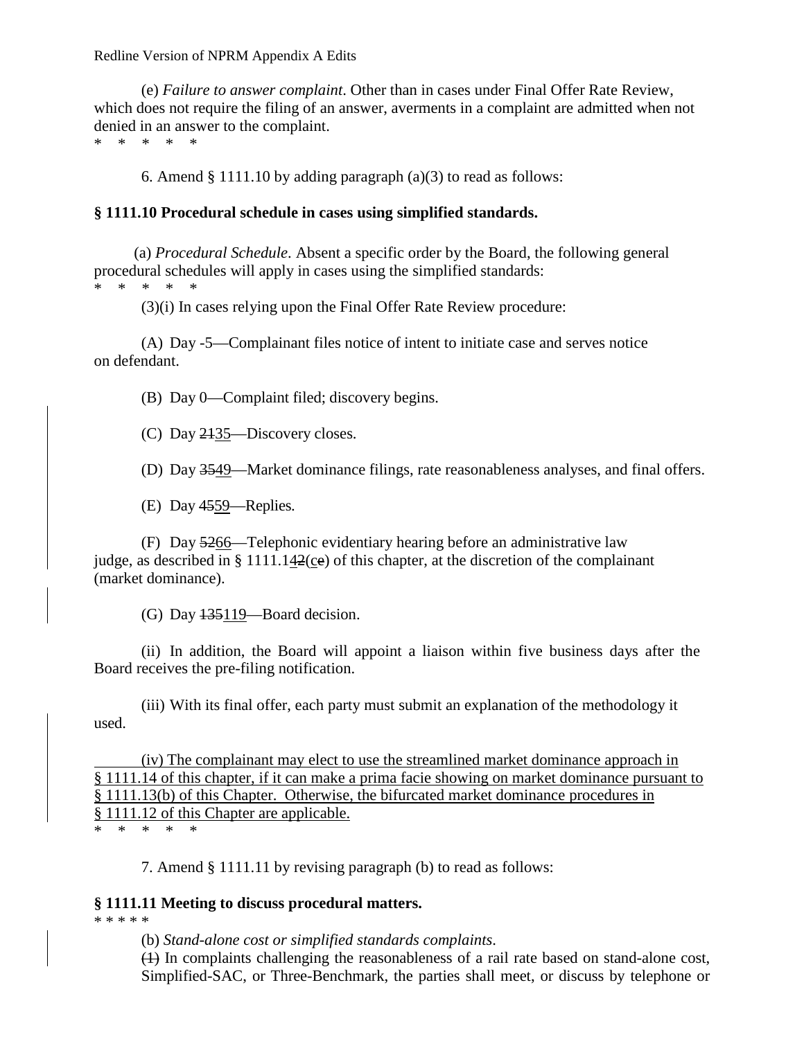(e) *Failure to answer complaint*. Other than in cases under Final Offer Rate Review, which does not require the filing of an answer, averments in a complaint are admitted when not denied in an answer to the complaint.

\* \* \* \* \*

6. Amend § 1111.10 by adding paragraph (a)(3) to read as follows:

**§ 1111.10 Procedural schedule in cases using simplified standards.**

(a) *Procedural Schedule*. Absent a specific order by the Board, the following general procedural schedules will apply in cases using the simplified standards:

\* \* \* \* \*

(3)(i) In cases relying upon the Final Offer Rate Review procedure:

(A) Day -5—Complainant files notice of intent to initiate case and serves notice on defendant.

(B) Day 0—Complaint filed; discovery begins.

(C) Day ~~21~~<u>35</u>—Discovery closes.

(D) Day ~~35~~<u>49</u>—Market dominance filings, rate reasonableness analyses, and final offers.

(E) Day ~~45~~<u>59</u>—Replies.

(F) Day ~~52~~<u>66</u>—Telephonic evidentiary hearing before an administrative law judge, as described in § 1111.1<u>4</u>~~2~~(<u>c</u>~~e~~) of this chapter, at the discretion of the complainant (market dominance).

(G) Day ~~135~~<u>119</u>—Board decision.

(ii) In addition, the Board will appoint a liaison within five business days after the Board receives the pre-filing notification.

(iii) With its final offer, each party must submit an explanation of the methodology it used.

<u>(iv) The complainant may elect to use the streamlined market dominance approach in § 1111.14 of this chapter, if it can make a prima facie showing on market dominance pursuant to § 1111.13(b) of this Chapter. Otherwise, the bifurcated market dominance procedures in § 1111.12 of this Chapter are applicable.</u>

\* \* \* \* \*

7. Amend § 1111.11 by revising paragraph (b) to read as follows:

**§ 1111.11 Meeting to discuss procedural matters.**

\* \* \* \* \*

(b) *Stand-alone cost or simplified standards complaints*.

~~(1)~~ In complaints challenging the reasonableness of a rail rate based on stand-alone cost, Simplified-SAC, or Three-Benchmark, the parties shall meet, or discuss by telephone or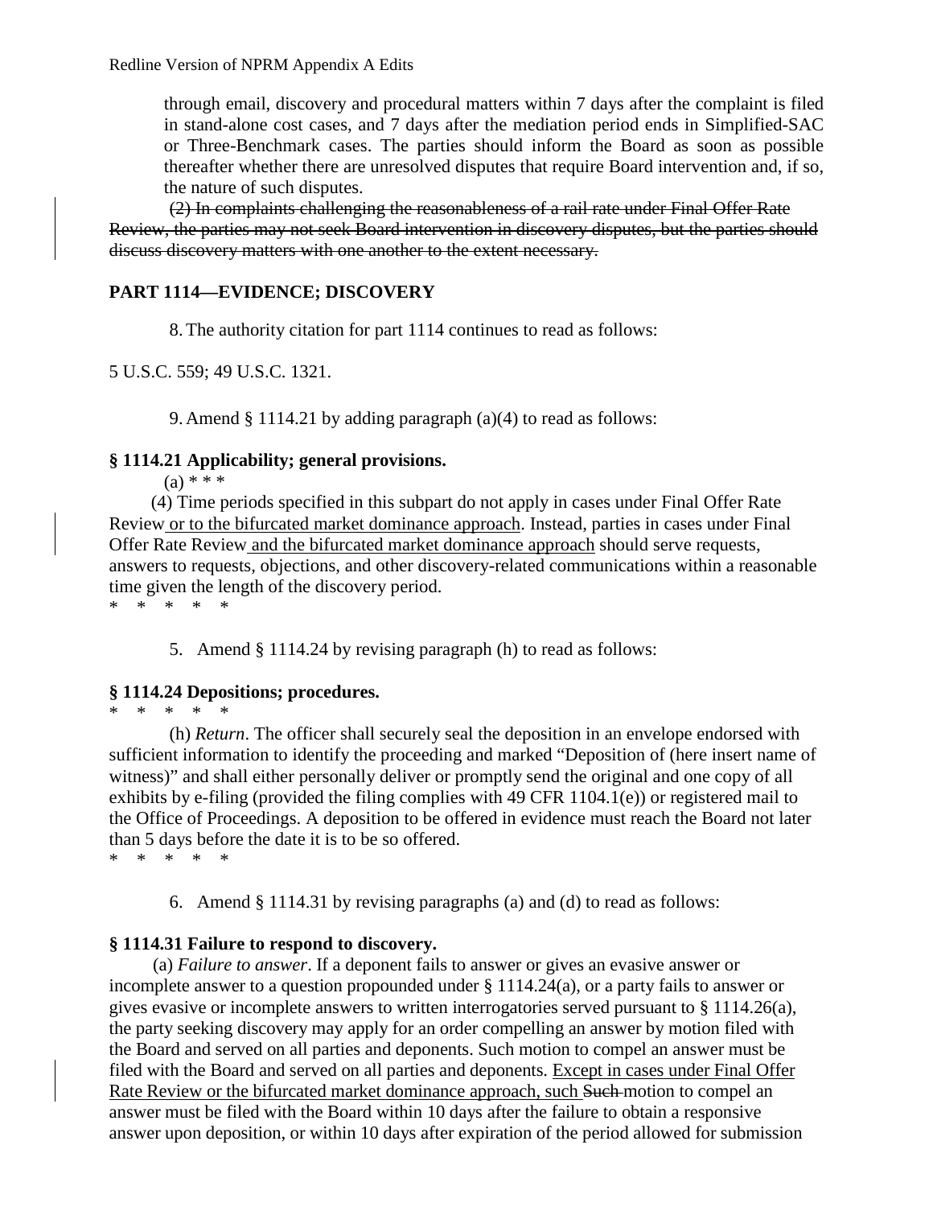through email, discovery and procedural matters within 7 days after the complaint is filed in stand-alone cost cases, and 7 days after the mediation period ends in Simplified-SAC or Three-Benchmark cases. The parties should inform the Board as soon as possible thereafter whether there are unresolved disputes that require Board intervention and, if so, the nature of such disputes.

~~(2) In complaints challenging the reasonableness of a rail rate under Final Offer Rate Review, the parties may not seek Board intervention in discovery disputes, but the parties should discuss discovery matters with one another to the extent necessary.~~

## PART 1114—EVIDENCE; DISCOVERY

8. The authority citation for part 1114 continues to read as follows:

5 U.S.C. 559; 49 U.S.C. 1321.

9. Amend § 1114.21 by adding paragraph (a)(4) to read as follows:

### § 1114.21 Applicability; general provisions.

(a) * * *

(4) Time periods specified in this subpart do not apply in cases under Final Offer Rate Review <u>or to the bifurcated market dominance approach</u>. Instead, parties in cases under Final Offer Rate Review <u>and the bifurcated market dominance approach</u> should serve requests, answers to requests, objections, and other discovery-related communications within a reasonable time given the length of the discovery period.

\* \* \* \* \*

5. Amend § 1114.24 by revising paragraph (h) to read as follows:

### § 1114.24 Depositions; procedures.

\* \* \* \* \*

(h) *Return*. The officer shall securely seal the deposition in an envelope endorsed with sufficient information to identify the proceeding and marked "Deposition of (here insert name of witness)" and shall either personally deliver or promptly send the original and one copy of all exhibits by e-filing (provided the filing complies with 49 CFR 1104.1(e)) or registered mail to the Office of Proceedings. A deposition to be offered in evidence must reach the Board not later than 5 days before the date it is to be so offered.

\* \* \* \* \*

6. Amend § 1114.31 by revising paragraphs (a) and (d) to read as follows:

### § 1114.31 Failure to respond to discovery.

(a) *Failure to answer*. If a deponent fails to answer or gives an evasive answer or incomplete answer to a question propounded under § 1114.24(a), or a party fails to answer or gives evasive or incomplete answers to written interrogatories served pursuant to § 1114.26(a), the party seeking discovery may apply for an order compelling an answer by motion filed with the Board and served on all parties and deponents. Such motion to compel an answer must be filed with the Board and served on all parties and deponents. <u>Except in cases under Final Offer Rate Review or the bifurcated market dominance approach, such</u> ~~Such~~ motion to compel an answer must be filed with the Board within 10 days after the failure to obtain a responsive answer upon deposition, or within 10 days after expiration of the period allowed for submission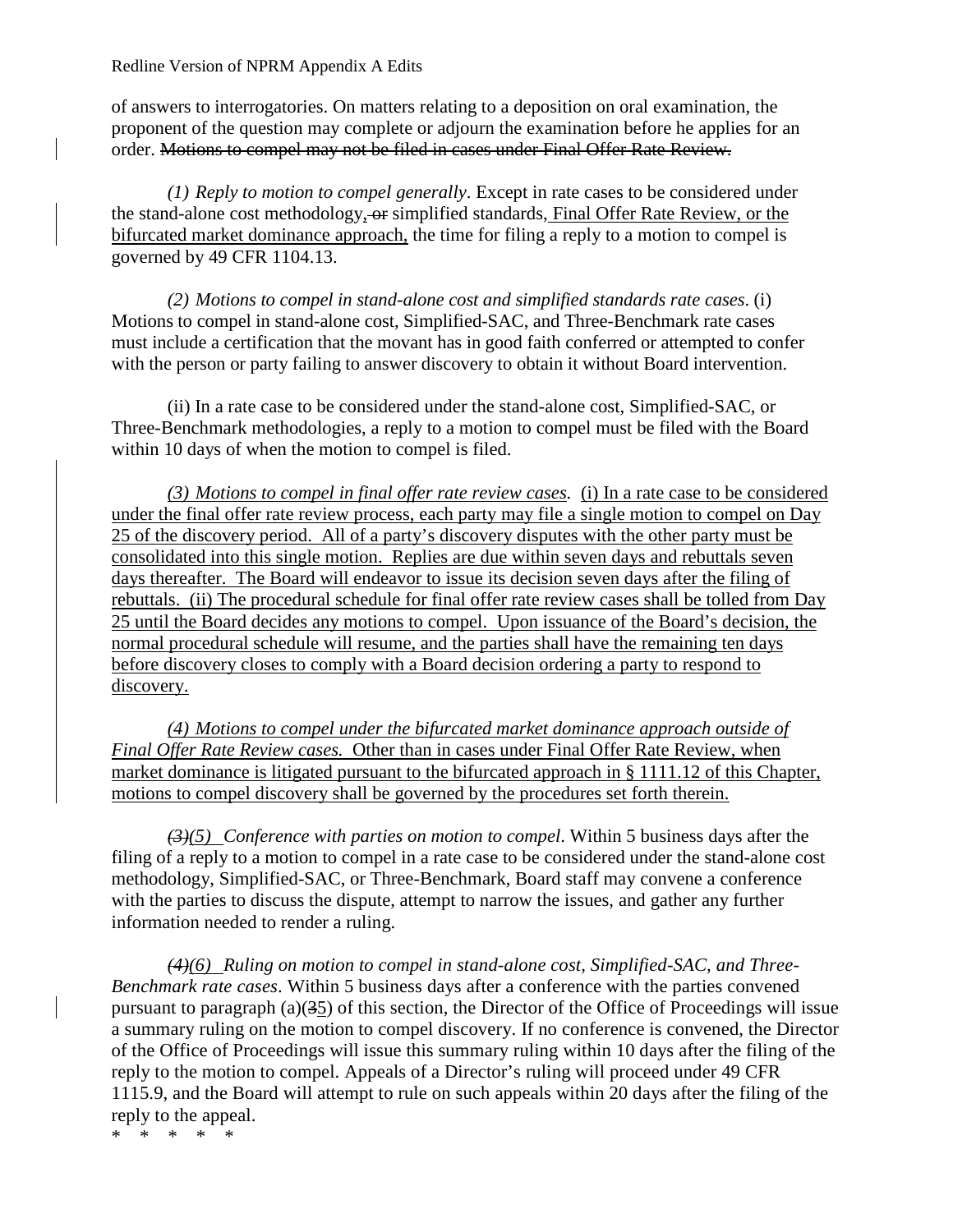of answers to interrogatories. On matters relating to a deposition on oral examination, the proponent of the question may complete or adjourn the examination before he applies for an order. ~~Motions to compel may not be filed in cases under Final Offer Rate Review.~~

*(1) Reply to motion to compel generally*. Except in rate cases to be considered under the stand-alone cost methodology, ~~or~~ simplified standards, <u>Final Offer Rate Review, or the bifurcated market dominance approach,</u> the time for filing a reply to a motion to compel is governed by 49 CFR 1104.13.

*(2) Motions to compel in stand-alone cost and simplified standards rate cases*. (i) Motions to compel in stand-alone cost, Simplified-SAC, and Three-Benchmark rate cases must include a certification that the movant has in good faith conferred or attempted to confer with the person or party failing to answer discovery to obtain it without Board intervention.

(ii) In a rate case to be considered under the stand-alone cost, Simplified-SAC, or Three-Benchmark methodologies, a reply to a motion to compel must be filed with the Board within 10 days of when the motion to compel is filed.

<u>*(3) Motions to compel in final offer rate review cases.* (i) In a rate case to be considered under the final offer rate review process, each party may file a single motion to compel on Day 25 of the discovery period. All of a party's discovery disputes with the other party must be consolidated into this single motion. Replies are due within seven days and rebuttals seven days thereafter. The Board will endeavor to issue its decision seven days after the filing of rebuttals. (ii) The procedural schedule for final offer rate review cases shall be tolled from Day 25 until the Board decides any motions to compel. Upon issuance of the Board's decision, the normal procedural schedule will resume, and the parties shall have the remaining ten days before discovery closes to comply with a Board decision ordering a party to respond to discovery.</u>

<u>*(4) Motions to compel under the bifurcated market dominance approach outside of Final Offer Rate Review cases.* Other than in cases under Final Offer Rate Review, when market dominance is litigated pursuant to the bifurcated approach in § 1111.12 of this Chapter, motions to compel discovery shall be governed by the procedures set forth therein.</u>

~~*(3)*~~<u>*(5)*</u> *Conference with parties on motion to compel*. Within 5 business days after the filing of a reply to a motion to compel in a rate case to be considered under the stand-alone cost methodology, Simplified-SAC, or Three-Benchmark, Board staff may convene a conference with the parties to discuss the dispute, attempt to narrow the issues, and gather any further information needed to render a ruling.

~~*(4)*~~<u>*(6)*</u> *Ruling on motion to compel in stand-alone cost, Simplified-SAC, and Three-Benchmark rate cases*. Within 5 business days after a conference with the parties convened pursuant to paragraph (a)(~~3~~<u>5</u>) of this section, the Director of the Office of Proceedings will issue a summary ruling on the motion to compel discovery. If no conference is convened, the Director of the Office of Proceedings will issue this summary ruling within 10 days after the filing of the reply to the motion to compel. Appeals of a Director's ruling will proceed under 49 CFR 1115.9, and the Board will attempt to rule on such appeals within 20 days after the filing of the reply to the appeal.

\* \* \* \* \*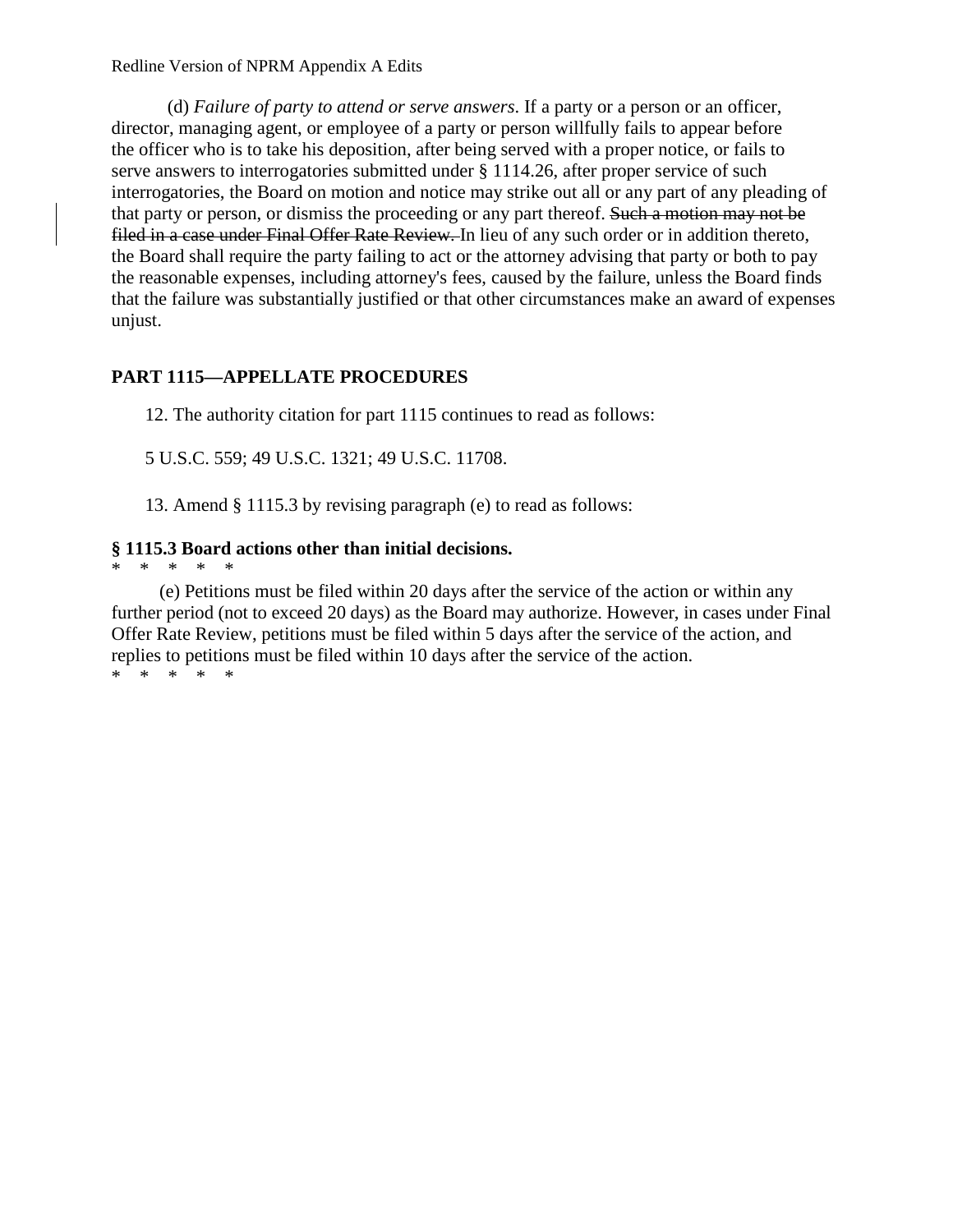(d) *Failure of party to attend or serve answers*. If a party or a person or an officer, director, managing agent, or employee of a party or person willfully fails to appear before the officer who is to take his deposition, after being served with a proper notice, or fails to serve answers to interrogatories submitted under § 1114.26, after proper service of such interrogatories, the Board on motion and notice may strike out all or any part of any pleading of that party or person, or dismiss the proceeding or any part thereof. ~~Such a motion may not be filed in a case under Final Offer Rate Review.~~ In lieu of any such order or in addition thereto, the Board shall require the party failing to act or the attorney advising that party or both to pay the reasonable expenses, including attorney's fees, caused by the failure, unless the Board finds that the failure was substantially justified or that other circumstances make an award of expenses unjust.

## PART 1115—APPELLATE PROCEDURES

12. The authority citation for part 1115 continues to read as follows:

5 U.S.C. 559; 49 U.S.C. 1321; 49 U.S.C. 11708.

13. Amend § 1115.3 by revising paragraph (e) to read as follows:

**§ 1115.3 Board actions other than initial decisions.**

\* \* \* \* \*

(e) Petitions must be filed within 20 days after the service of the action or within any further period (not to exceed 20 days) as the Board may authorize. However, in cases under Final Offer Rate Review, petitions must be filed within 5 days after the service of the action, and replies to petitions must be filed within 10 days after the service of the action.

\* \* \* \* \*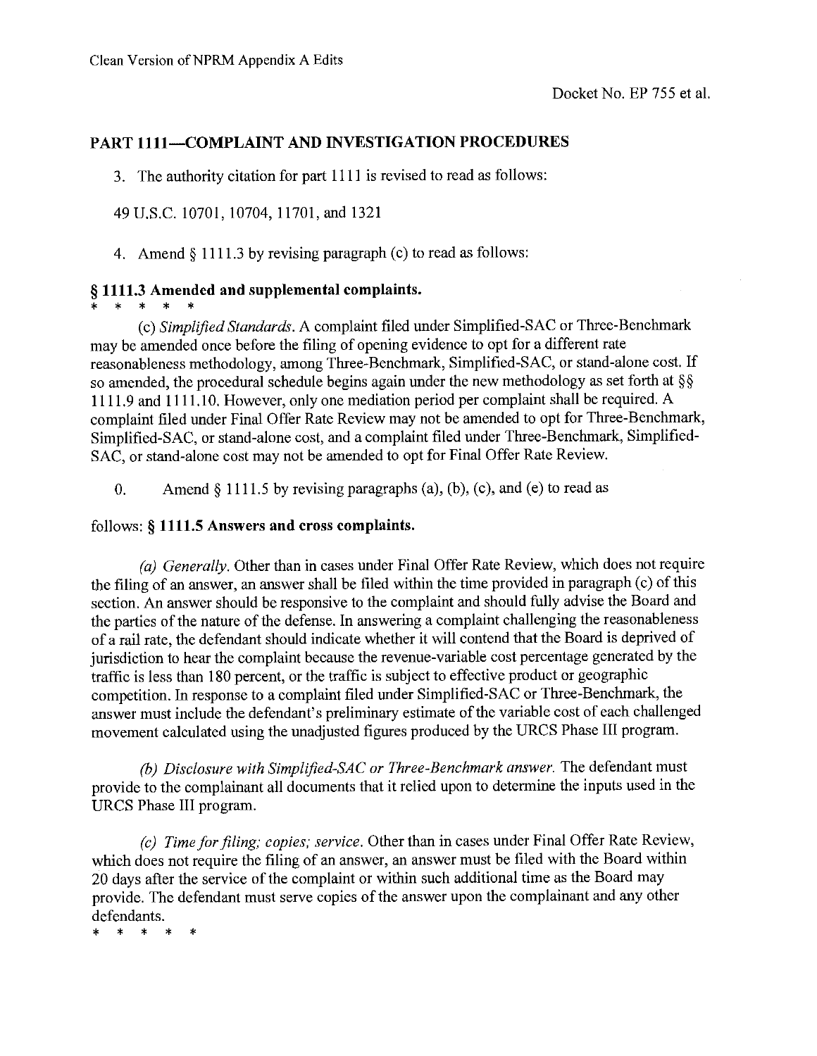Clean Version of NPRM Appendix A Edits

Docket No. EP 755 et al.

## PART 1111—COMPLAINT AND INVESTIGATION PROCEDURES

3. The authority citation for part 1111 is revised to read as follows:

49 U.S.C. 10701, 10704, 11701, and 1321

4. Amend § 1111.3 by revising paragraph (c) to read as follows:

### § 1111.3 Amended and supplemental complaints.

\* \* \* \* \*

(c) *Simplified Standards.* A complaint filed under Simplified-SAC or Three-Benchmark may be amended once before the filing of opening evidence to opt for a different rate reasonableness methodology, among Three-Benchmark, Simplified-SAC, or stand-alone cost. If so amended, the procedural schedule begins again under the new methodology as set forth at §§ 1111.9 and 1111.10. However, only one mediation period per complaint shall be required. A complaint filed under Final Offer Rate Review may not be amended to opt for Three-Benchmark, Simplified-SAC, or stand-alone cost, and a complaint filed under Three-Benchmark, Simplified-SAC, or stand-alone cost may not be amended to opt for Final Offer Rate Review.

0. Amend § 1111.5 by revising paragraphs (a), (b), (c), and (e) to read as follows: **§ 1111.5 Answers and cross complaints.**

*(a) Generally.* Other than in cases under Final Offer Rate Review, which does not require the filing of an answer, an answer shall be filed within the time provided in paragraph (c) of this section. An answer should be responsive to the complaint and should fully advise the Board and the parties of the nature of the defense. In answering a complaint challenging the reasonableness of a rail rate, the defendant should indicate whether it will contend that the Board is deprived of jurisdiction to hear the complaint because the revenue-variable cost percentage generated by the traffic is less than 180 percent, or the traffic is subject to effective product or geographic competition. In response to a complaint filed under Simplified-SAC or Three-Benchmark, the answer must include the defendant's preliminary estimate of the variable cost of each challenged movement calculated using the unadjusted figures produced by the URCS Phase III program.

*(b) Disclosure with Simplified-SAC or Three-Benchmark answer.* The defendant must provide to the complainant all documents that it relied upon to determine the inputs used in the URCS Phase III program.

*(c) Time for filing; copies; service.* Other than in cases under Final Offer Rate Review, which does not require the filing of an answer, an answer must be filed with the Board within 20 days after the service of the complaint or within such additional time as the Board may provide. The defendant must serve copies of the answer upon the complainant and any other defendants.

\* \* \* \* \*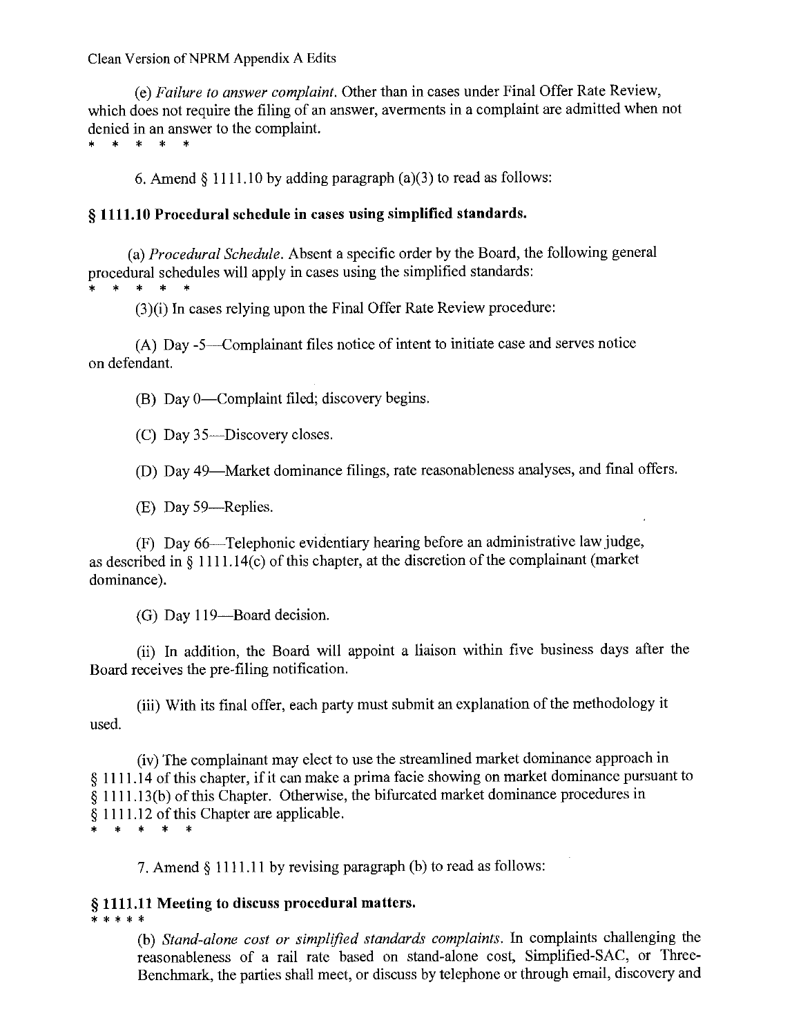Clean Version of NPRM Appendix A Edits

(e) *Failure to answer complaint.* Other than in cases under Final Offer Rate Review, which does not require the filing of an answer, averments in a complaint are admitted when not denied in an answer to the complaint.

\* \* \* \* \*

6. Amend § 1111.10 by adding paragraph (a)(3) to read as follows:

**§ 1111.10 Procedural schedule in cases using simplified standards.**

(a) *Procedural Schedule.* Absent a specific order by the Board, the following general procedural schedules will apply in cases using the simplified standards:

\* \* \* \* \*

(3)(i) In cases relying upon the Final Offer Rate Review procedure:

(A) Day -5—Complainant files notice of intent to initiate case and serves notice on defendant.

(B) Day 0—Complaint filed; discovery begins.

(C) Day 35—Discovery closes.

(D) Day 49—Market dominance filings, rate reasonableness analyses, and final offers.

(E) Day 59—Replies.

(F) Day 66—Telephonic evidentiary hearing before an administrative law judge, as described in § 1111.14(c) of this chapter, at the discretion of the complainant (market dominance).

(G) Day 119—Board decision.

(ii) In addition, the Board will appoint a liaison within five business days after the Board receives the pre-filing notification.

(iii) With its final offer, each party must submit an explanation of the methodology it used.

(iv) The complainant may elect to use the streamlined market dominance approach in § 1111.14 of this chapter, if it can make a prima facie showing on market dominance pursuant to § 1111.13(b) of this Chapter. Otherwise, the bifurcated market dominance procedures in § 1111.12 of this Chapter are applicable.

\* \* \* \* \*

7. Amend § 1111.11 by revising paragraph (b) to read as follows:

**§ 1111.11 Meeting to discuss procedural matters.**

\* \* \* \* \*

(b) *Stand-alone cost or simplified standards complaints.* In complaints challenging the reasonableness of a rail rate based on stand-alone cost, Simplified-SAC, or Three-Benchmark, the parties shall meet, or discuss by telephone or through email, discovery and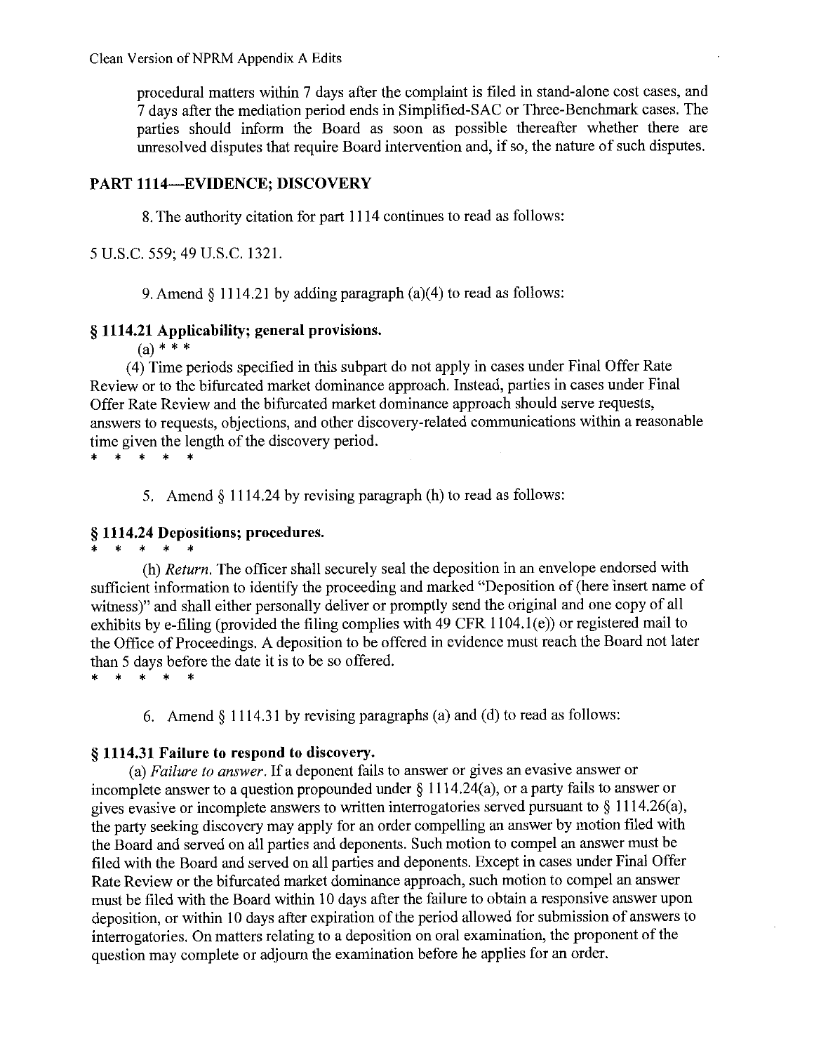procedural matters within 7 days after the complaint is filed in stand-alone cost cases, and 7 days after the mediation period ends in Simplified-SAC or Three-Benchmark cases. The parties should inform the Board as soon as possible thereafter whether there are unresolved disputes that require Board intervention and, if so, the nature of such disputes.

## PART 1114—EVIDENCE; DISCOVERY

8. The authority citation for part 1114 continues to read as follows:

5 U.S.C. 559; 49 U.S.C. 1321.

9. Amend § 1114.21 by adding paragraph (a)(4) to read as follows:

### § 1114.21 Applicability; general provisions.

(a) * * *

(4) Time periods specified in this subpart do not apply in cases under Final Offer Rate Review or to the bifurcated market dominance approach. Instead, parties in cases under Final Offer Rate Review and the bifurcated market dominance approach should serve requests, answers to requests, objections, and other discovery-related communications within a reasonable time given the length of the discovery period.

\* \* \* \* \*

5. Amend § 1114.24 by revising paragraph (h) to read as follows:

### § 1114.24 Depositions; procedures.

\* \* \* \* \*

(h) *Return.* The officer shall securely seal the deposition in an envelope endorsed with sufficient information to identify the proceeding and marked "Deposition of (here insert name of witness)" and shall either personally deliver or promptly send the original and one copy of all exhibits by e-filing (provided the filing complies with 49 CFR 1104.1(e)) or registered mail to the Office of Proceedings. A deposition to be offered in evidence must reach the Board not later than 5 days before the date it is to be so offered.

\* \* \* \* \*

6. Amend § 1114.31 by revising paragraphs (a) and (d) to read as follows:

### § 1114.31 Failure to respond to discovery.

(a) *Failure to answer.* If a deponent fails to answer or gives an evasive answer or incomplete answer to a question propounded under § 1114.24(a), or a party fails to answer or gives evasive or incomplete answers to written interrogatories served pursuant to § 1114.26(a), the party seeking discovery may apply for an order compelling an answer by motion filed with the Board and served on all parties and deponents. Such motion to compel an answer must be filed with the Board and served on all parties and deponents. Except in cases under Final Offer Rate Review or the bifurcated market dominance approach, such motion to compel an answer must be filed with the Board within 10 days after the failure to obtain a responsive answer upon deposition, or within 10 days after expiration of the period allowed for submission of answers to interrogatories. On matters relating to a deposition on oral examination, the proponent of the question may complete or adjourn the examination before he applies for an order.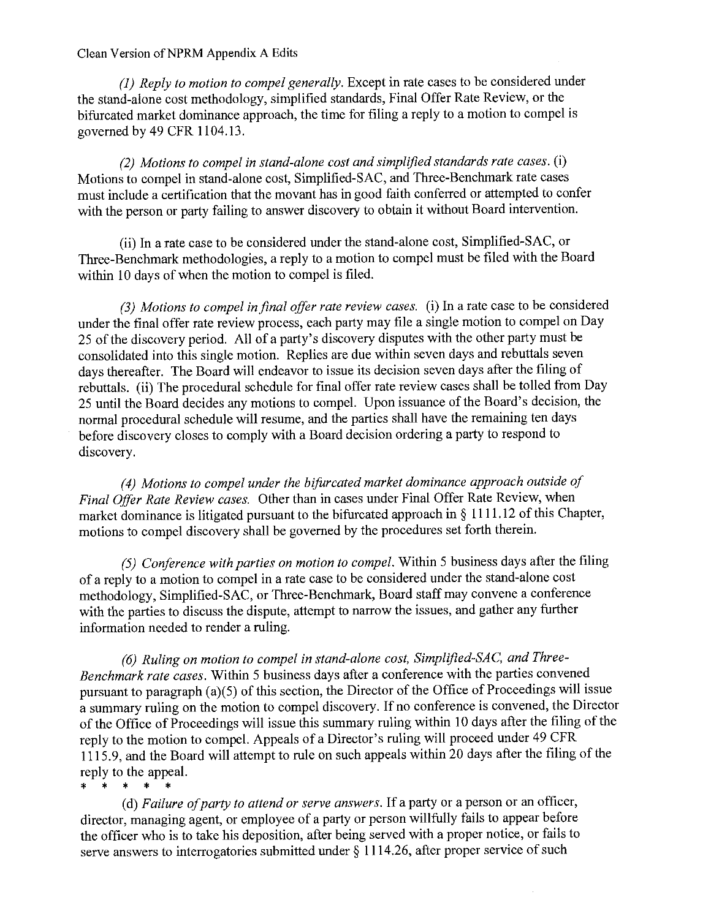Clean Version of NPRM Appendix A Edits

*(1) Reply to motion to compel generally.* Except in rate cases to be considered under the stand-alone cost methodology, simplified standards, Final Offer Rate Review, or the bifurcated market dominance approach, the time for filing a reply to a motion to compel is governed by 49 CFR 1104.13.

*(2) Motions to compel in stand-alone cost and simplified standards rate cases.* (i) Motions to compel in stand-alone cost, Simplified-SAC, and Three-Benchmark rate cases must include a certification that the movant has in good faith conferred or attempted to confer with the person or party failing to answer discovery to obtain it without Board intervention.

(ii) In a rate case to be considered under the stand-alone cost, Simplified-SAC, or Three-Benchmark methodologies, a reply to a motion to compel must be filed with the Board within 10 days of when the motion to compel is filed.

*(3) Motions to compel in final offer rate review cases.* (i) In a rate case to be considered under the final offer rate review process, each party may file a single motion to compel on Day 25 of the discovery period. All of a party's discovery disputes with the other party must be consolidated into this single motion. Replies are due within seven days and rebuttals seven days thereafter. The Board will endeavor to issue its decision seven days after the filing of rebuttals. (ii) The procedural schedule for final offer rate review cases shall be tolled from Day 25 until the Board decides any motions to compel. Upon issuance of the Board's decision, the normal procedural schedule will resume, and the parties shall have the remaining ten days before discovery closes to comply with a Board decision ordering a party to respond to discovery.

*(4) Motions to compel under the bifurcated market dominance approach outside of Final Offer Rate Review cases.* Other than in cases under Final Offer Rate Review, when market dominance is litigated pursuant to the bifurcated approach in § 1111.12 of this Chapter, motions to compel discovery shall be governed by the procedures set forth therein.

*(5) Conference with parties on motion to compel.* Within 5 business days after the filing of a reply to a motion to compel in a rate case to be considered under the stand-alone cost methodology, Simplified-SAC, or Three-Benchmark, Board staff may convene a conference with the parties to discuss the dispute, attempt to narrow the issues, and gather any further information needed to render a ruling.

*(6) Ruling on motion to compel in stand-alone cost, Simplified-SAC, and Three-Benchmark rate cases.* Within 5 business days after a conference with the parties convened pursuant to paragraph (a)(5) of this section, the Director of the Office of Proceedings will issue a summary ruling on the motion to compel discovery. If no conference is convened, the Director of the Office of Proceedings will issue this summary ruling within 10 days after the filing of the reply to the motion to compel. Appeals of a Director's ruling will proceed under 49 CFR 1115.9, and the Board will attempt to rule on such appeals within 20 days after the filing of the reply to the appeal.

\* \* \* \* \*

(d) *Failure of party to attend or serve answers.* If a party or a person or an officer, director, managing agent, or employee of a party or person willfully fails to appear before the officer who is to take his deposition, after being served with a proper notice, or fails to serve answers to interrogatories submitted under § 1114.26, after proper service of such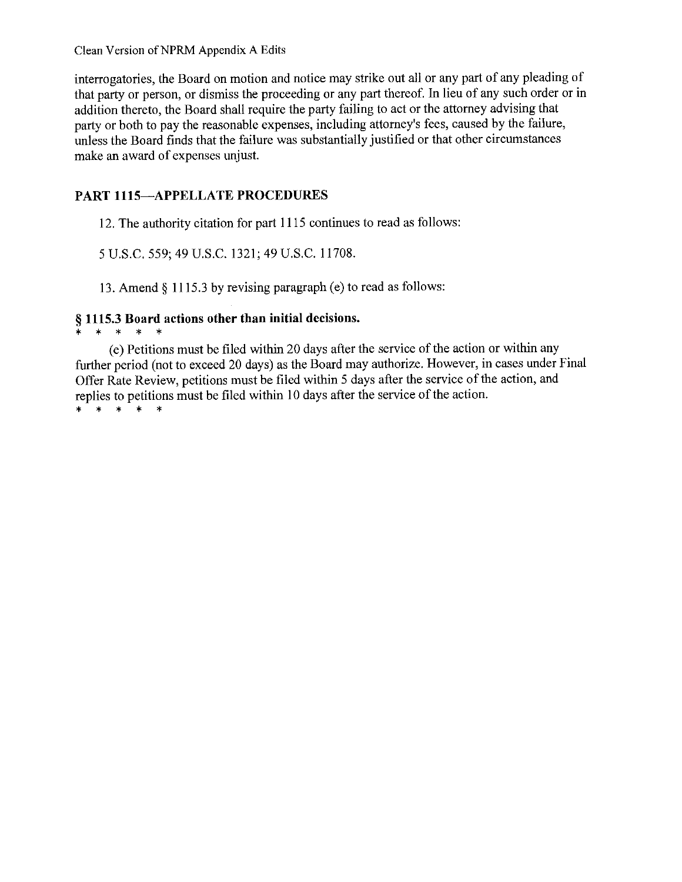interrogatories, the Board on motion and notice may strike out all or any part of any pleading of that party or person, or dismiss the proceeding or any part thereof. In lieu of any such order or in addition thereto, the Board shall require the party failing to act or the attorney advising that party or both to pay the reasonable expenses, including attorney's fees, caused by the failure, unless the Board finds that the failure was substantially justified or that other circumstances make an award of expenses unjust.

## PART 1115—APPELLATE PROCEDURES

12. The authority citation for part 1115 continues to read as follows:

5 U.S.C. 559; 49 U.S.C. 1321; 49 U.S.C. 11708.

13. Amend § 1115.3 by revising paragraph (e) to read as follows:

### § 1115.3 Board actions other than initial decisions.

\* \* \* \* \*

(e) Petitions must be filed within 20 days after the service of the action or within any further period (not to exceed 20 days) as the Board may authorize. However, in cases under Final Offer Rate Review, petitions must be filed within 5 days after the service of the action, and replies to petitions must be filed within 10 days after the service of the action.

\* \* \* \* \*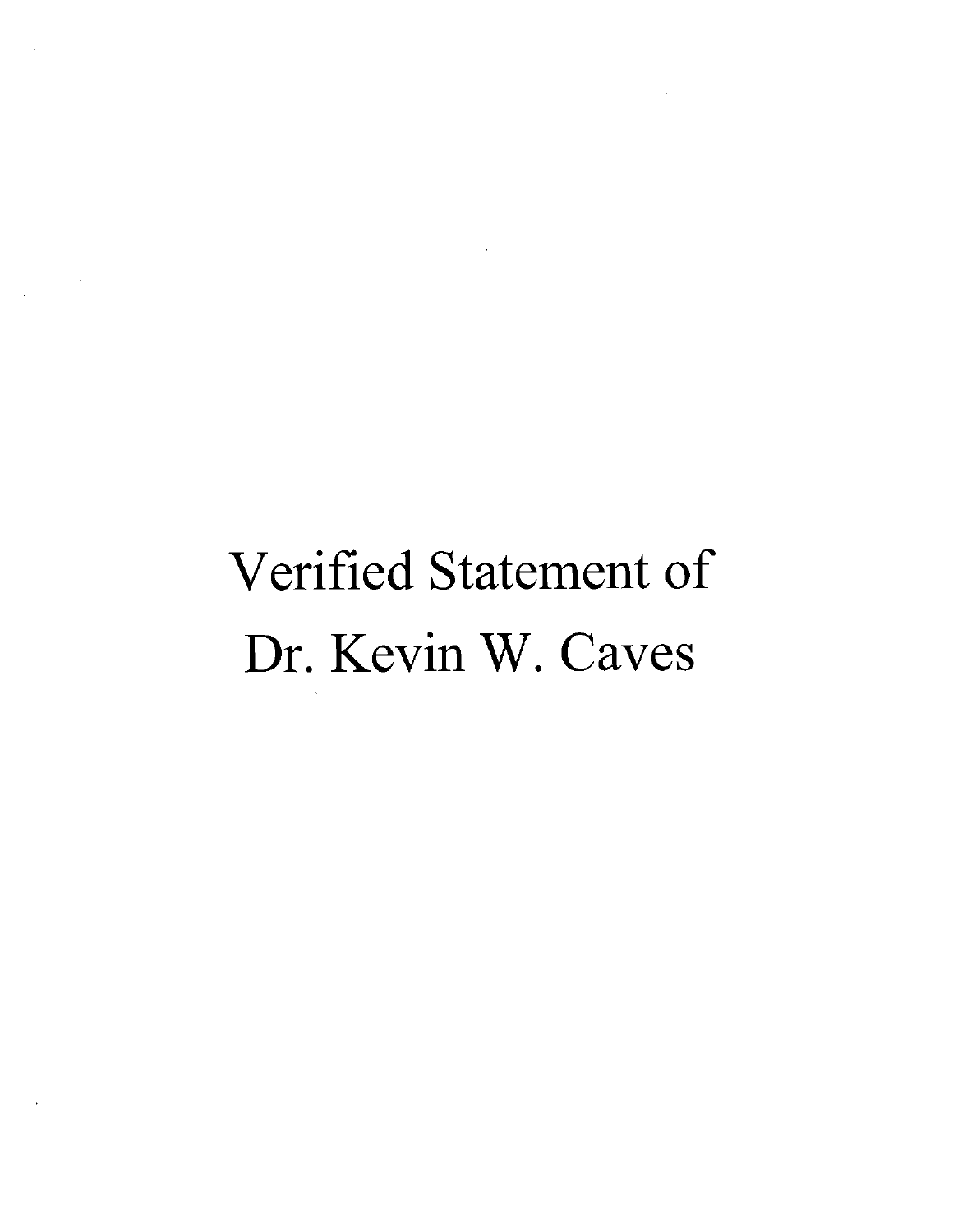# Verified Statement of Dr. Kevin W. Caves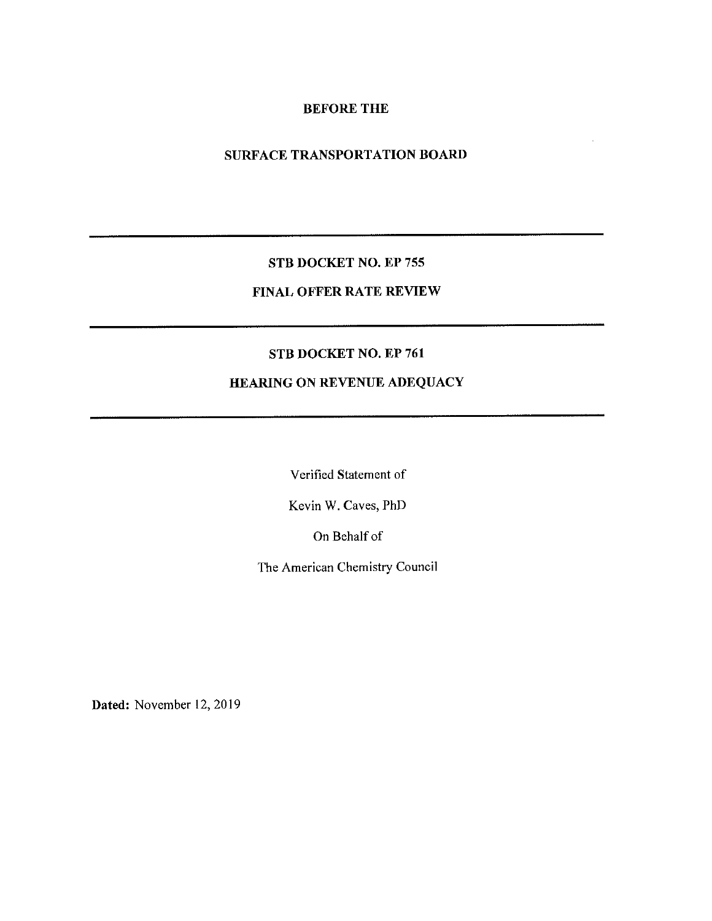**BEFORE THE**

**SURFACE TRANSPORTATION BOARD**

---

**STB DOCKET NO. EP 755**

**FINAL OFFER RATE REVIEW**

---

**STB DOCKET NO. EP 761**

**HEARING ON REVENUE ADEQUACY**

---

Verified Statement of

Kevin W. Caves, PhD

On Behalf of

The American Chemistry Council

**Dated:** November 12, 2019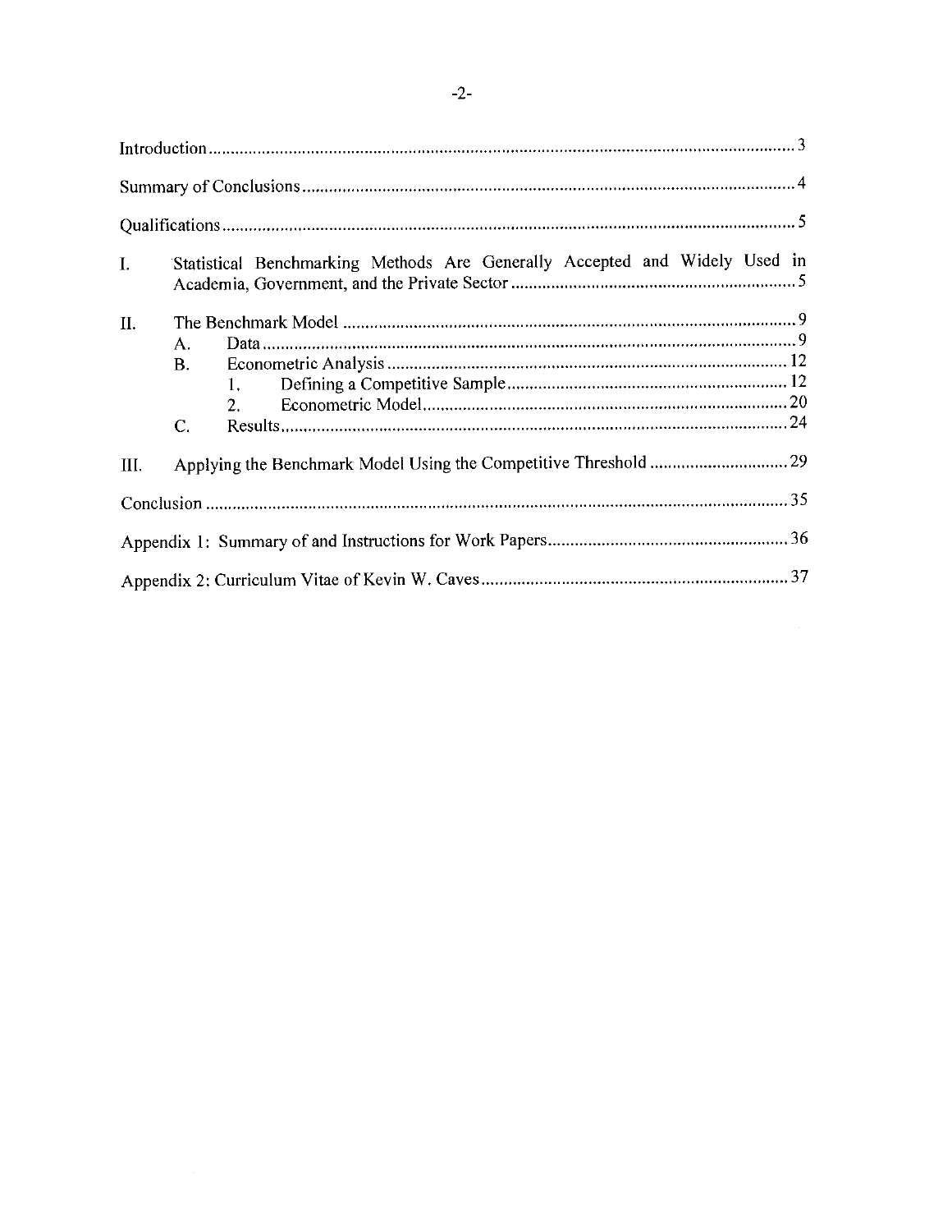Introduction .................................................................................................................................. 3

Summary of Conclusions ............................................................................................................. 4

Qualifications ............................................................................................................................... 5

I. Statistical Benchmarking Methods Are Generally Accepted and Widely Used in Academia, Government, and the Private Sector .............................................................. 5

II. The Benchmark Model ..................................................................................................... 9
   - A. Data ....................................................................................................................... 9
   - B. Econometric Analysis ........................................................................................ 12
     1. Defining a Competitive Sample ............................................................ 12
     2. Econometric Model ............................................................................... 20
   - C. Results ................................................................................................................. 24

III. Applying the Benchmark Model Using the Competitive Threshold ............................... 29

Conclusion ................................................................................................................................. 35

Appendix 1: Summary of and Instructions for Work Papers ...................................................... 36

Appendix 2: Curriculum Vitae of Kevin W. Caves .................................................................... 37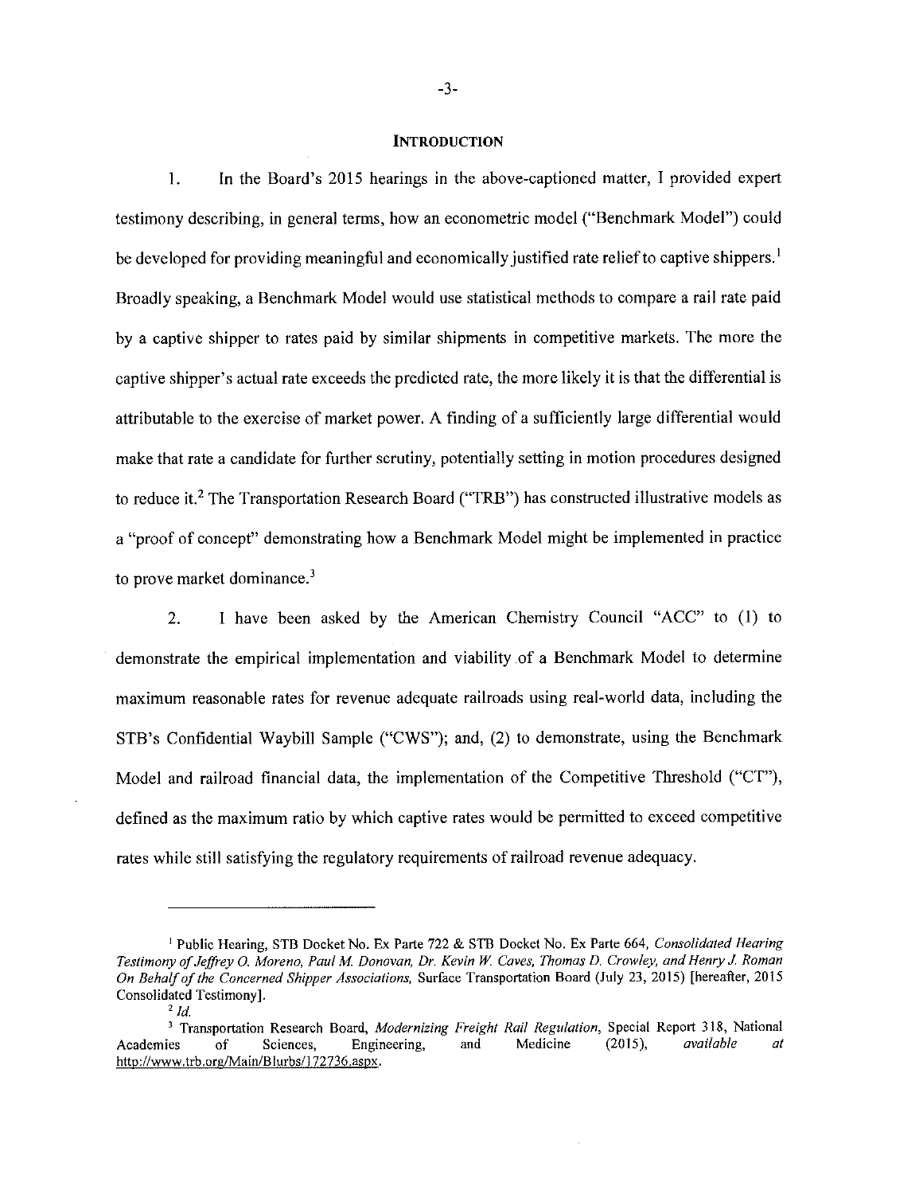## INTRODUCTION

1. In the Board's 2015 hearings in the above-captioned matter, I provided expert testimony describing, in general terms, how an econometric model ("Benchmark Model") could be developed for providing meaningful and economically justified rate relief to captive shippers.[1] Broadly speaking, a Benchmark Model would use statistical methods to compare a rail rate paid by a captive shipper to rates paid by similar shipments in competitive markets. The more the captive shipper's actual rate exceeds the predicted rate, the more likely it is that the differential is attributable to the exercise of market power. A finding of a sufficiently large differential would make that rate a candidate for further scrutiny, potentially setting in motion procedures designed to reduce it.[2] The Transportation Research Board ("TRB") has constructed illustrative models as a "proof of concept" demonstrating how a Benchmark Model might be implemented in practice to prove market dominance.[3]

2. I have been asked by the American Chemistry Council "ACC" to (1) to demonstrate the empirical implementation and viability of a Benchmark Model to determine maximum reasonable rates for revenue adequate railroads using real-world data, including the STB's Confidential Waybill Sample ("CWS"); and, (2) to demonstrate, using the Benchmark Model and railroad financial data, the implementation of the Competitive Threshold ("CT"), defined as the maximum ratio by which captive rates would be permitted to exceed competitive rates while still satisfying the regulatory requirements of railroad revenue adequacy.

---

[1] Public Hearing, STB Docket No. Ex Parte 722 & STB Docket No. Ex Parte 664, *Consolidated Hearing Testimony of Jeffrey O. Moreno, Paul M. Donovan, Dr. Kevin W. Caves, Thomas D. Crowley, and Henry J. Roman On Behalf of the Concerned Shipper Associations*, Surface Transportation Board (July 23, 2015) [hereafter, 2015 Consolidated Testimony].

[2] *Id.*

[3] Transportation Research Board, *Modernizing Freight Rail Regulation*, Special Report 318, National Academies of Sciences, Engineering, and Medicine (2015), *available at* http://www.trb.org/Main/Blurbs/172736.aspx.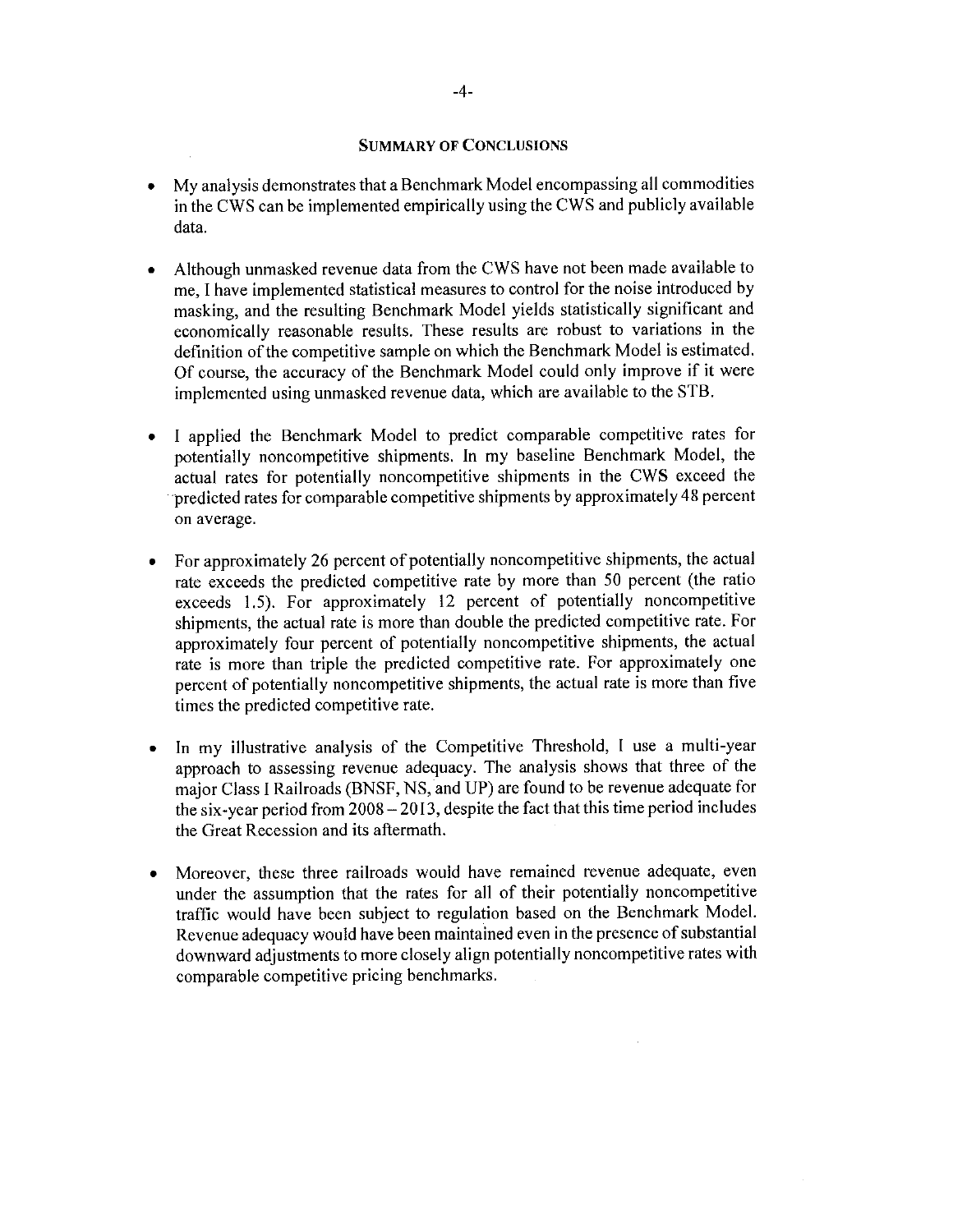## SUMMARY OF CONCLUSIONS

- My analysis demonstrates that a Benchmark Model encompassing all commodities in the CWS can be implemented empirically using the CWS and publicly available data.

- Although unmasked revenue data from the CWS have not been made available to me, I have implemented statistical measures to control for the noise introduced by masking, and the resulting Benchmark Model yields statistically significant and economically reasonable results. These results are robust to variations in the definition of the competitive sample on which the Benchmark Model is estimated. Of course, the accuracy of the Benchmark Model could only improve if it were implemented using unmasked revenue data, which are available to the STB.

- I applied the Benchmark Model to predict comparable competitive rates for potentially noncompetitive shipments. In my baseline Benchmark Model, the actual rates for potentially noncompetitive shipments in the CWS exceed the predicted rates for comparable competitive shipments by approximately 48 percent on average.

- For approximately 26 percent of potentially noncompetitive shipments, the actual rate exceeds the predicted competitive rate by more than 50 percent (the ratio exceeds 1.5). For approximately 12 percent of potentially noncompetitive shipments, the actual rate is more than double the predicted competitive rate. For approximately four percent of potentially noncompetitive shipments, the actual rate is more than triple the predicted competitive rate. For approximately one percent of potentially noncompetitive shipments, the actual rate is more than five times the predicted competitive rate.

- In my illustrative analysis of the Competitive Threshold, I use a multi-year approach to assessing revenue adequacy. The analysis shows that three of the major Class I Railroads (BNSF, NS, and UP) are found to be revenue adequate for the six-year period from 2008 – 2013, despite the fact that this time period includes the Great Recession and its aftermath.

- Moreover, these three railroads would have remained revenue adequate, even under the assumption that the rates for all of their potentially noncompetitive traffic would have been subject to regulation based on the Benchmark Model. Revenue adequacy would have been maintained even in the presence of substantial downward adjustments to more closely align potentially noncompetitive rates with comparable competitive pricing benchmarks.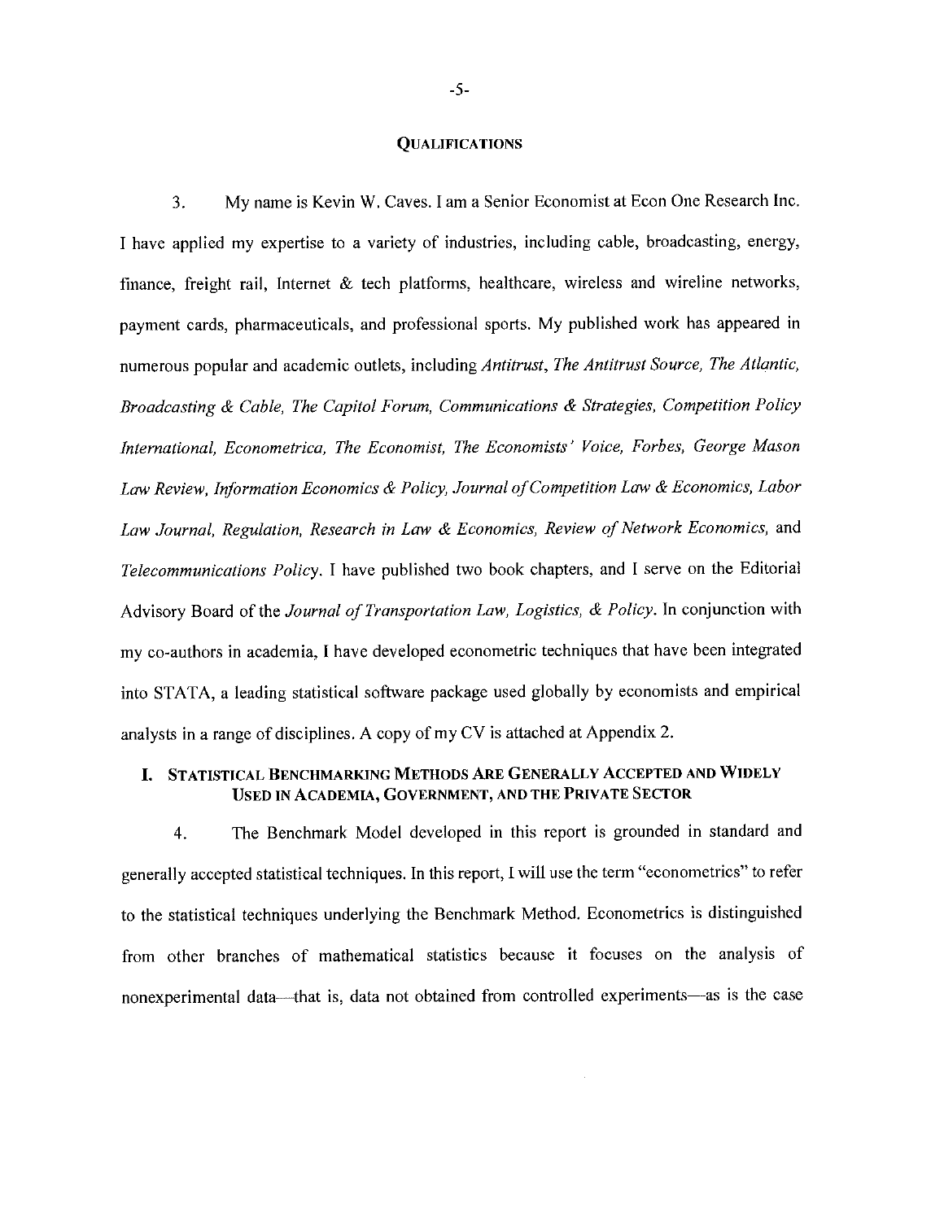## Qualifications

3. My name is Kevin W. Caves. I am a Senior Economist at Econ One Research Inc. I have applied my expertise to a variety of industries, including cable, broadcasting, energy, finance, freight rail, Internet & tech platforms, healthcare, wireless and wireline networks, payment cards, pharmaceuticals, and professional sports. My published work has appeared in numerous popular and academic outlets, including *Antitrust, The Antitrust Source, The Atlantic, Broadcasting & Cable, The Capitol Forum, Communications & Strategies, Competition Policy International, Econometrica, The Economist, The Economists' Voice, Forbes, George Mason Law Review, Information Economics & Policy, Journal of Competition Law & Economics, Labor Law Journal, Regulation, Research in Law & Economics, Review of Network Economics,* and *Telecommunications Policy*. I have published two book chapters, and I serve on the Editorial Advisory Board of the *Journal of Transportation Law, Logistics, & Policy*. In conjunction with my co-authors in academia, I have developed econometric techniques that have been integrated into STATA, a leading statistical software package used globally by economists and empirical analysts in a range of disciplines. A copy of my CV is attached at Appendix 2.

## I. Statistical Benchmarking Methods Are Generally Accepted and Widely Used in Academia, Government, and the Private Sector

4. The Benchmark Model developed in this report is grounded in standard and generally accepted statistical techniques. In this report, I will use the term "econometrics" to refer to the statistical techniques underlying the Benchmark Method. Econometrics is distinguished from other branches of mathematical statistics because it focuses on the analysis of nonexperimental data—that is, data not obtained from controlled experiments—as is the case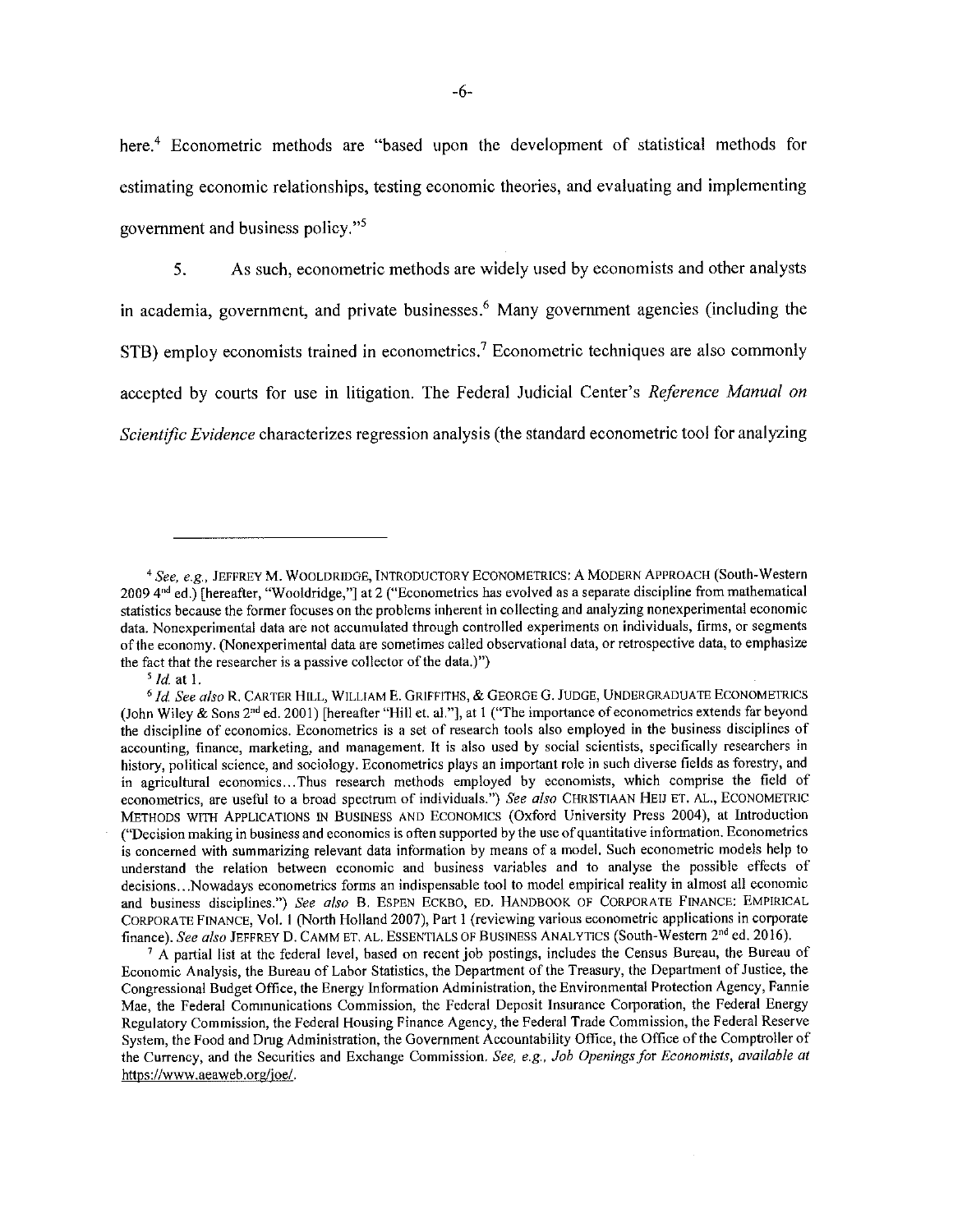here.[4] Econometric methods are "based upon the development of statistical methods for estimating economic relationships, testing economic theories, and evaluating and implementing government and business policy."[5]

5. As such, econometric methods are widely used by economists and other analysts in academia, government, and private businesses.[6] Many government agencies (including the STB) employ economists trained in econometrics.[7] Econometric techniques are also commonly accepted by courts for use in litigation. The Federal Judicial Center's *Reference Manual on Scientific Evidence* characterizes regression analysis (the standard econometric tool for analyzing

---

[4] *See, e.g.,* JEFFREY M. WOOLDRIDGE, INTRODUCTORY ECONOMETRICS: A MODERN APPROACH (South-Western 2009 4[nd] ed.) [hereafter, "Wooldridge,"] at 2 ("Econometrics has evolved as a separate discipline from mathematical statistics because the former focuses on the problems inherent in collecting and analyzing nonexperimental economic data. Nonexperimental data are not accumulated through controlled experiments on individuals, firms, or segments of the economy. (Nonexperimental data are sometimes called observational data, or retrospective data, to emphasize the fact that the researcher is a passive collector of the data.)")

[5] *Id.* at 1.

[6] *Id. See also* R. CARTER HILL, WILLIAM E. GRIFFITHS, & GEORGE G. JUDGE, UNDERGRADUATE ECONOMETRICS (John Wiley & Sons 2[nd] ed. 2001) [hereafter "Hill et. al."], at 1 ("The importance of econometrics extends far beyond the discipline of economics. Econometrics is a set of research tools also employed in the business disciplines of accounting, finance, marketing, and management. It is also used by social scientists, specifically researchers in history, political science, and sociology. Econometrics plays an important role in such diverse fields as forestry, and in agricultural economics...Thus research methods employed by economists, which comprise the field of econometrics, are useful to a broad spectrum of individuals.") *See also* CHRISTIAAN HEIJ ET. AL., ECONOMETRIC METHODS WITH APPLICATIONS IN BUSINESS AND ECONOMICS (Oxford University Press 2004), at Introduction ("Decision making in business and economics is often supported by the use of quantitative information. Econometrics is concerned with summarizing relevant data information by means of a model. Such econometric models help to understand the relation between economic and business variables and to analyse the possible effects of decisions...Nowadays econometrics forms an indispensable tool to model empirical reality in almost all economic and business disciplines.") *See also* B. ESPEN ECKBO, ED. HANDBOOK OF CORPORATE FINANCE: EMPIRICAL CORPORATE FINANCE, Vol. 1 (North Holland 2007), Part 1 (reviewing various econometric applications in corporate finance). *See also* JEFFREY D. CAMM ET. AL. ESSENTIALS OF BUSINESS ANALYTICS (South-Western 2[nd] ed. 2016).

[7] A partial list at the federal level, based on recent job postings, includes the Census Bureau, the Bureau of Economic Analysis, the Bureau of Labor Statistics, the Department of the Treasury, the Department of Justice, the Congressional Budget Office, the Energy Information Administration, the Environmental Protection Agency, Fannie Mae, the Federal Communications Commission, the Federal Deposit Insurance Corporation, the Federal Energy Regulatory Commission, the Federal Housing Finance Agency, the Federal Trade Commission, the Federal Reserve System, the Food and Drug Administration, the Government Accountability Office, the Office of the Comptroller of the Currency, and the Securities and Exchange Commission. *See, e.g., Job Openings for Economists, available at* https://www.aeaweb.org/joe/.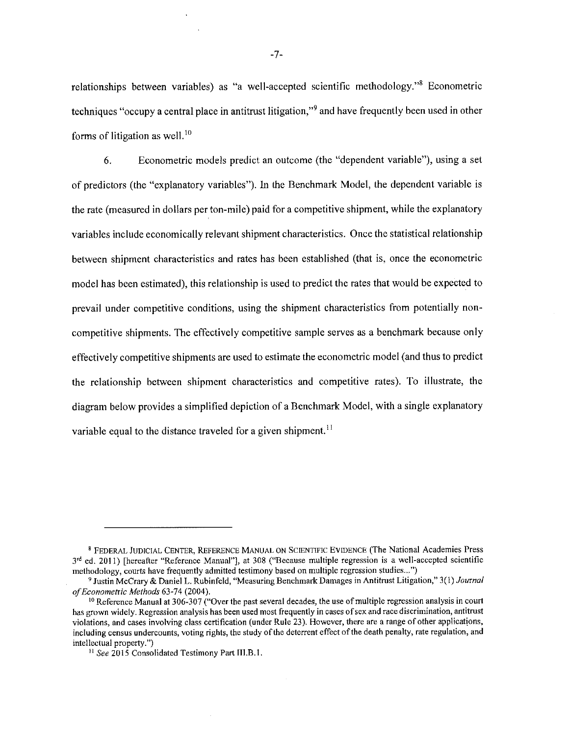relationships between variables) as "a well-accepted scientific methodology."[8] Econometric techniques "occupy a central place in antitrust litigation,"[9] and have frequently been used in other forms of litigation as well.[10]

6. Econometric models predict an outcome (the "dependent variable"), using a set of predictors (the "explanatory variables"). In the Benchmark Model, the dependent variable is the rate (measured in dollars per ton-mile) paid for a competitive shipment, while the explanatory variables include economically relevant shipment characteristics. Once the statistical relationship between shipment characteristics and rates has been established (that is, once the econometric model has been estimated), this relationship is used to predict the rates that would be expected to prevail under competitive conditions, using the shipment characteristics from potentially non-competitive shipments. The effectively competitive sample serves as a benchmark because only effectively competitive shipments are used to estimate the econometric model (and thus to predict the relationship between shipment characteristics and competitive rates). To illustrate, the diagram below provides a simplified depiction of a Benchmark Model, with a single explanatory variable equal to the distance traveled for a given shipment.[11]

---

[8] FEDERAL JUDICIAL CENTER, REFERENCE MANUAL ON SCIENTIFIC EVIDENCE (The National Academies Press 3rd ed. 2011) [hereafter "Reference Manual"], at 308 ("Because multiple regression is a well-accepted scientific methodology, courts have frequently admitted testimony based on multiple regression studies...")

[9] Justin McCrary & Daniel L. Rubinfeld, "Measuring Benchmark Damages in Antitrust Litigation," 3(1) *Journal of Econometric Methods* 63-74 (2004).

[10] Reference Manual at 306-307 ("Over the past several decades, the use of multiple regression analysis in court has grown widely. Regression analysis has been used most frequently in cases of sex and race discrimination, antitrust violations, and cases involving class certification (under Rule 23). However, there are a range of other applications, including census undercounts, voting rights, the study of the deterrent effect of the death penalty, rate regulation, and intellectual property.")

[11] *See* 2015 Consolidated Testimony Part III.B.1.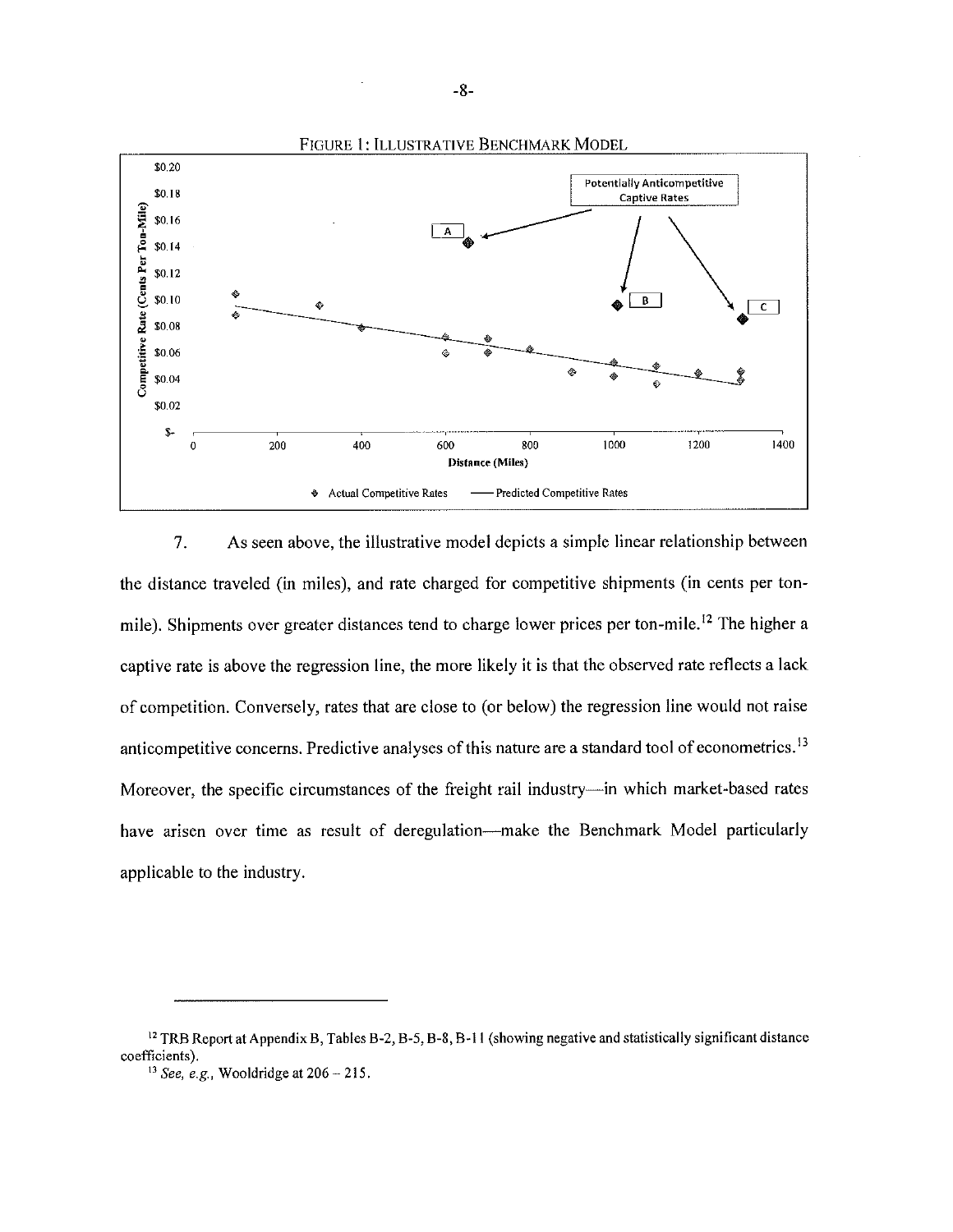FIGURE 1: ILLUSTRATIVE BENCHMARK MODEL

7. As seen above, the illustrative model depicts a simple linear relationship between the distance traveled (in miles), and rate charged for competitive shipments (in cents per ton-mile). Shipments over greater distances tend to charge lower prices per ton-mile.[12] The higher a captive rate is above the regression line, the more likely it is that the observed rate reflects a lack of competition. Conversely, rates that are close to (or below) the regression line would not raise anticompetitive concerns. Predictive analyses of this nature are a standard tool of econometrics.[13] Moreover, the specific circumstances of the freight rail industry—in which market-based rates have arisen over time as result of deregulation—make the Benchmark Model particularly applicable to the industry.

---

[12] TRB Report at Appendix B, Tables B-2, B-5, B-8, B-11 (showing negative and statistically significant distance coefficients).

[13] *See, e.g.*, Wooldridge at 206 – 215.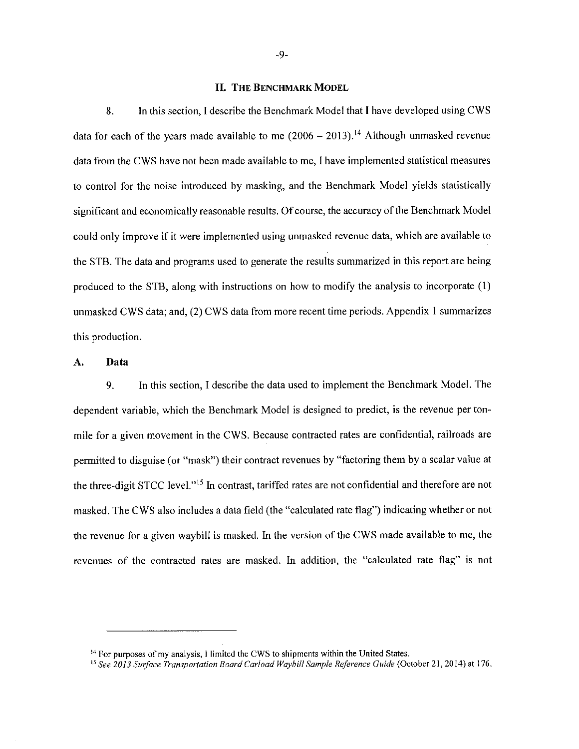## II. THE BENCHMARK MODEL

8. In this section, I describe the Benchmark Model that I have developed using CWS data for each of the years made available to me (2006 – 2013).[14] Although unmasked revenue data from the CWS have not been made available to me, I have implemented statistical measures to control for the noise introduced by masking, and the Benchmark Model yields statistically significant and economically reasonable results. Of course, the accuracy of the Benchmark Model could only improve if it were implemented using unmasked revenue data, which are available to the STB. The data and programs used to generate the results summarized in this report are being produced to the STB, along with instructions on how to modify the analysis to incorporate (1) unmasked CWS data; and, (2) CWS data from more recent time periods. Appendix 1 summarizes this production.

### A. Data

9. In this section, I describe the data used to implement the Benchmark Model. The dependent variable, which the Benchmark Model is designed to predict, is the revenue per ton-mile for a given movement in the CWS. Because contracted rates are confidential, railroads are permitted to disguise (or "mask") their contract revenues by "factoring them by a scalar value at the three-digit STCC level."[15] In contrast, tariffed rates are not confidential and therefore are not masked. The CWS also includes a data field (the "calculated rate flag") indicating whether or not the revenue for a given waybill is masked. In the version of the CWS made available to me, the revenues of the contracted rates are masked. In addition, the "calculated rate flag" is not

---

[14] For purposes of my analysis, I limited the CWS to shipments within the United States.

[15] *See 2013 Surface Transportation Board Carload Waybill Sample Reference Guide* (October 21, 2014) at 176.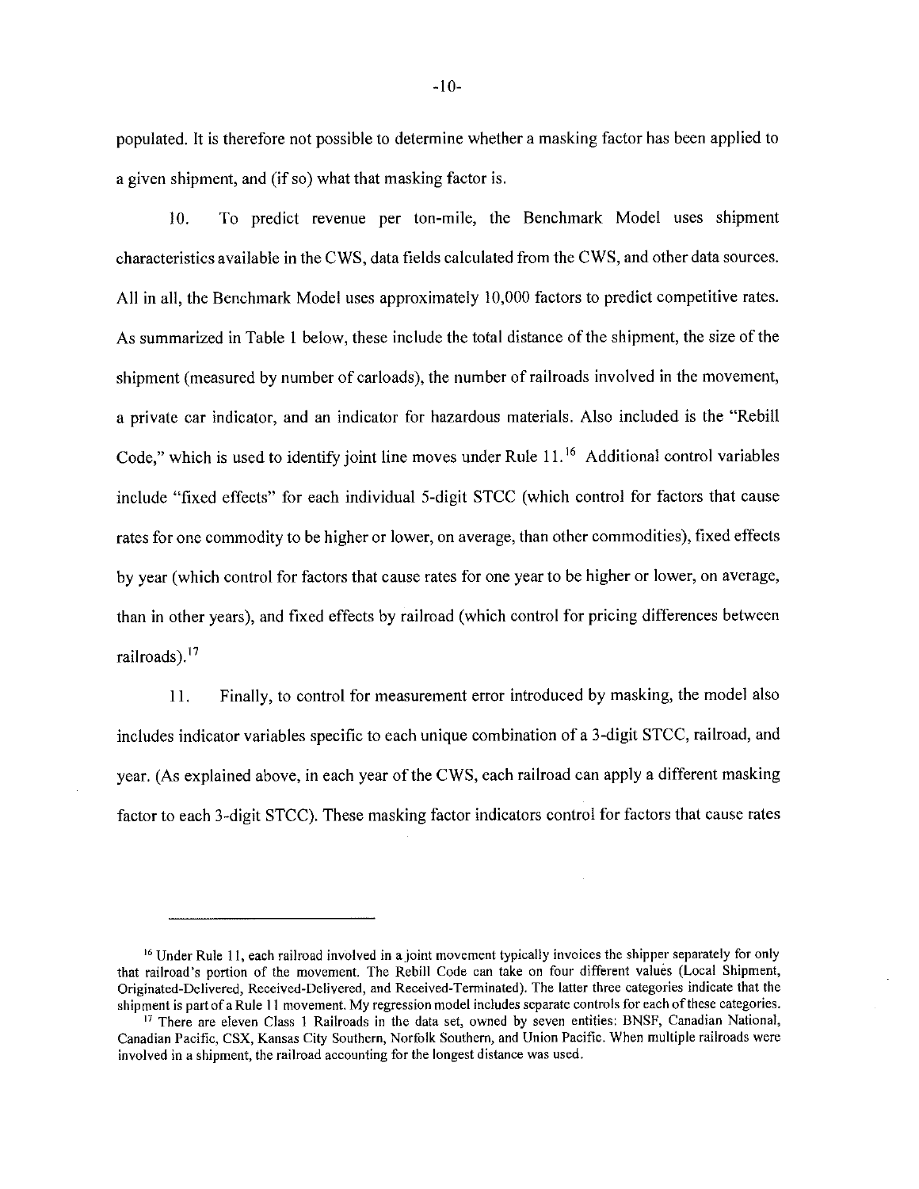populated. It is therefore not possible to determine whether a masking factor has been applied to a given shipment, and (if so) what that masking factor is.

10. To predict revenue per ton-mile, the Benchmark Model uses shipment characteristics available in the CWS, data fields calculated from the CWS, and other data sources. All in all, the Benchmark Model uses approximately 10,000 factors to predict competitive rates. As summarized in Table 1 below, these include the total distance of the shipment, the size of the shipment (measured by number of carloads), the number of railroads involved in the movement, a private car indicator, and an indicator for hazardous materials. Also included is the "Rebill Code," which is used to identify joint line moves under Rule 11.[16] Additional control variables include "fixed effects" for each individual 5-digit STCC (which control for factors that cause rates for one commodity to be higher or lower, on average, than other commodities), fixed effects by year (which control for factors that cause rates for one year to be higher or lower, on average, than in other years), and fixed effects by railroad (which control for pricing differences between railroads).[17]

11. Finally, to control for measurement error introduced by masking, the model also includes indicator variables specific to each unique combination of a 3-digit STCC, railroad, and year. (As explained above, in each year of the CWS, each railroad can apply a different masking factor to each 3-digit STCC). These masking factor indicators control for factors that cause rates

---

[16] Under Rule 11, each railroad involved in a joint movement typically invoices the shipper separately for only that railroad's portion of the movement. The Rebill Code can take on four different values (Local Shipment, Originated-Delivered, Received-Delivered, and Received-Terminated). The latter three categories indicate that the shipment is part of a Rule 11 movement. My regression model includes separate controls for each of these categories.

[17] There are eleven Class 1 Railroads in the data set, owned by seven entities: BNSF, Canadian National, Canadian Pacific, CSX, Kansas City Southern, Norfolk Southern, and Union Pacific. When multiple railroads were involved in a shipment, the railroad accounting for the longest distance was used.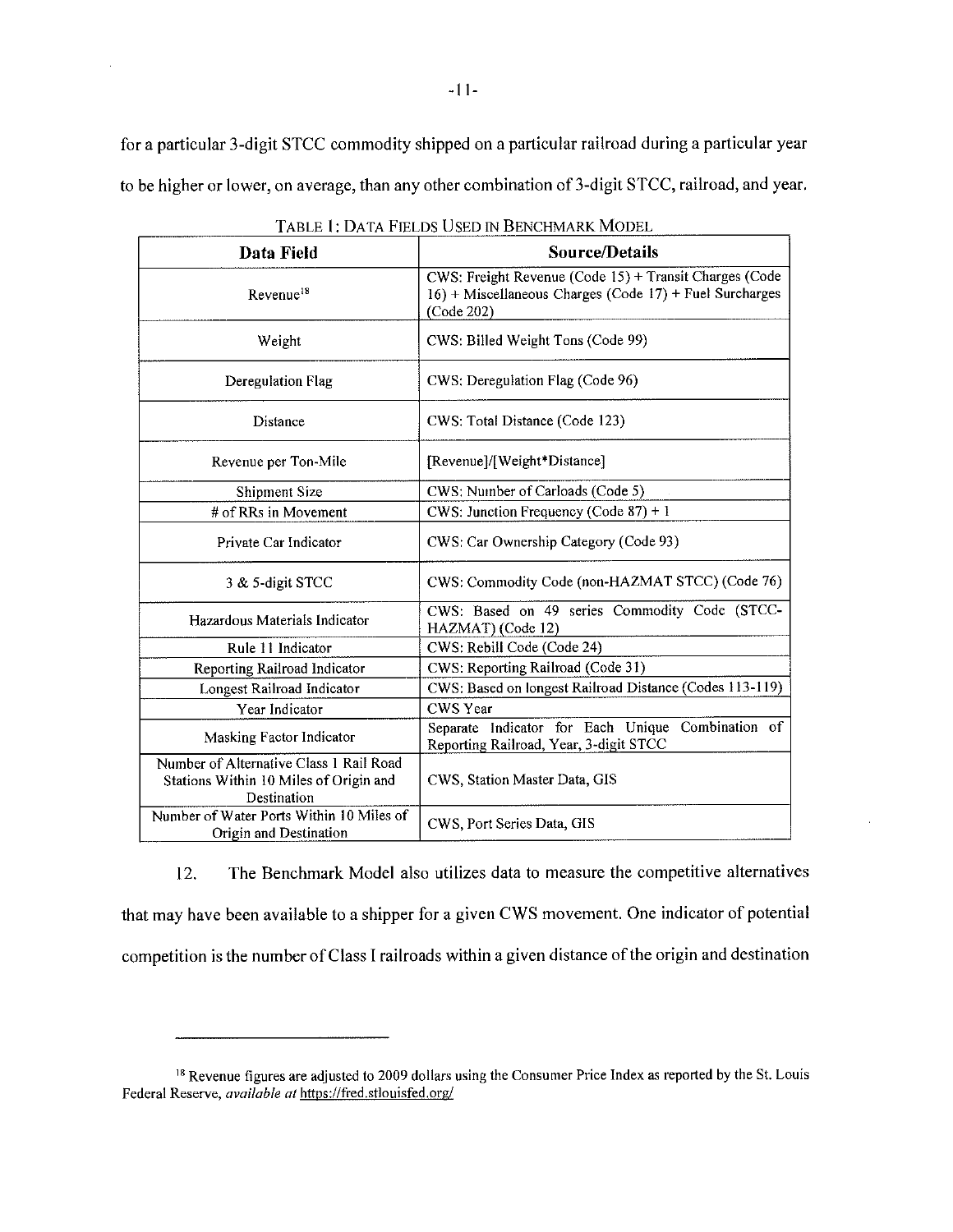for a particular 3-digit STCC commodity shipped on a particular railroad during a particular year to be higher or lower, on average, than any other combination of 3-digit STCC, railroad, and year.

TABLE 1: DATA FIELDS USED IN BENCHMARK MODEL

| Data Field | Source/Details |
|---|---|
| Revenue[18] | CWS: Freight Revenue (Code 15) + Transit Charges (Code 16) + Miscellaneous Charges (Code 17) + Fuel Surcharges (Code 202) |
| Weight | CWS: Billed Weight Tons (Code 99) |
| Deregulation Flag | CWS: Deregulation Flag (Code 96) |
| Distance | CWS: Total Distance (Code 123) |
| Revenue per Ton-Mile | [Revenue]/[Weight*Distance] |
| Shipment Size | CWS: Number of Carloads (Code 5) |
| # of RRs in Movement | CWS: Junction Frequency (Code 87) + 1 |
| Private Car Indicator | CWS: Car Ownership Category (Code 93) |
| 3 & 5-digit STCC | CWS: Commodity Code (non-HAZMAT STCC) (Code 76) |
| Hazardous Materials Indicator | CWS: Based on 49 series Commodity Code (STCC-HAZMAT) (Code 12) |
| Rule 11 Indicator | CWS: Rebill Code (Code 24) |
| Reporting Railroad Indicator | CWS: Reporting Railroad (Code 31) |
| Longest Railroad Indicator | CWS: Based on longest Railroad Distance (Codes 113-119) |
| Year Indicator | CWS Year |
| Masking Factor Indicator | Separate Indicator for Each Unique Combination of Reporting Railroad, Year, 3-digit STCC |
| Number of Alternative Class 1 Rail Road Stations Within 10 Miles of Origin and Destination | CWS, Station Master Data, GIS |
| Number of Water Ports Within 10 Miles of Origin and Destination | CWS, Port Series Data, GIS |

12. The Benchmark Model also utilizes data to measure the competitive alternatives that may have been available to a shipper for a given CWS movement. One indicator of potential competition is the number of Class I railroads within a given distance of the origin and destination

---

[18] Revenue figures are adjusted to 2009 dollars using the Consumer Price Index as reported by the St. Louis Federal Reserve, *available at* https://fred.stlouisfed.org/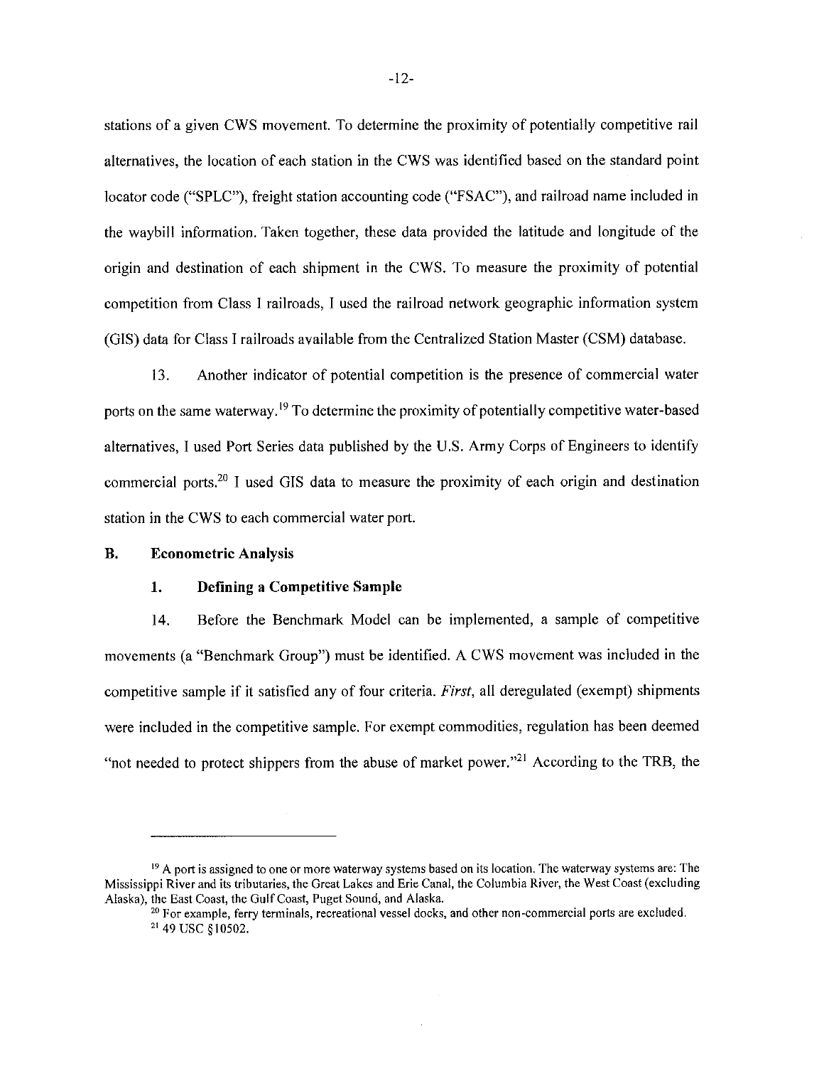stations of a given CWS movement. To determine the proximity of potentially competitive rail alternatives, the location of each station in the CWS was identified based on the standard point locator code ("SPLC"), freight station accounting code ("FSAC"), and railroad name included in the waybill information. Taken together, these data provided the latitude and longitude of the origin and destination of each shipment in the CWS. To measure the proximity of potential competition from Class I railroads, I used the railroad network geographic information system (GIS) data for Class I railroads available from the Centralized Station Master (CSM) database.

13. Another indicator of potential competition is the presence of commercial water ports on the same waterway.[19] To determine the proximity of potentially competitive water-based alternatives, I used Port Series data published by the U.S. Army Corps of Engineers to identify commercial ports.[20] I used GIS data to measure the proximity of each origin and destination station in the CWS to each commercial water port.

### B. Econometric Analysis

#### 1. Defining a Competitive Sample

14. Before the Benchmark Model can be implemented, a sample of competitive movements (a "Benchmark Group") must be identified. A CWS movement was included in the competitive sample if it satisfied any of four criteria. *First*, all deregulated (exempt) shipments were included in the competitive sample. For exempt commodities, regulation has been deemed "not needed to protect shippers from the abuse of market power."[21] According to the TRB, the

---

[19] A port is assigned to one or more waterway systems based on its location. The waterway systems are: The Mississippi River and its tributaries, the Great Lakes and Erie Canal, the Columbia River, the West Coast (excluding Alaska), the East Coast, the Gulf Coast, Puget Sound, and Alaska.

[20] For example, ferry terminals, recreational vessel docks, and other non-commercial ports are excluded.

[21] 49 USC §10502.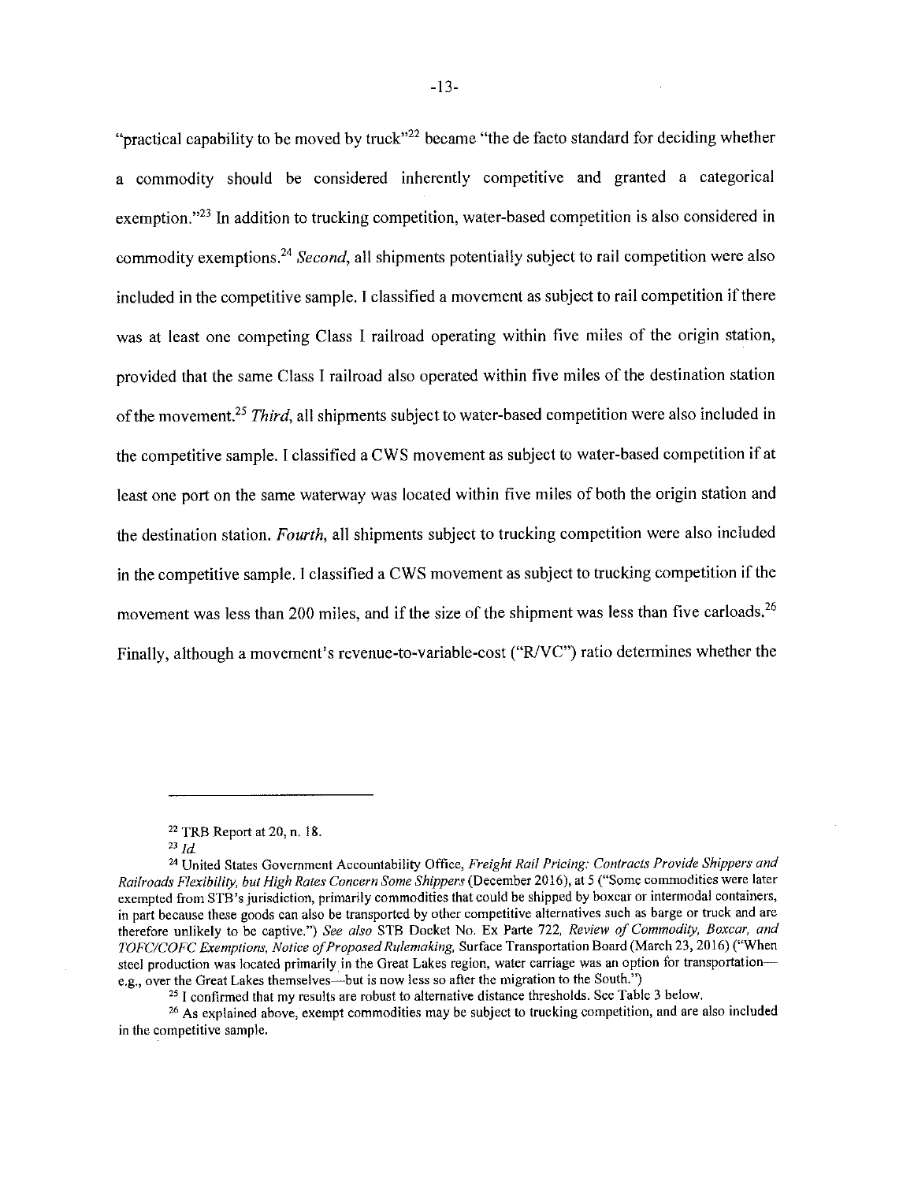"practical capability to be moved by truck"[22] became "the de facto standard for deciding whether a commodity should be considered inherently competitive and granted a categorical exemption."[23] In addition to trucking competition, water-based competition is also considered in commodity exemptions.[24] *Second*, all shipments potentially subject to rail competition were also included in the competitive sample. I classified a movement as subject to rail competition if there was at least one competing Class I railroad operating within five miles of the origin station, provided that the same Class I railroad also operated within five miles of the destination station of the movement.[25] *Third*, all shipments subject to water-based competition were also included in the competitive sample. I classified a CWS movement as subject to water-based competition if at least one port on the same waterway was located within five miles of both the origin station and the destination station. *Fourth*, all shipments subject to trucking competition were also included in the competitive sample. I classified a CWS movement as subject to trucking competition if the movement was less than 200 miles, and if the size of the shipment was less than five carloads.[26] Finally, although a movement's revenue-to-variable-cost ("R/VC") ratio determines whether the

---

[22] TRB Report at 20, n. 18.

[23] *Id.*

[24] United States Government Accountability Office, *Freight Rail Pricing: Contracts Provide Shippers and Railroads Flexibility, but High Rates Concern Some Shippers* (December 2016), at 5 ("Some commodities were later exempted from STB's jurisdiction, primarily commodities that could be shipped by boxcar or intermodal containers, in part because these goods can also be transported by other competitive alternatives such as barge or truck and are therefore unlikely to be captive.") *See also* STB Docket No. Ex Parte 722, *Review of Commodity, Boxcar, and TOFC/COFC Exemptions, Notice of Proposed Rulemaking*, Surface Transportation Board (March 23, 2016) ("When steel production was located primarily in the Great Lakes region, water carriage was an option for transportation—e.g., over the Great Lakes themselves—but is now less so after the migration to the South.")

[25] I confirmed that my results are robust to alternative distance thresholds. See Table 3 below.

[26] As explained above, exempt commodities may be subject to trucking competition, and are also included in the competitive sample.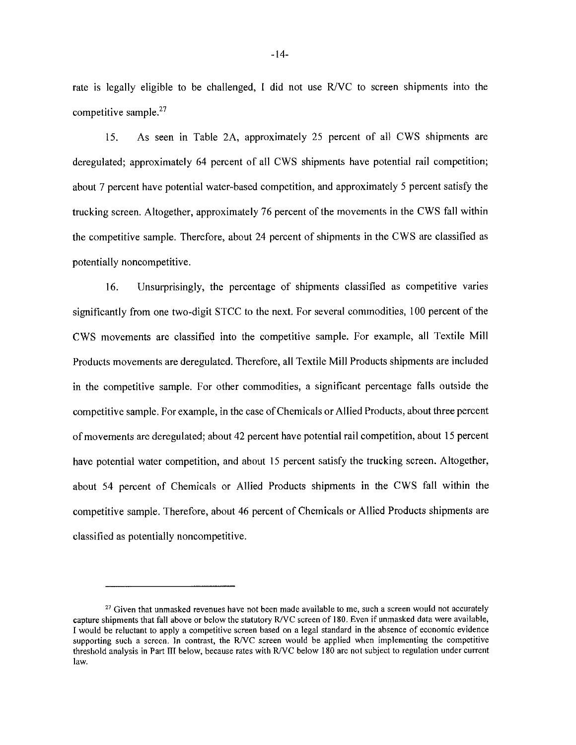rate is legally eligible to be challenged, I did not use R/VC to screen shipments into the competitive sample.[27]

15. As seen in Table 2A, approximately 25 percent of all CWS shipments are deregulated; approximately 64 percent of all CWS shipments have potential rail competition; about 7 percent have potential water-based competition, and approximately 5 percent satisfy the trucking screen. Altogether, approximately 76 percent of the movements in the CWS fall within the competitive sample. Therefore, about 24 percent of shipments in the CWS are classified as potentially noncompetitive.

16. Unsurprisingly, the percentage of shipments classified as competitive varies significantly from one two-digit STCC to the next. For several commodities, 100 percent of the CWS movements are classified into the competitive sample. For example, all Textile Mill Products movements are deregulated. Therefore, all Textile Mill Products shipments are included in the competitive sample. For other commodities, a significant percentage falls outside the competitive sample. For example, in the case of Chemicals or Allied Products, about three percent of movements are deregulated; about 42 percent have potential rail competition, about 15 percent have potential water competition, and about 15 percent satisfy the trucking screen. Altogether, about 54 percent of Chemicals or Allied Products shipments in the CWS fall within the competitive sample. Therefore, about 46 percent of Chemicals or Allied Products shipments are classified as potentially noncompetitive.

---

[27] Given that unmasked revenues have not been made available to me, such a screen would not accurately capture shipments that fall above or below the statutory R/VC screen of 180. Even if unmasked data were available, I would be reluctant to apply a competitive screen based on a legal standard in the absence of economic evidence supporting such a screen. In contrast, the R/VC screen would be applied when implementing the competitive threshold analysis in Part III below, because rates with R/VC below 180 are not subject to regulation under current law.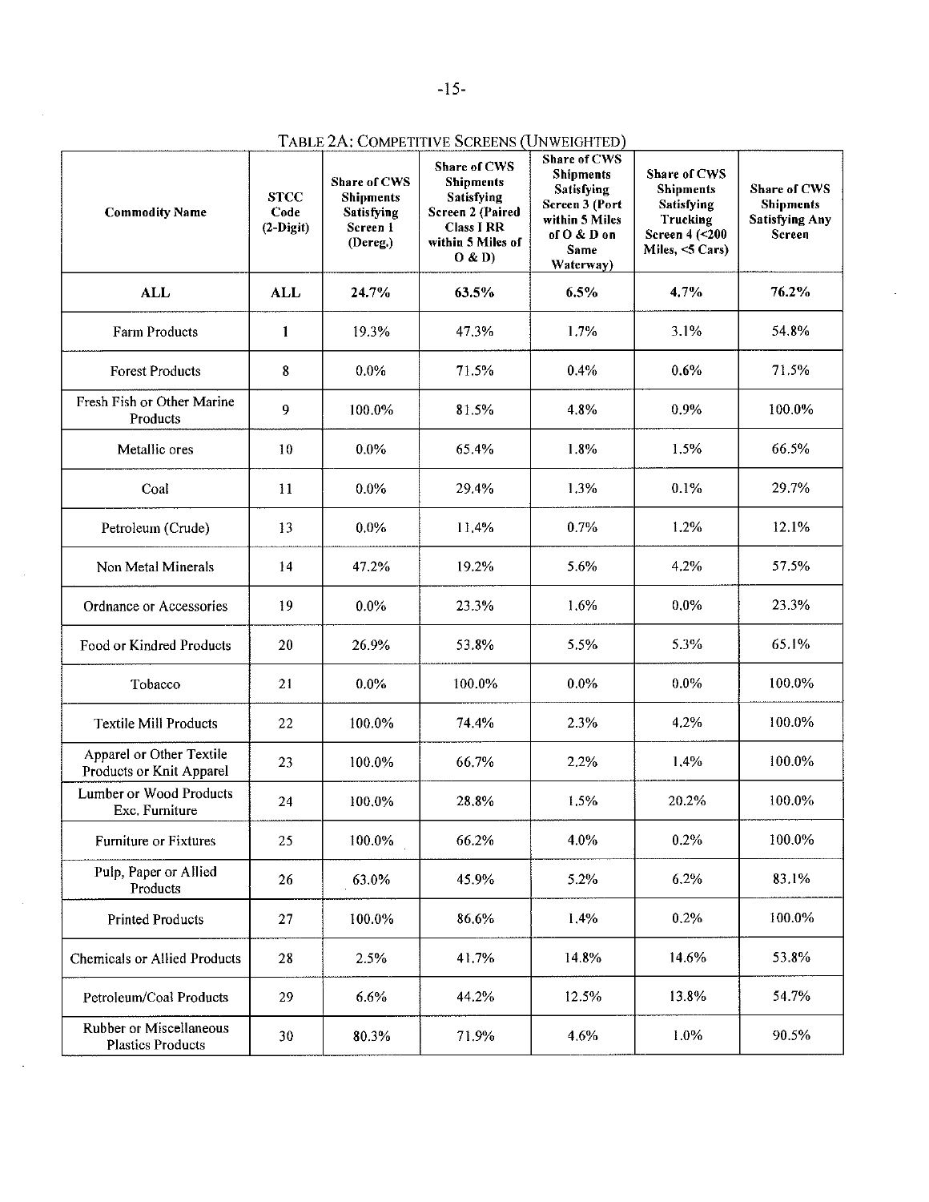TABLE 2A: COMPETITIVE SCREENS (UNWEIGHTED)

| Commodity Name | STCC Code (2-Digit) | Share of CWS Shipments Satisfying Screen 1 (Dereg.) | Share of CWS Shipments Satisfying Screen 2 (Paired Class I RR within 5 Miles of O & D) | Share of CWS Shipments Satisfying Screen 3 (Port within 5 Miles of O & D on Same Waterway) | Share of CWS Shipments Satisfying Trucking Screen 4 (<200 Miles, <5 Cars) | Share of CWS Shipments Satisfying Any Screen |
|---|---|---|---|---|---|---|
| **ALL** | **ALL** | **24.7%** | **63.5%** | **6.5%** | **4.7%** | **76.2%** |
| Farm Products | 1 | 19.3% | 47.3% | 1.7% | 3.1% | 54.8% |
| Forest Products | 8 | 0.0% | 71.5% | 0.4% | 0.6% | 71.5% |
| Fresh Fish or Other Marine Products | 9 | 100.0% | 81.5% | 4.8% | 0.9% | 100.0% |
| Metallic ores | 10 | 0.0% | 65.4% | 1.8% | 1.5% | 66.5% |
| Coal | 11 | 0.0% | 29.4% | 1.3% | 0.1% | 29.7% |
| Petroleum (Crude) | 13 | 0.0% | 11.4% | 0.7% | 1.2% | 12.1% |
| Non Metal Minerals | 14 | 47.2% | 19.2% | 5.6% | 4.2% | 57.5% |
| Ordnance or Accessories | 19 | 0.0% | 23.3% | 1.6% | 0.0% | 23.3% |
| Food or Kindred Products | 20 | 26.9% | 53.8% | 5.5% | 5.3% | 65.1% |
| Tobacco | 21 | 0.0% | 100.0% | 0.0% | 0.0% | 100.0% |
| Textile Mill Products | 22 | 100.0% | 74.4% | 2.3% | 4.2% | 100.0% |
| Apparel or Other Textile Products or Knit Apparel | 23 | 100.0% | 66.7% | 2.2% | 1.4% | 100.0% |
| Lumber or Wood Products Exc. Furniture | 24 | 100.0% | 28.8% | 1.5% | 20.2% | 100.0% |
| Furniture or Fixtures | 25 | 100.0% | 66.2% | 4.0% | 0.2% | 100.0% |
| Pulp, Paper or Allied Products | 26 | 63.0% | 45.9% | 5.2% | 6.2% | 83.1% |
| Printed Products | 27 | 100.0% | 86.6% | 1.4% | 0.2% | 100.0% |
| Chemicals or Allied Products | 28 | 2.5% | 41.7% | 14.8% | 14.6% | 53.8% |
| Petroleum/Coal Products | 29 | 6.6% | 44.2% | 12.5% | 13.8% | 54.7% |
| Rubber or Miscellaneous Plastics Products | 30 | 80.3% | 71.9% | 4.6% | 1.0% | 90.5% |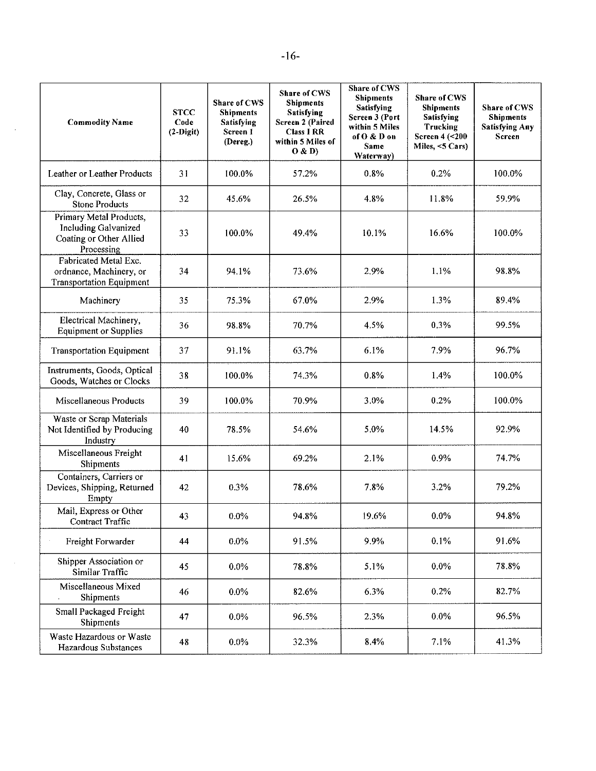| Commodity Name | STCC Code (2-Digit) | Share of CWS Shipments Satisfying Screen 1 (Dereg.) | Share of CWS Shipments Satisfying Screen 2 (Paired Class I RR within 5 Miles of O & D) | Share of CWS Shipments Satisfying Screen 3 (Port within 5 Miles of O & D on Same Waterway) | Share of CWS Shipments Satisfying Trucking Screen 4 (<200 Miles, <5 Cars) | Share of CWS Shipments Satisfying Any Screen |
|---|---|---|---|---|---|---|
| Leather or Leather Products | 31 | 100.0% | 57.2% | 0.8% | 0.2% | 100.0% |
| Clay, Concrete, Glass or Stone Products | 32 | 45.6% | 26.5% | 4.8% | 11.8% | 59.9% |
| Primary Metal Products, Including Galvanized Coating or Other Allied Processing | 33 | 100.0% | 49.4% | 10.1% | 16.6% | 100.0% |
| Fabricated Metal Exc. ordnance, Machinery, or Transportation Equipment | 34 | 94.1% | 73.6% | 2.9% | 1.1% | 98.8% |
| Machinery | 35 | 75.3% | 67.0% | 2.9% | 1.3% | 89.4% |
| Electrical Machinery, Equipment or Supplies | 36 | 98.8% | 70.7% | 4.5% | 0.3% | 99.5% |
| Transportation Equipment | 37 | 91.1% | 63.7% | 6.1% | 7.9% | 96.7% |
| Instruments, Goods, Optical Goods, Watches or Clocks | 38 | 100.0% | 74.3% | 0.8% | 1.4% | 100.0% |
| Miscellaneous Products | 39 | 100.0% | 70.9% | 3.0% | 0.2% | 100.0% |
| Waste or Scrap Materials Not Identified by Producing Industry | 40 | 78.5% | 54.6% | 5.0% | 14.5% | 92.9% |
| Miscellaneous Freight Shipments | 41 | 15.6% | 69.2% | 2.1% | 0.9% | 74.7% |
| Containers, Carriers or Devices, Shipping, Returned Empty | 42 | 0.3% | 78.6% | 7.8% | 3.2% | 79.2% |
| Mail, Express or Other Contract Traffic | 43 | 0.0% | 94.8% | 19.6% | 0.0% | 94.8% |
| Freight Forwarder | 44 | 0.0% | 91.5% | 9.9% | 0.1% | 91.6% |
| Shipper Association or Similar Traffic | 45 | 0.0% | 78.8% | 5.1% | 0.0% | 78.8% |
| Miscellaneous Mixed Shipments | 46 | 0.0% | 82.6% | 6.3% | 0.2% | 82.7% |
| Small Packaged Freight Shipments | 47 | 0.0% | 96.5% | 2.3% | 0.0% | 96.5% |
| Waste Hazardous or Waste Hazardous Substances | 48 | 0.0% | 32.3% | 8.4% | 7.1% | 41.3% |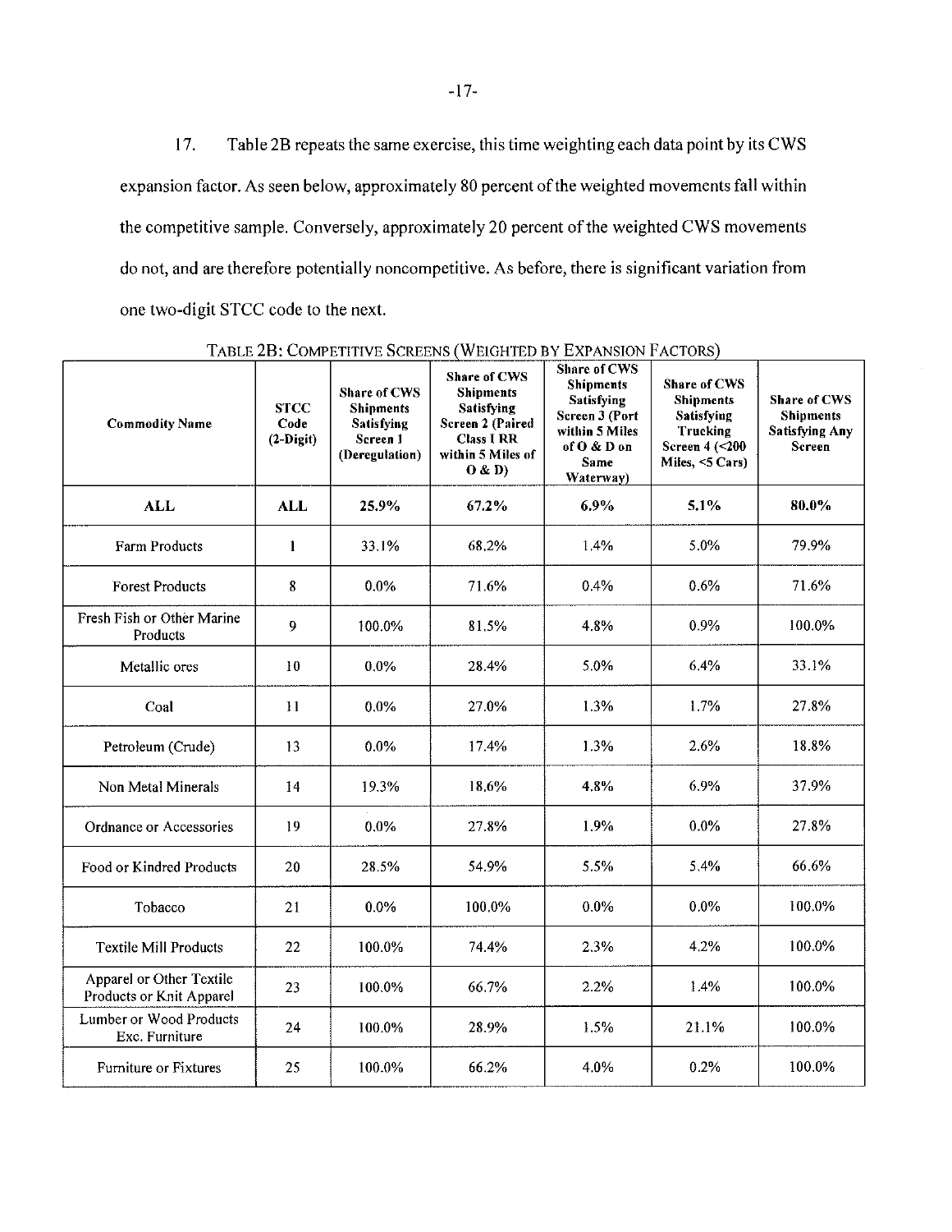17. Table 2B repeats the same exercise, this time weighting each data point by its CWS expansion factor. As seen below, approximately 80 percent of the weighted movements fall within the competitive sample. Conversely, approximately 20 percent of the weighted CWS movements do not, and are therefore potentially noncompetitive. As before, there is significant variation from one two-digit STCC code to the next.

TABLE 2B: COMPETITIVE SCREENS (WEIGHTED BY EXPANSION FACTORS)

| Commodity Name | STCC Code (2-Digit) | Share of CWS Shipments Satisfying Screen 1 (Deregulation) | Share of CWS Shipments Satisfying Screen 2 (Paired Class I RR within 5 Miles of O & D) | Share of CWS Shipments Satisfying Screen 3 (Port within 5 Miles of O & D on Same Waterway) | Share of CWS Shipments Satisfying Trucking Screen 4 (<200 Miles, <5 Cars) | Share of CWS Shipments Satisfying Any Screen |
|---|---|---|---|---|---|---|
| **ALL** | **ALL** | **25.9%** | **67.2%** | **6.9%** | **5.1%** | **80.0%** |
| Farm Products | 1 | 33.1% | 68.2% | 1.4% | 5.0% | 79.9% |
| Forest Products | 8 | 0.0% | 71.6% | 0.4% | 0.6% | 71.6% |
| Fresh Fish or Other Marine Products | 9 | 100.0% | 81.5% | 4.8% | 0.9% | 100.0% |
| Metallic ores | 10 | 0.0% | 28.4% | 5.0% | 6.4% | 33.1% |
| Coal | 11 | 0.0% | 27.0% | 1.3% | 1.7% | 27.8% |
| Petroleum (Crude) | 13 | 0.0% | 17.4% | 1.3% | 2.6% | 18.8% |
| Non Metal Minerals | 14 | 19.3% | 18.6% | 4.8% | 6.9% | 37.9% |
| Ordnance or Accessories | 19 | 0.0% | 27.8% | 1.9% | 0.0% | 27.8% |
| Food or Kindred Products | 20 | 28.5% | 54.9% | 5.5% | 5.4% | 66.6% |
| Tobacco | 21 | 0.0% | 100.0% | 0.0% | 0.0% | 100.0% |
| Textile Mill Products | 22 | 100.0% | 74.4% | 2.3% | 4.2% | 100.0% |
| Apparel or Other Textile Products or Knit Apparel | 23 | 100.0% | 66.7% | 2.2% | 1.4% | 100.0% |
| Lumber or Wood Products Exc. Furniture | 24 | 100.0% | 28.9% | 1.5% | 21.1% | 100.0% |
| Furniture or Fixtures | 25 | 100.0% | 66.2% | 4.0% | 0.2% | 100.0% |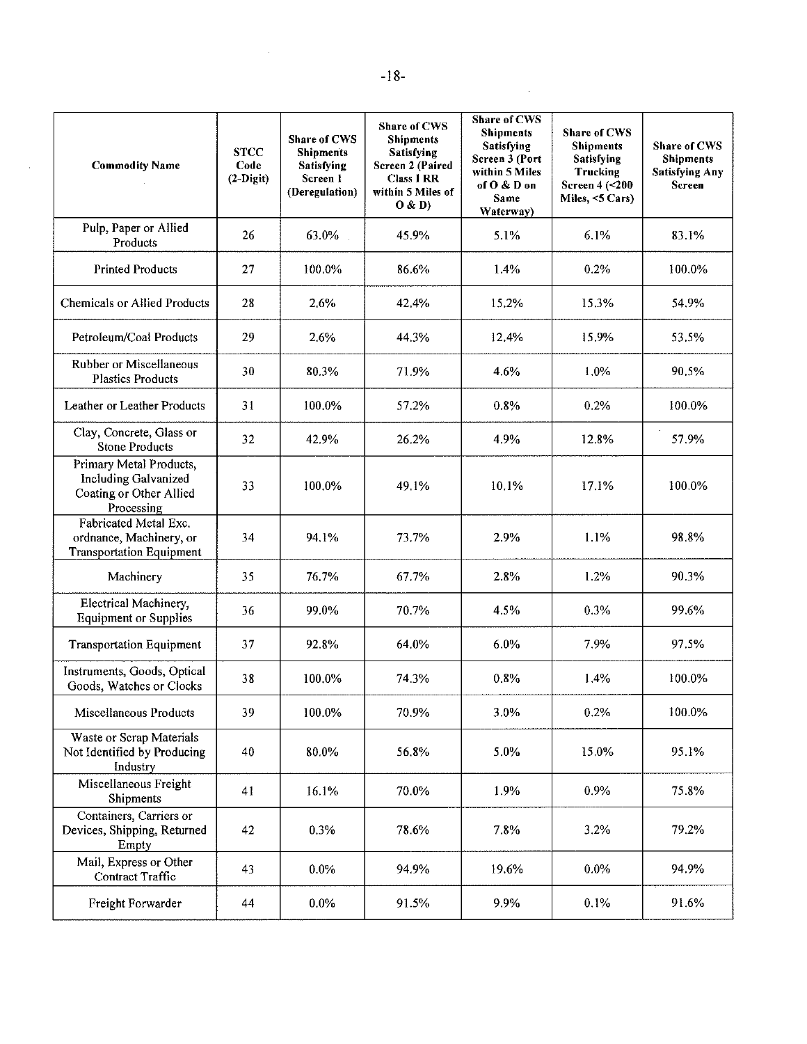| Commodity Name | STCC Code (2-Digit) | Share of CWS Shipments Satisfying Screen 1 (Deregulation) | Share of CWS Shipments Satisfying Screen 2 (Paired Class I RR within 5 Miles of O & D) | Share of CWS Shipments Satisfying Screen 3 (Port within 5 Miles of O & D on Same Waterway) | Share of CWS Shipments Satisfying Trucking Screen 4 (<200 Miles, <5 Cars) | Share of CWS Shipments Satisfying Any Screen |
|---|---|---|---|---|---|---|
| Pulp, Paper or Allied Products | 26 | 63.0% | 45.9% | 5.1% | 6.1% | 83.1% |
| Printed Products | 27 | 100.0% | 86.6% | 1.4% | 0.2% | 100.0% |
| Chemicals or Allied Products | 28 | 2.6% | 42.4% | 15.2% | 15.3% | 54.9% |
| Petroleum/Coal Products | 29 | 2.6% | 44.3% | 12.4% | 15.9% | 53.5% |
| Rubber or Miscellaneous Plastics Products | 30 | 80.3% | 71.9% | 4.6% | 1.0% | 90.5% |
| Leather or Leather Products | 31 | 100.0% | 57.2% | 0.8% | 0.2% | 100.0% |
| Clay, Concrete, Glass or Stone Products | 32 | 42.9% | 26.2% | 4.9% | 12.8% | 57.9% |
| Primary Metal Products, Including Galvanized Coating or Other Allied Processing | 33 | 100.0% | 49.1% | 10.1% | 17.1% | 100.0% |
| Fabricated Metal Exc. ordnance, Machinery, or Transportation Equipment | 34 | 94.1% | 73.7% | 2.9% | 1.1% | 98.8% |
| Machinery | 35 | 76.7% | 67.7% | 2.8% | 1.2% | 90.3% |
| Electrical Machinery, Equipment or Supplies | 36 | 99.0% | 70.7% | 4.5% | 0.3% | 99.6% |
| Transportation Equipment | 37 | 92.8% | 64.0% | 6.0% | 7.9% | 97.5% |
| Instruments, Goods, Optical Goods, Watches or Clocks | 38 | 100.0% | 74.3% | 0.8% | 1.4% | 100.0% |
| Miscellaneous Products | 39 | 100.0% | 70.9% | 3.0% | 0.2% | 100.0% |
| Waste or Scrap Materials Not Identified by Producing Industry | 40 | 80.0% | 56.8% | 5.0% | 15.0% | 95.1% |
| Miscellaneous Freight Shipments | 41 | 16.1% | 70.0% | 1.9% | 0.9% | 75.8% |
| Containers, Carriers or Devices, Shipping, Returned Empty | 42 | 0.3% | 78.6% | 7.8% | 3.2% | 79.2% |
| Mail, Express or Other Contract Traffic | 43 | 0.0% | 94.9% | 19.6% | 0.0% | 94.9% |
| Freight Forwarder | 44 | 0.0% | 91.5% | 9.9% | 0.1% | 91.6% |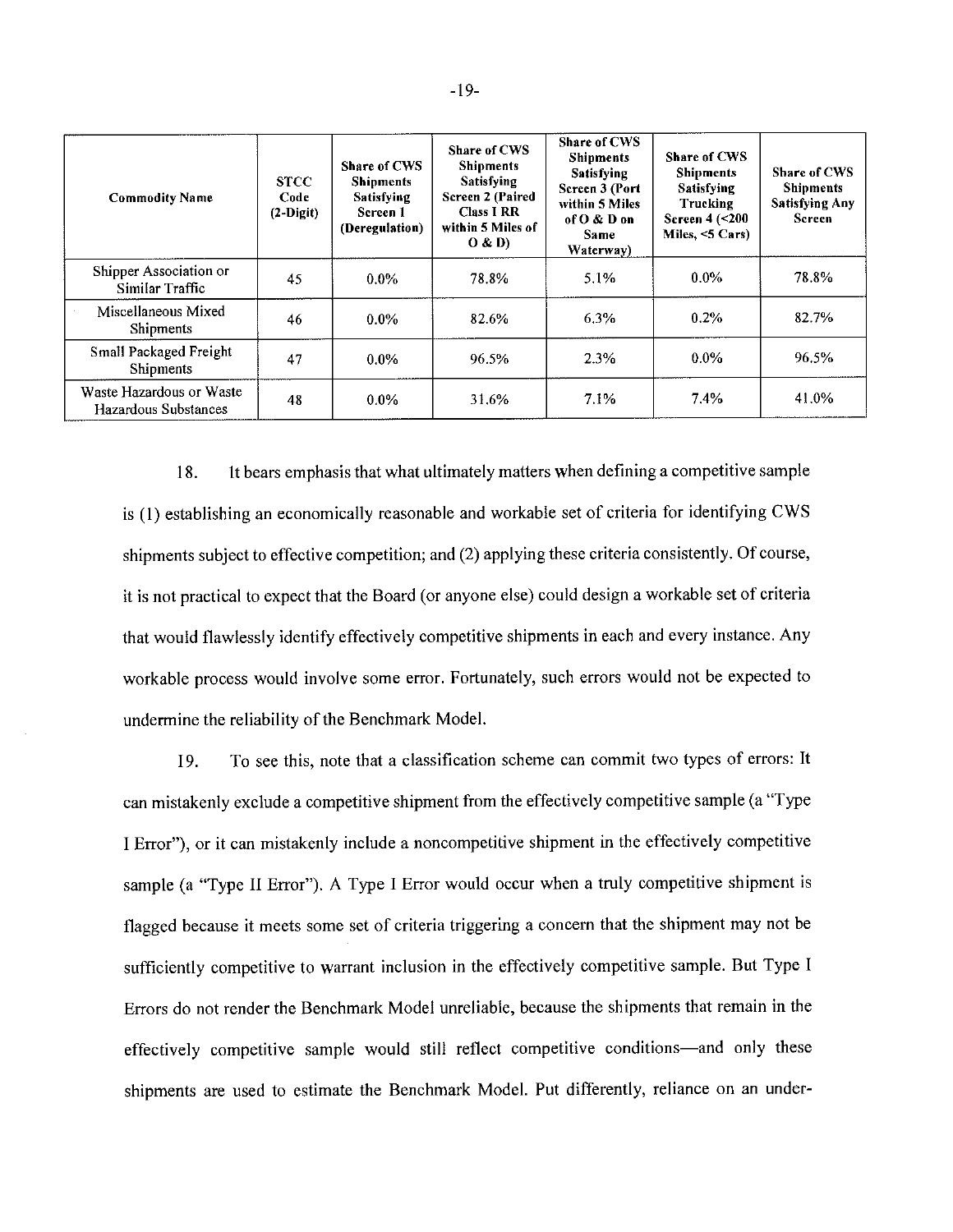| Commodity Name | STCC Code (2-Digit) | Share of CWS Shipments Satisfying Screen 1 (Deregulation) | Share of CWS Shipments Satisfying Screen 2 (Paired Class I RR within 5 Miles of O & D) | Share of CWS Shipments Satisfying Screen 3 (Port within 5 Miles of O & D on Same Waterway) | Share of CWS Shipments Satisfying Trucking Screen 4 (<200 Miles, <5 Cars) | Share of CWS Shipments Satisfying Any Screen |
|---|---|---|---|---|---|---|
| Shipper Association or Similar Traffic | 45 | 0.0% | 78.8% | 5.1% | 0.0% | 78.8% |
| Miscellaneous Mixed Shipments | 46 | 0.0% | 82.6% | 6.3% | 0.2% | 82.7% |
| Small Packaged Freight Shipments | 47 | 0.0% | 96.5% | 2.3% | 0.0% | 96.5% |
| Waste Hazardous or Waste Hazardous Substances | 48 | 0.0% | 31.6% | 7.1% | 7.4% | 41.0% |

18. It bears emphasis that what ultimately matters when defining a competitive sample is (1) establishing an economically reasonable and workable set of criteria for identifying CWS shipments subject to effective competition; and (2) applying these criteria consistently. Of course, it is not practical to expect that the Board (or anyone else) could design a workable set of criteria that would flawlessly identify effectively competitive shipments in each and every instance. Any workable process would involve some error. Fortunately, such errors would not be expected to undermine the reliability of the Benchmark Model.

19. To see this, note that a classification scheme can commit two types of errors: It can mistakenly exclude a competitive shipment from the effectively competitive sample (a "Type I Error"), or it can mistakenly include a noncompetitive shipment in the effectively competitive sample (a "Type II Error"). A Type I Error would occur when a truly competitive shipment is flagged because it meets some set of criteria triggering a concern that the shipment may not be sufficiently competitive to warrant inclusion in the effectively competitive sample. But Type I Errors do not render the Benchmark Model unreliable, because the shipments that remain in the effectively competitive sample would still reflect competitive conditions—and only these shipments are used to estimate the Benchmark Model. Put differently, reliance on an under-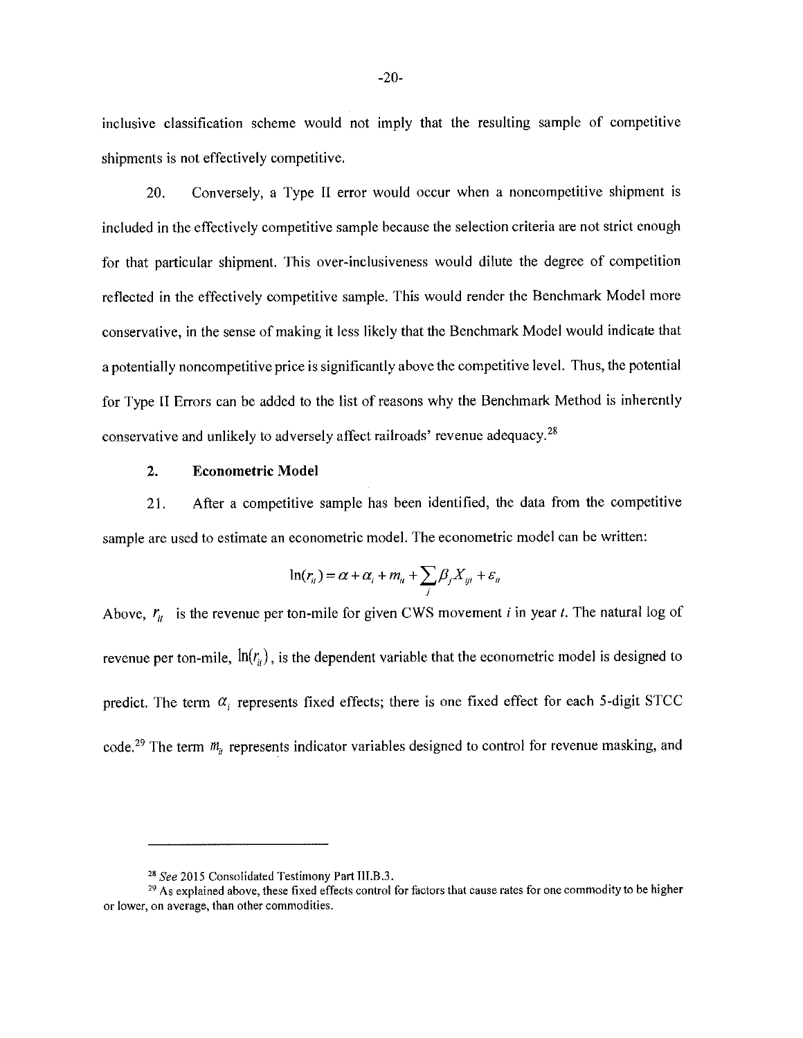inclusive classification scheme would not imply that the resulting sample of competitive shipments is not effectively competitive.

20. Conversely, a Type II error would occur when a noncompetitive shipment is included in the effectively competitive sample because the selection criteria are not strict enough for that particular shipment. This over-inclusiveness would dilute the degree of competition reflected in the effectively competitive sample. This would render the Benchmark Model more conservative, in the sense of making it less likely that the Benchmark Model would indicate that a potentially noncompetitive price is significantly above the competitive level. Thus, the potential for Type II Errors can be added to the list of reasons why the Benchmark Method is inherently conservative and unlikely to adversely affect railroads' revenue adequacy.[28]

### 2. Econometric Model

21. After a competitive sample has been identified, the data from the competitive sample are used to estimate an econometric model. The econometric model can be written:

$$\ln(r_{it}) = \alpha + \alpha_i + m_{it} + \sum_j \beta_j X_{ijt} + \varepsilon_{it}$$

Above, $r_{it}$ is the revenue per ton-mile for given CWS movement $i$ in year $t$. The natural log of revenue per ton-mile, $\ln(r_{it})$, is the dependent variable that the econometric model is designed to predict. The term $\alpha_i$ represents fixed effects; there is one fixed effect for each 5-digit STCC code.[29] The term $m_{it}$ represents indicator variables designed to control for revenue masking, and

---

[28] *See* 2015 Consolidated Testimony Part III.B.3.

[29] As explained above, these fixed effects control for factors that cause rates for one commodity to be higher or lower, on average, than other commodities.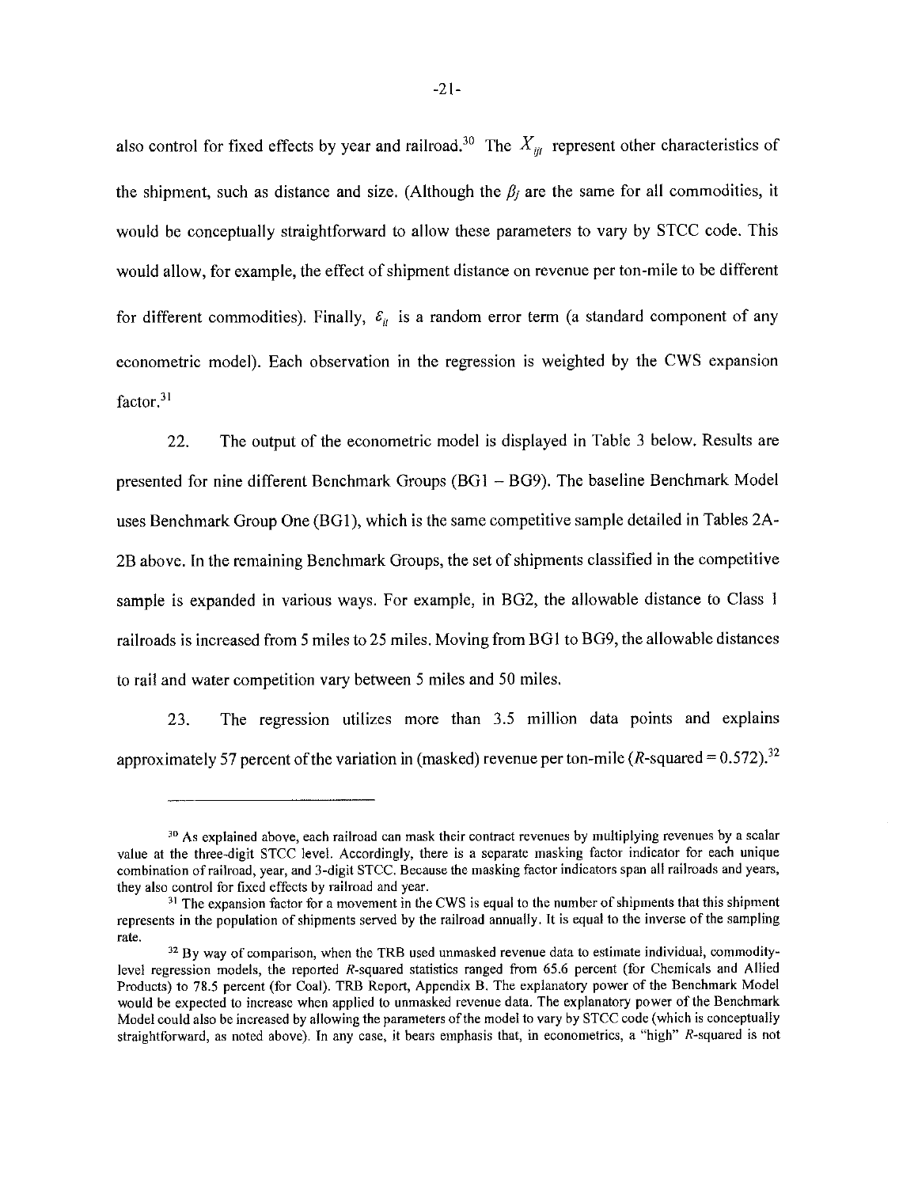also control for fixed effects by year and railroad.[30] The $X_{ijt}$ represent other characteristics of the shipment, such as distance and size. (Although the $\beta_j$ are the same for all commodities, it would be conceptually straightforward to allow these parameters to vary by STCC code. This would allow, for example, the effect of shipment distance on revenue per ton-mile to be different for different commodities). Finally, $\varepsilon_{it}$ is a random error term (a standard component of any econometric model). Each observation in the regression is weighted by the CWS expansion factor.[31]

22. The output of the econometric model is displayed in Table 3 below. Results are presented for nine different Benchmark Groups (BG1 – BG9). The baseline Benchmark Model uses Benchmark Group One (BG1), which is the same competitive sample detailed in Tables 2A-2B above. In the remaining Benchmark Groups, the set of shipments classified in the competitive sample is expanded in various ways. For example, in BG2, the allowable distance to Class I railroads is increased from 5 miles to 25 miles. Moving from BG1 to BG9, the allowable distances to rail and water competition vary between 5 miles and 50 miles.

23. The regression utilizes more than 3.5 million data points and explains approximately 57 percent of the variation in (masked) revenue per ton-mile ($R$-squared = 0.572).[32]

---

[30] As explained above, each railroad can mask their contract revenues by multiplying revenues by a scalar value at the three-digit STCC level. Accordingly, there is a separate masking factor indicator for each unique combination of railroad, year, and 3-digit STCC. Because the masking factor indicators span all railroads and years, they also control for fixed effects by railroad and year.

[31] The expansion factor for a movement in the CWS is equal to the number of shipments that this shipment represents in the population of shipments served by the railroad annually. It is equal to the inverse of the sampling rate.

[32] By way of comparison, when the TRB used unmasked revenue data to estimate individual, commodity-level regression models, the reported $R$-squared statistics ranged from 65.6 percent (for Chemicals and Allied Products) to 78.5 percent (for Coal). TRB Report, Appendix B. The explanatory power of the Benchmark Model would be expected to increase when applied to unmasked revenue data. The explanatory power of the Benchmark Model could also be increased by allowing the parameters of the model to vary by STCC code (which is conceptually straightforward, as noted above). In any case, it bears emphasis that, in econometrics, a "high" $R$-squared is not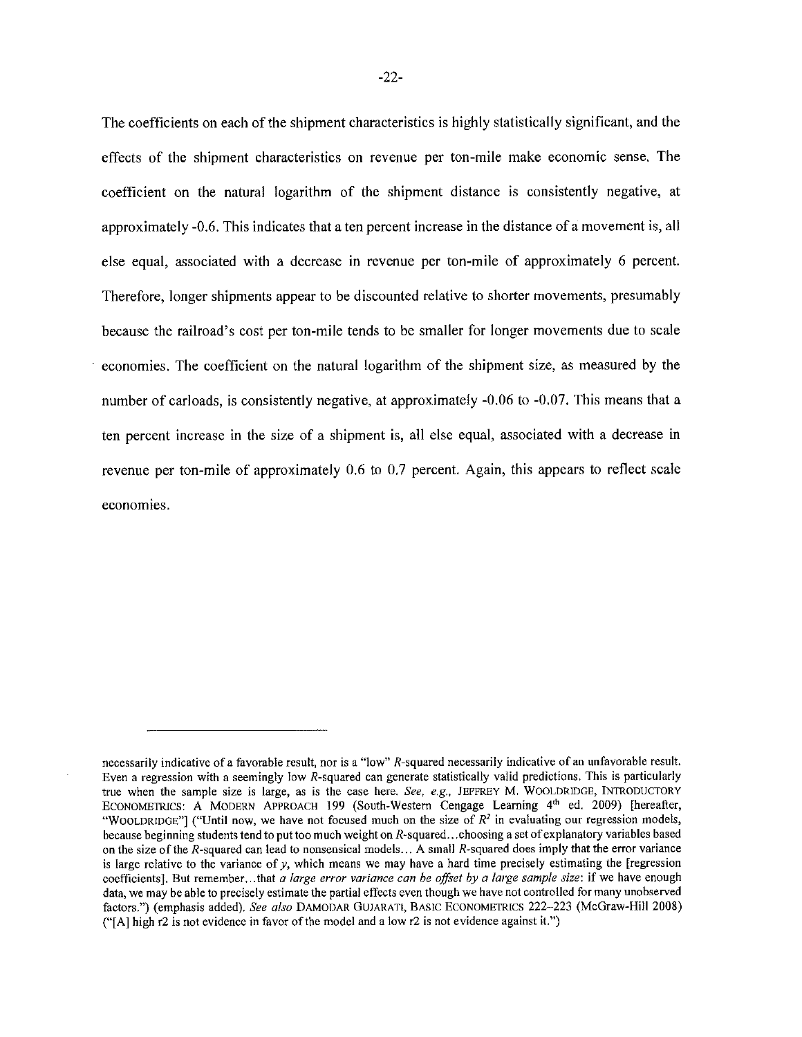The coefficients on each of the shipment characteristics is highly statistically significant, and the effects of the shipment characteristics on revenue per ton-mile make economic sense. The coefficient on the natural logarithm of the shipment distance is consistently negative, at approximately -0.6. This indicates that a ten percent increase in the distance of a movement is, all else equal, associated with a decrease in revenue per ton-mile of approximately 6 percent. Therefore, longer shipments appear to be discounted relative to shorter movements, presumably because the railroad's cost per ton-mile tends to be smaller for longer movements due to scale economies. The coefficient on the natural logarithm of the shipment size, as measured by the number of carloads, is consistently negative, at approximately -0.06 to -0.07. This means that a ten percent increase in the size of a shipment is, all else equal, associated with a decrease in revenue per ton-mile of approximately 0.6 to 0.7 percent. Again, this appears to reflect scale economies.

---

necessarily indicative of a favorable result, nor is a "low" $R$-squared necessarily indicative of an unfavorable result. Even a regression with a seemingly low $R$-squared can generate statistically valid predictions. This is particularly true when the sample size is large, as is the case here. *See, e.g.*, JEFFREY M. WOOLDRIDGE, INTRODUCTORY ECONOMETRICS: A MODERN APPROACH 199 (South-Western Cengage Learning 4th ed. 2009) [hereafter, "WOOLDRIDGE"] ("Until now, we have not focused much on the size of $R^2$ in evaluating our regression models, because beginning students tend to put too much weight on $R$-squared…choosing a set of explanatory variables based on the size of the $R$-squared can lead to nonsensical models… A small $R$-squared does imply that the error variance is large relative to the variance of $y$, which means we may have a hard time precisely estimating the [regression coefficients]. But remember…that *a large error variance can be offset by a large sample size*: if we have enough data, we may be able to precisely estimate the partial effects even though we have not controlled for many unobserved factors.") (emphasis added). *See also* DAMODAR GUJARATI, BASIC ECONOMETRICS 222–223 (McGraw-Hill 2008) ("[A] high r2 is not evidence in favor of the model and a low r2 is not evidence against it.")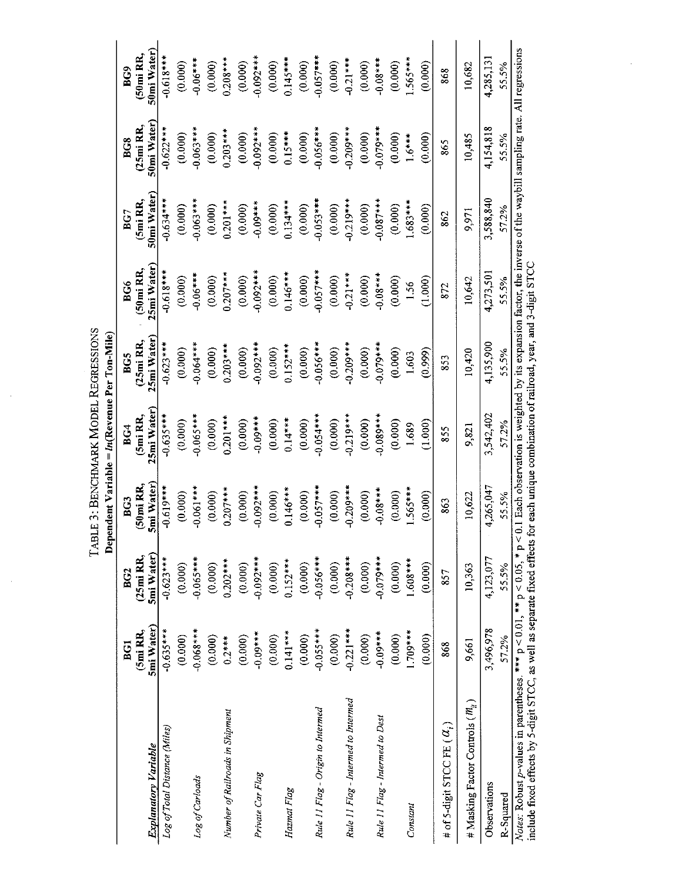TABLE 3: BENCHMARK MODEL REGRESSIONS

Dependent Variable = *ln*(Revenue Per Ton-Mile)

| Explanatory Variable | BG1 (5mi RR, 5mi Water) | BG2 (25mi RR, 5mi Water) | BG3 (50mi RR, 5mi Water) | BG4 (5mi RR, 25mi Water) | BG5 (25mi RR, 25mi Water) | BG6 (50mi RR, 25mi Water) | BG7 (5mi RR, 50mi Water) | BG8 (25mi RR, 50mi Water) | BG9 (50mi RR, 50mi Water) |
|---|---|---|---|---|---|---|---|---|---|
| *Log of Total Distance (Miles)* | -0.635*** | -0.623*** | -0.619*** | -0.635*** | -0.623*** | -0.618*** | -0.634*** | -0.622*** | -0.618*** |
| | (0.000) | (0.000) | (0.000) | (0.000) | (0.000) | (0.000) | (0.000) | (0.000) | (0.000) |
| *Log of Carloads* | -0.068*** | -0.065*** | -0.061*** | -0.065*** | -0.064*** | -0.06*** | -0.063*** | -0.063*** | -0.06*** |
| | (0.000) | (0.000) | (0.000) | (0.000) | (0.000) | (0.000) | (0.000) | (0.000) | (0.000) |
| *Number of Railroads in Shipment* | 0.2*** | 0.202*** | 0.207*** | 0.201*** | 0.203*** | 0.207*** | 0.201*** | 0.203*** | 0.208*** |
| | (0.000) | (0.000) | (0.000) | (0.000) | (0.000) | (0.000) | (0.000) | (0.000) | (0.000) |
| *Private Car Flag* | -0.09*** | -0.092*** | -0.092*** | -0.09*** | -0.092*** | -0.092*** | -0.09*** | -0.092*** | -0.092*** |
| | (0.000) | (0.000) | (0.000) | (0.000) | (0.000) | (0.000) | (0.000) | (0.000) | (0.000) |
| *Hazmat Flag* | 0.141*** | 0.152*** | 0.146*** | 0.14*** | 0.152*** | 0.146*** | 0.134*** | 0.15*** | 0.145*** |
| | (0.000) | (0.000) | (0.000) | (0.000) | (0.000) | (0.000) | (0.000) | (0.000) | (0.000) |
| *Rule 11 Flag - Origin to Intermed* | -0.055*** | -0.056*** | -0.057*** | -0.054*** | -0.056*** | -0.057*** | -0.053*** | -0.056*** | -0.057*** |
| | (0.000) | (0.000) | (0.000) | (0.000) | (0.000) | (0.000) | (0.000) | (0.000) | (0.000) |
| *Rule 11 Flag - Intermed to Intermed* | -0.221*** | -0.208*** | -0.209*** | -0.219*** | -0.209*** | -0.21*** | -0.219*** | -0.209*** | -0.21*** |
| | (0.000) | (0.000) | (0.000) | (0.000) | (0.000) | (0.000) | (0.000) | (0.000) | (0.000) |
| *Rule 11 Flag - Intermed to Dest* | -0.09*** | -0.079*** | -0.08*** | -0.089*** | -0.079*** | -0.08*** | -0.087*** | -0.079*** | -0.08*** |
| | (0.000) | (0.000) | (0.000) | (0.000) | (0.000) | (0.000) | (0.000) | (0.000) | (0.000) |
| *Constant* | 1.709*** | 1.608*** | 1.565*** | 1.689 | 1.603 | 1.56 | 1.683*** | 1.6*** | 1.565*** |
| | (0.000) | (0.000) | (0.000) | (1.000) | (0.999) | (1.000) | (0.000) | (0.000) | (0.000) |
| # of 5-digit STCC FE ($\alpha_t$) | 868 | 857 | 863 | 855 | 853 | 872 | 862 | 865 | 868 |
| # Masking Factor Controls ($m_{li}$) | 9,661 | 10,363 | 10,622 | 9,821 | 10,420 | 10,642 | 9,971 | 10,485 | 10,682 |
| Observations | 3,496,978 | 4,123,077 | 4,265,047 | 3,542,402 | 4,135,900 | 4,273,501 | 3,588,840 | 4,154,818 | 4,285,131 |
| R-Squared | 57.2% | 55.5% | 55.5% | 57.2% | 55.5% | 55.5% | 57.2% | 55.5% | 55.5% |

*Notes:* Robust *p*-values in parentheses. *** $p < 0.01$, ** $p < 0.05$, * $p < 0.1$ Each observation is weighted by its expansion factor, the inverse of the waybill sampling rate. All regressions include fixed effects by 5-digit STCC, as well as separate fixed effects for each unique combination of railroad, year, and 3-digit STCC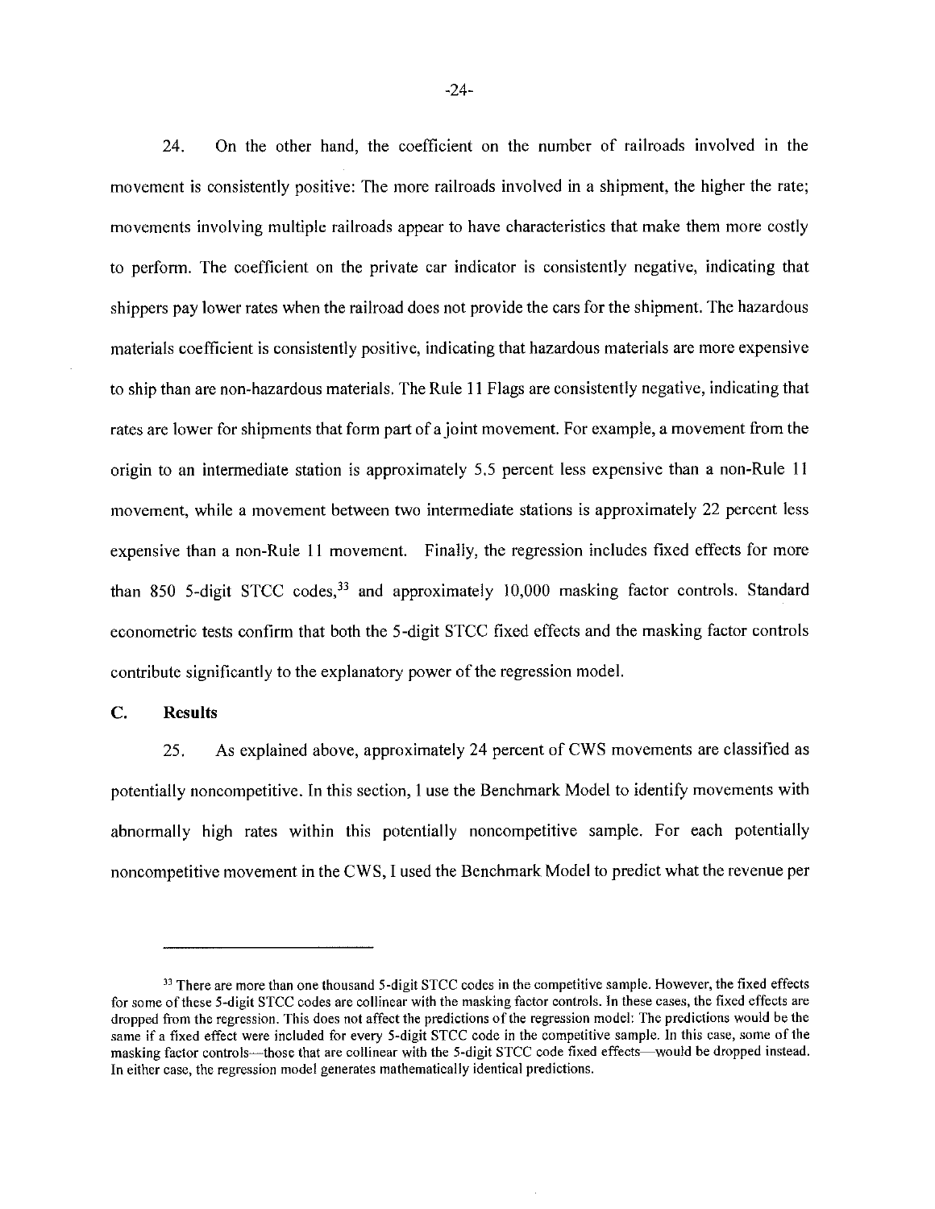24. On the other hand, the coefficient on the number of railroads involved in the movement is consistently positive: The more railroads involved in a shipment, the higher the rate; movements involving multiple railroads appear to have characteristics that make them more costly to perform. The coefficient on the private car indicator is consistently negative, indicating that shippers pay lower rates when the railroad does not provide the cars for the shipment. The hazardous materials coefficient is consistently positive, indicating that hazardous materials are more expensive to ship than are non-hazardous materials. The Rule 11 Flags are consistently negative, indicating that rates are lower for shipments that form part of a joint movement. For example, a movement from the origin to an intermediate station is approximately 5.5 percent less expensive than a non-Rule 11 movement, while a movement between two intermediate stations is approximately 22 percent less expensive than a non-Rule 11 movement. Finally, the regression includes fixed effects for more than 850 5-digit STCC codes,[33] and approximately 10,000 masking factor controls. Standard econometric tests confirm that both the 5-digit STCC fixed effects and the masking factor controls contribute significantly to the explanatory power of the regression model.

## C. Results

25. As explained above, approximately 24 percent of CWS movements are classified as potentially noncompetitive. In this section, I use the Benchmark Model to identify movements with abnormally high rates within this potentially noncompetitive sample. For each potentially noncompetitive movement in the CWS, I used the Benchmark Model to predict what the revenue per

---

[33] There are more than one thousand 5-digit STCC codes in the competitive sample. However, the fixed effects for some of these 5-digit STCC codes are collinear with the masking factor controls. In these cases, the fixed effects are dropped from the regression. This does not affect the predictions of the regression model: The predictions would be the same if a fixed effect were included for every 5-digit STCC code in the competitive sample. In this case, some of the masking factor controls—those that are collinear with the 5-digit STCC code fixed effects—would be dropped instead. In either case, the regression model generates mathematically identical predictions.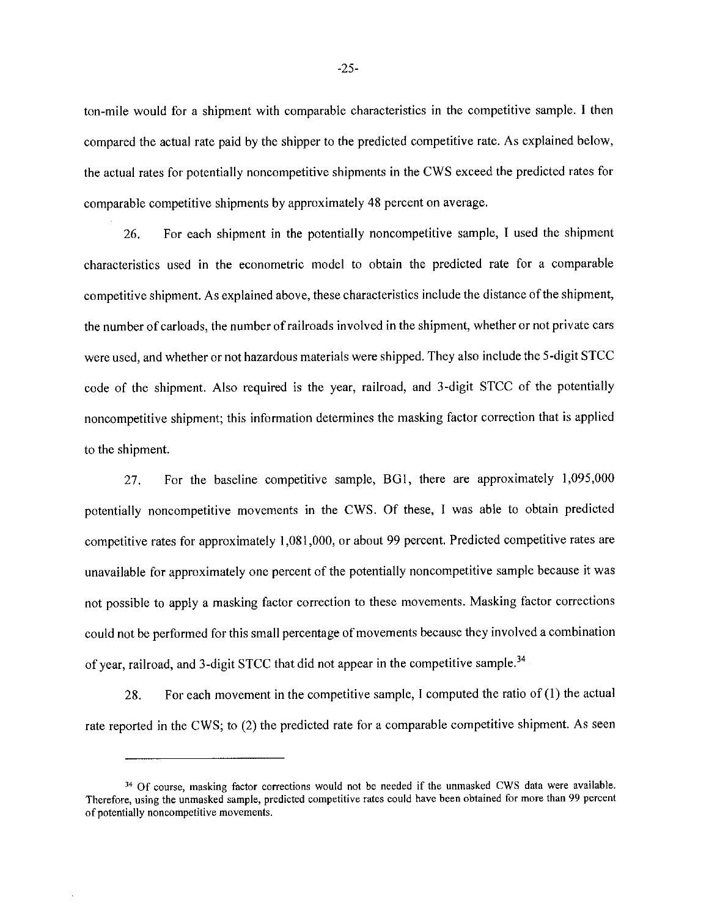ton-mile would for a shipment with comparable characteristics in the competitive sample. I then compared the actual rate paid by the shipper to the predicted competitive rate. As explained below, the actual rates for potentially noncompetitive shipments in the CWS exceed the predicted rates for comparable competitive shipments by approximately 48 percent on average.

26. For each shipment in the potentially noncompetitive sample, I used the shipment characteristics used in the econometric model to obtain the predicted rate for a comparable competitive shipment. As explained above, these characteristics include the distance of the shipment, the number of carloads, the number of railroads involved in the shipment, whether or not private cars were used, and whether or not hazardous materials were shipped. They also include the 5-digit STCC code of the shipment. Also required is the year, railroad, and 3-digit STCC of the potentially noncompetitive shipment; this information determines the masking factor correction that is applied to the shipment.

27. For the baseline competitive sample, BG1, there are approximately 1,095,000 potentially noncompetitive movements in the CWS. Of these, I was able to obtain predicted competitive rates for approximately 1,081,000, or about 99 percent. Predicted competitive rates are unavailable for approximately one percent of the potentially noncompetitive sample because it was not possible to apply a masking factor correction to these movements. Masking factor corrections could not be performed for this small percentage of movements because they involved a combination of year, railroad, and 3-digit STCC that did not appear in the competitive sample.[34]

28. For each movement in the competitive sample, I computed the ratio of (1) the actual rate reported in the CWS; to (2) the predicted rate for a comparable competitive shipment. As seen

---

[34] Of course, masking factor corrections would not be needed if the unmasked CWS data were available. Therefore, using the unmasked sample, predicted competitive rates could have been obtained for more than 99 percent of potentially noncompetitive movements.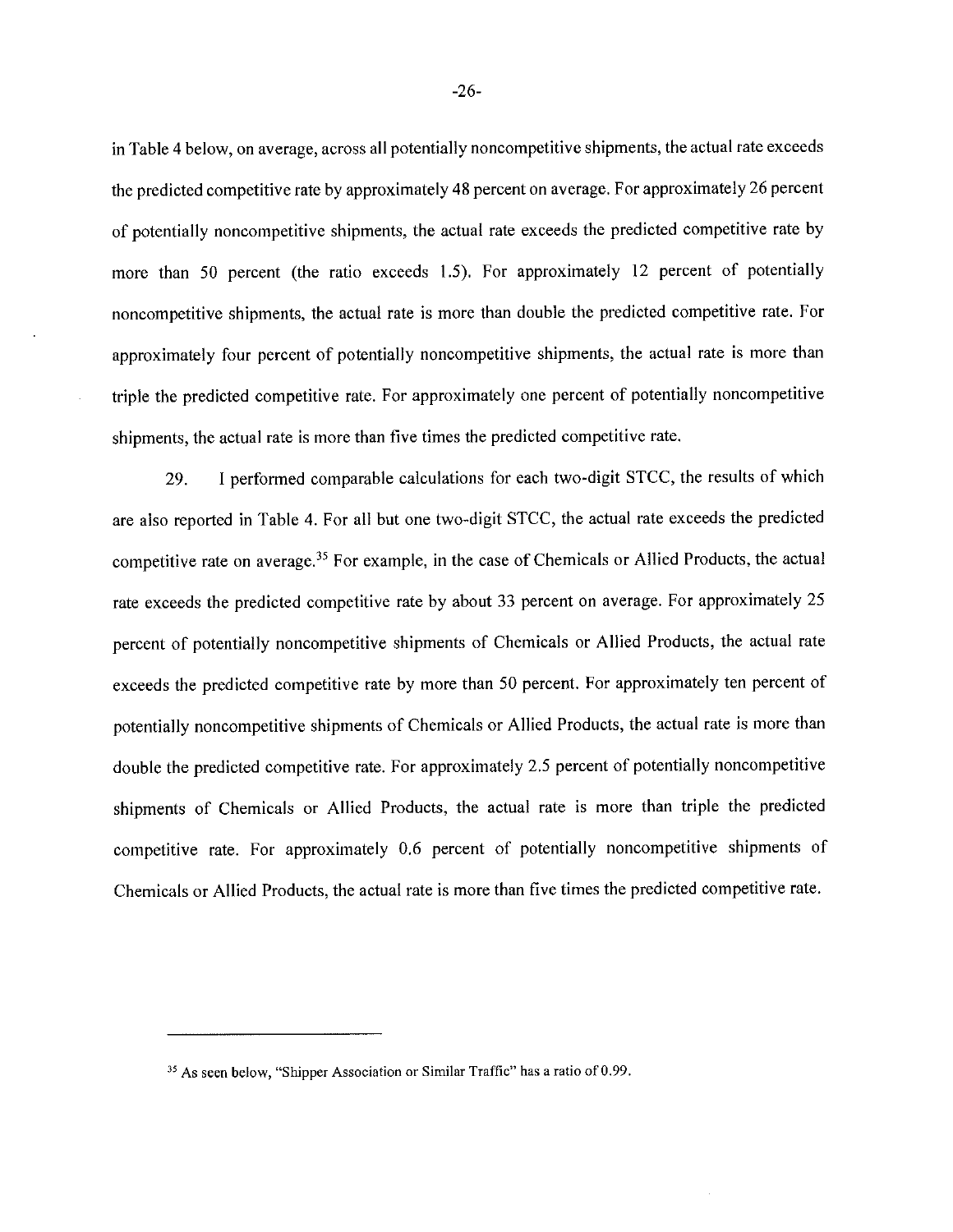in Table 4 below, on average, across all potentially noncompetitive shipments, the actual rate exceeds the predicted competitive rate by approximately 48 percent on average. For approximately 26 percent of potentially noncompetitive shipments, the actual rate exceeds the predicted competitive rate by more than 50 percent (the ratio exceeds 1.5). For approximately 12 percent of potentially noncompetitive shipments, the actual rate is more than double the predicted competitive rate. For approximately four percent of potentially noncompetitive shipments, the actual rate is more than triple the predicted competitive rate. For approximately one percent of potentially noncompetitive shipments, the actual rate is more than five times the predicted competitive rate.

29. I performed comparable calculations for each two-digit STCC, the results of which are also reported in Table 4. For all but one two-digit STCC, the actual rate exceeds the predicted competitive rate on average.[35] For example, in the case of Chemicals or Allied Products, the actual rate exceeds the predicted competitive rate by about 33 percent on average. For approximately 25 percent of potentially noncompetitive shipments of Chemicals or Allied Products, the actual rate exceeds the predicted competitive rate by more than 50 percent. For approximately ten percent of potentially noncompetitive shipments of Chemicals or Allied Products, the actual rate is more than double the predicted competitive rate. For approximately 2.5 percent of potentially noncompetitive shipments of Chemicals or Allied Products, the actual rate is more than triple the predicted competitive rate. For approximately 0.6 percent of potentially noncompetitive shipments of Chemicals or Allied Products, the actual rate is more than five times the predicted competitive rate.

---

[35] As seen below, "Shipper Association or Similar Traffic" has a ratio of 0.99.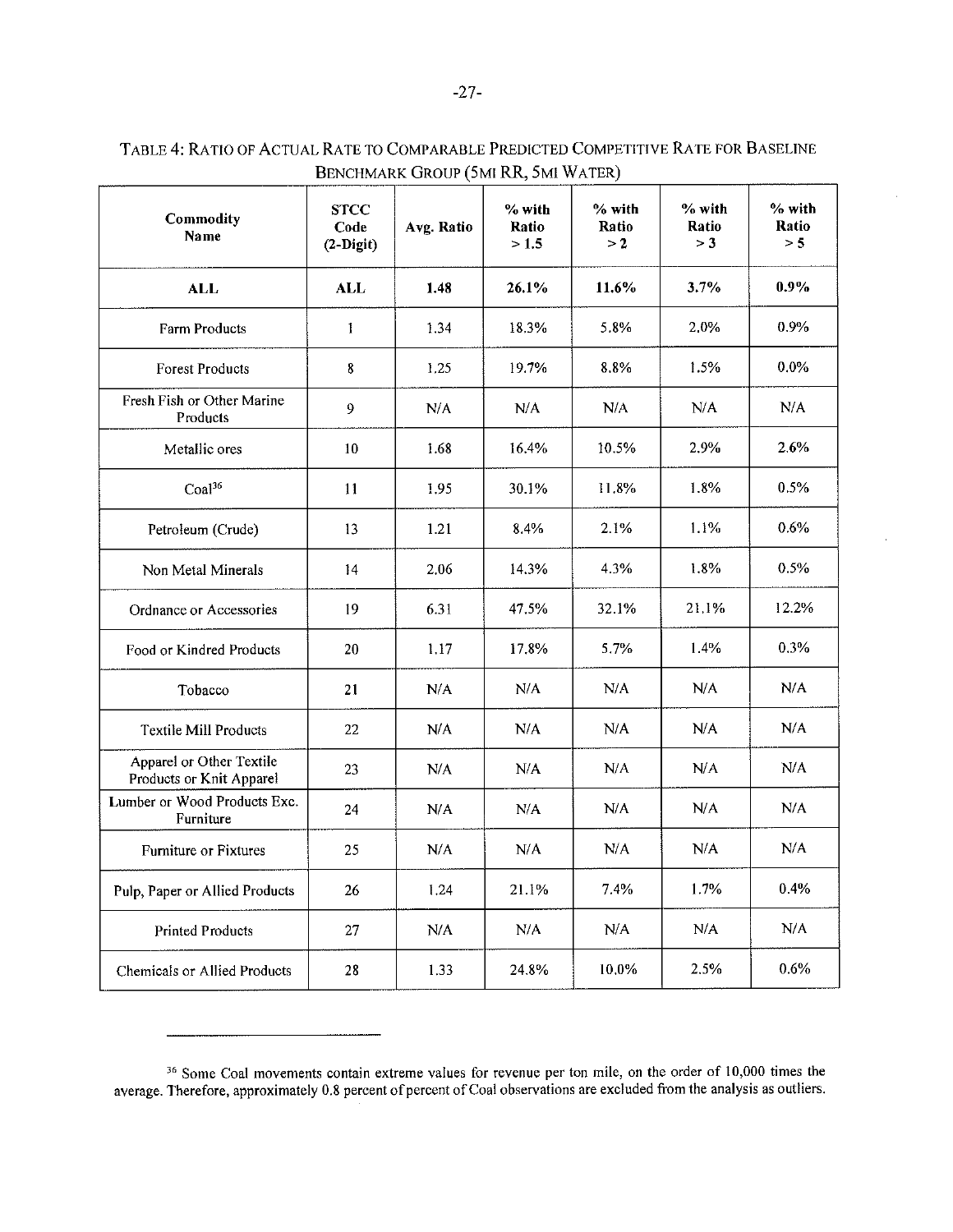TABLE 4: RATIO OF ACTUAL RATE TO COMPARABLE PREDICTED COMPETITIVE RATE FOR BASELINE BENCHMARK GROUP (5MI RR, 5MI WATER)

| Commodity Name | STCC Code (2-Digit) | Avg. Ratio | % with Ratio > 1.5 | % with Ratio > 2 | % with Ratio > 3 | % with Ratio > 5 |
|---|---|---|---|---|---|---|
| **ALL** | **ALL** | **1.48** | **26.1%** | **11.6%** | **3.7%** | **0.9%** |
| Farm Products | 1 | 1.34 | 18.3% | 5.8% | 2.0% | 0.9% |
| Forest Products | 8 | 1.25 | 19.7% | 8.8% | 1.5% | 0.0% |
| Fresh Fish or Other Marine Products | 9 | N/A | N/A | N/A | N/A | N/A |
| Metallic ores | 10 | 1.68 | 16.4% | 10.5% | 2.9% | 2.6% |
| Coal[36] | 11 | 1.95 | 30.1% | 11.8% | 1.8% | 0.5% |
| Petroleum (Crude) | 13 | 1.21 | 8.4% | 2.1% | 1.1% | 0.6% |
| Non Metal Minerals | 14 | 2.06 | 14.3% | 4.3% | 1.8% | 0.5% |
| Ordnance or Accessories | 19 | 6.31 | 47.5% | 32.1% | 21.1% | 12.2% |
| Food or Kindred Products | 20 | 1.17 | 17.8% | 5.7% | 1.4% | 0.3% |
| Tobacco | 21 | N/A | N/A | N/A | N/A | N/A |
| Textile Mill Products | 22 | N/A | N/A | N/A | N/A | N/A |
| Apparel or Other Textile Products or Knit Apparel | 23 | N/A | N/A | N/A | N/A | N/A |
| Lumber or Wood Products Exc. Furniture | 24 | N/A | N/A | N/A | N/A | N/A |
| Furniture or Fixtures | 25 | N/A | N/A | N/A | N/A | N/A |
| Pulp, Paper or Allied Products | 26 | 1.24 | 21.1% | 7.4% | 1.7% | 0.4% |
| Printed Products | 27 | N/A | N/A | N/A | N/A | N/A |
| Chemicals or Allied Products | 28 | 1.33 | 24.8% | 10.0% | 2.5% | 0.6% |

---

[36] Some Coal movements contain extreme values for revenue per ton mile, on the order of 10,000 times the average. Therefore, approximately 0.8 percent of percent of Coal observations are excluded from the analysis as outliers.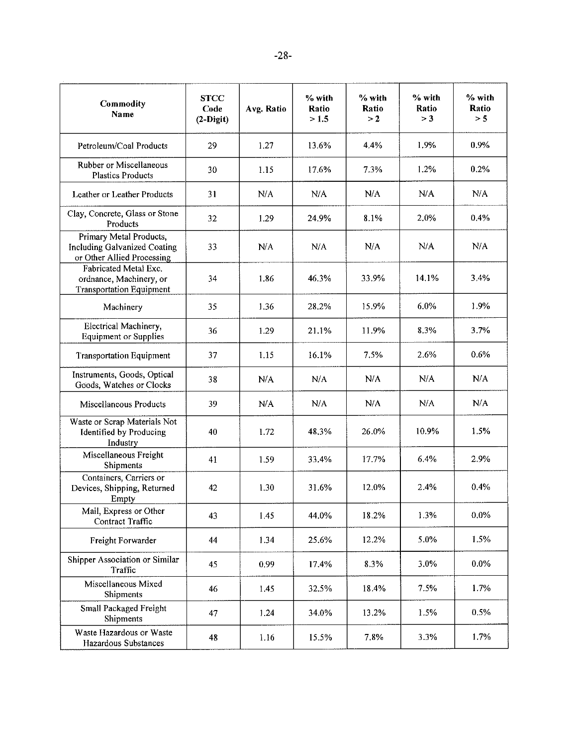| Commodity Name | STCC Code (2-Digit) | Avg. Ratio | % with Ratio > 1.5 | % with Ratio > 2 | % with Ratio > 3 | % with Ratio > 5 |
|---|---|---|---|---|---|---|
| Petroleum/Coal Products | 29 | 1.27 | 13.6% | 4.4% | 1.9% | 0.9% |
| Rubber or Miscellaneous Plastics Products | 30 | 1.15 | 17.6% | 7.3% | 1.2% | 0.2% |
| Leather or Leather Products | 31 | N/A | N/A | N/A | N/A | N/A |
| Clay, Concrete, Glass or Stone Products | 32 | 1.29 | 24.9% | 8.1% | 2.0% | 0.4% |
| Primary Metal Products, Including Galvanized Coating or Other Allied Processing | 33 | N/A | N/A | N/A | N/A | N/A |
| Fabricated Metal Exc. ordnance, Machinery, or Transportation Equipment | 34 | 1.86 | 46.3% | 33.9% | 14.1% | 3.4% |
| Machinery | 35 | 1.36 | 28.2% | 15.9% | 6.0% | 1.9% |
| Electrical Machinery, Equipment or Supplies | 36 | 1.29 | 21.1% | 11.9% | 8.3% | 3.7% |
| Transportation Equipment | 37 | 1.15 | 16.1% | 7.5% | 2.6% | 0.6% |
| Instruments, Goods, Optical Goods, Watches or Clocks | 38 | N/A | N/A | N/A | N/A | N/A |
| Miscellaneous Products | 39 | N/A | N/A | N/A | N/A | N/A |
| Waste or Scrap Materials Not Identified by Producing Industry | 40 | 1.72 | 48.3% | 26.0% | 10.9% | 1.5% |
| Miscellaneous Freight Shipments | 41 | 1.59 | 33.4% | 17.7% | 6.4% | 2.9% |
| Containers, Carriers or Devices, Shipping, Returned Empty | 42 | 1.30 | 31.6% | 12.0% | 2.4% | 0.4% |
| Mail, Express or Other Contract Traffic | 43 | 1.45 | 44.0% | 18.2% | 1.3% | 0.0% |
| Freight Forwarder | 44 | 1.34 | 25.6% | 12.2% | 5.0% | 1.5% |
| Shipper Association or Similar Traffic | 45 | 0.99 | 17.4% | 8.3% | 3.0% | 0.0% |
| Miscellaneous Mixed Shipments | 46 | 1.45 | 32.5% | 18.4% | 7.5% | 1.7% |
| Small Packaged Freight Shipments | 47 | 1.24 | 34.0% | 13.2% | 1.5% | 0.5% |
| Waste Hazardous or Waste Hazardous Substances | 48 | 1.16 | 15.5% | 7.8% | 3.3% | 1.7% |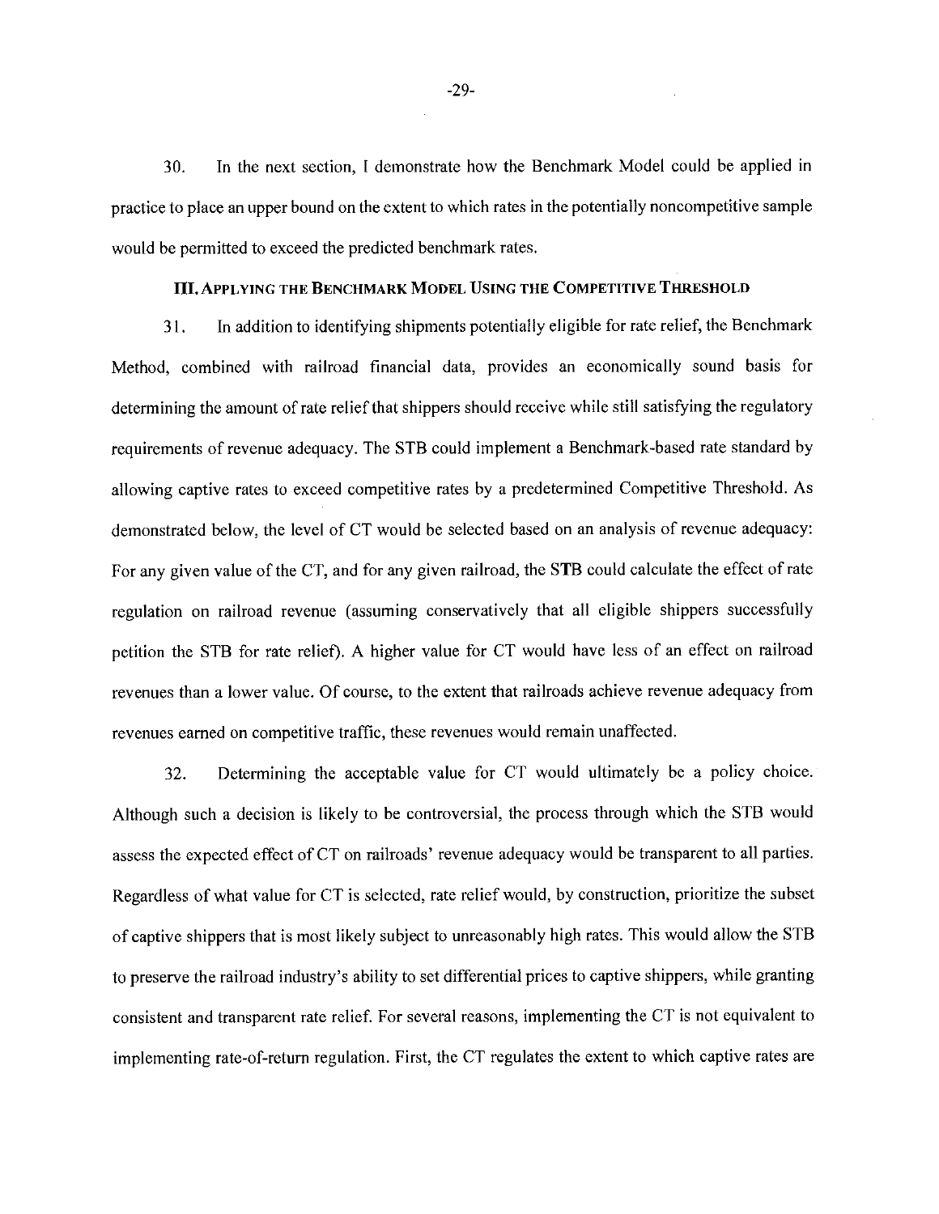30. In the next section, I demonstrate how the Benchmark Model could be applied in practice to place an upper bound on the extent to which rates in the potentially noncompetitive sample would be permitted to exceed the predicted benchmark rates.

### III. Applying the Benchmark Model Using the Competitive Threshold

31. In addition to identifying shipments potentially eligible for rate relief, the Benchmark Method, combined with railroad financial data, provides an economically sound basis for determining the amount of rate relief that shippers should receive while still satisfying the regulatory requirements of revenue adequacy. The STB could implement a Benchmark-based rate standard by allowing captive rates to exceed competitive rates by a predetermined Competitive Threshold. As demonstrated below, the level of CT would be selected based on an analysis of revenue adequacy: For any given value of the CT, and for any given railroad, the STB could calculate the effect of rate regulation on railroad revenue (assuming conservatively that all eligible shippers successfully petition the STB for rate relief). A higher value for CT would have less of an effect on railroad revenues than a lower value. Of course, to the extent that railroads achieve revenue adequacy from revenues earned on competitive traffic, these revenues would remain unaffected.

32. Determining the acceptable value for CT would ultimately be a policy choice. Although such a decision is likely to be controversial, the process through which the STB would assess the expected effect of CT on railroads' revenue adequacy would be transparent to all parties. Regardless of what value for CT is selected, rate relief would, by construction, prioritize the subset of captive shippers that is most likely subject to unreasonably high rates. This would allow the STB to preserve the railroad industry's ability to set differential prices to captive shippers, while granting consistent and transparent rate relief. For several reasons, implementing the CT is not equivalent to implementing rate-of-return regulation. First, the CT regulates the extent to which captive rates are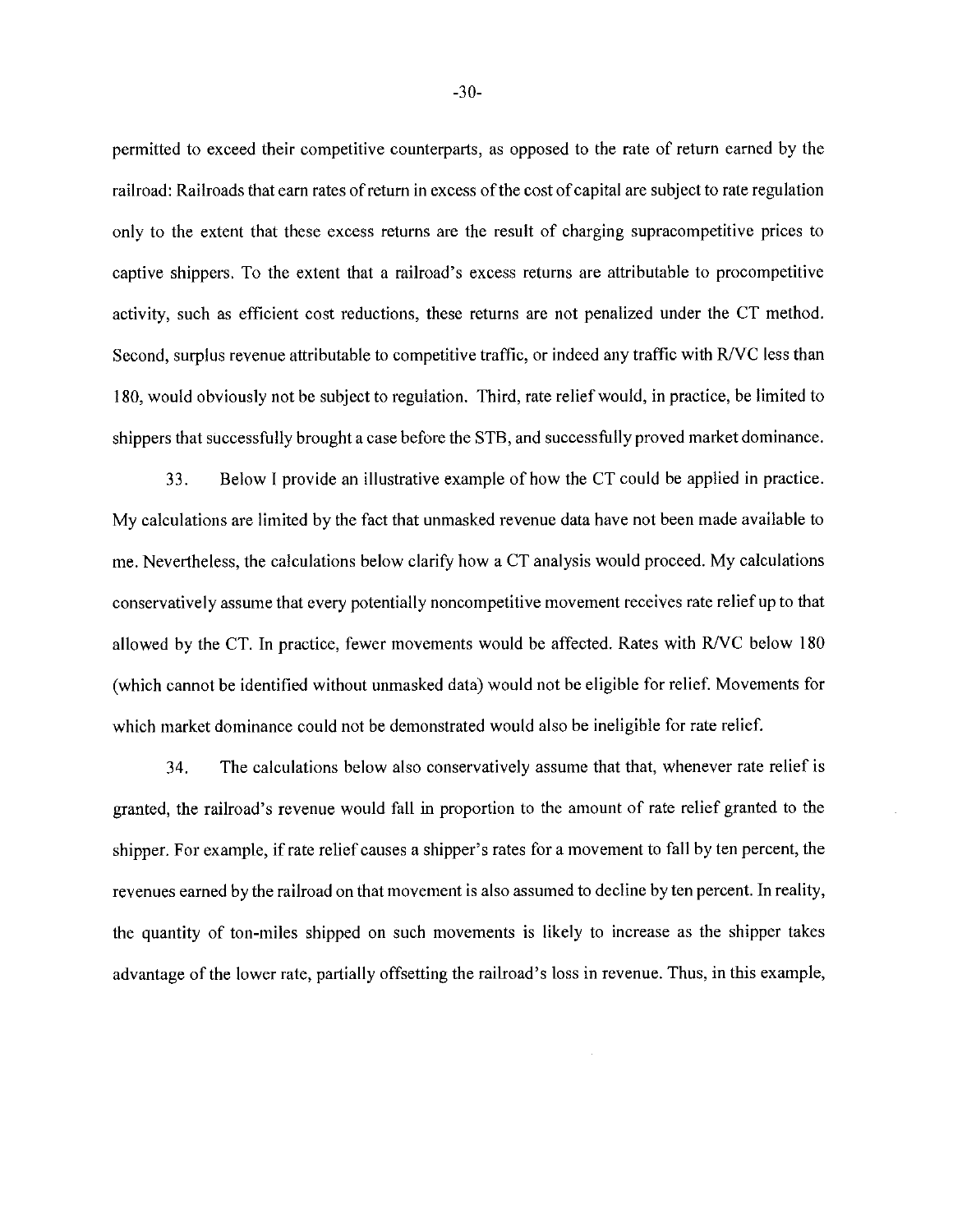permitted to exceed their competitive counterparts, as opposed to the rate of return earned by the railroad: Railroads that earn rates of return in excess of the cost of capital are subject to rate regulation only to the extent that these excess returns are the result of charging supracompetitive prices to captive shippers. To the extent that a railroad's excess returns are attributable to procompetitive activity, such as efficient cost reductions, these returns are not penalized under the CT method. Second, surplus revenue attributable to competitive traffic, or indeed any traffic with R/VC less than 180, would obviously not be subject to regulation. Third, rate relief would, in practice, be limited to shippers that successfully brought a case before the STB, and successfully proved market dominance.

33. Below I provide an illustrative example of how the CT could be applied in practice. My calculations are limited by the fact that unmasked revenue data have not been made available to me. Nevertheless, the calculations below clarify how a CT analysis would proceed. My calculations conservatively assume that every potentially noncompetitive movement receives rate relief up to that allowed by the CT. In practice, fewer movements would be affected. Rates with R/VC below 180 (which cannot be identified without unmasked data) would not be eligible for relief. Movements for which market dominance could not be demonstrated would also be ineligible for rate relief.

34. The calculations below also conservatively assume that that, whenever rate relief is granted, the railroad's revenue would fall in proportion to the amount of rate relief granted to the shipper. For example, if rate relief causes a shipper's rates for a movement to fall by ten percent, the revenues earned by the railroad on that movement is also assumed to decline by ten percent. In reality, the quantity of ton-miles shipped on such movements is likely to increase as the shipper takes advantage of the lower rate, partially offsetting the railroad's loss in revenue. Thus, in this example,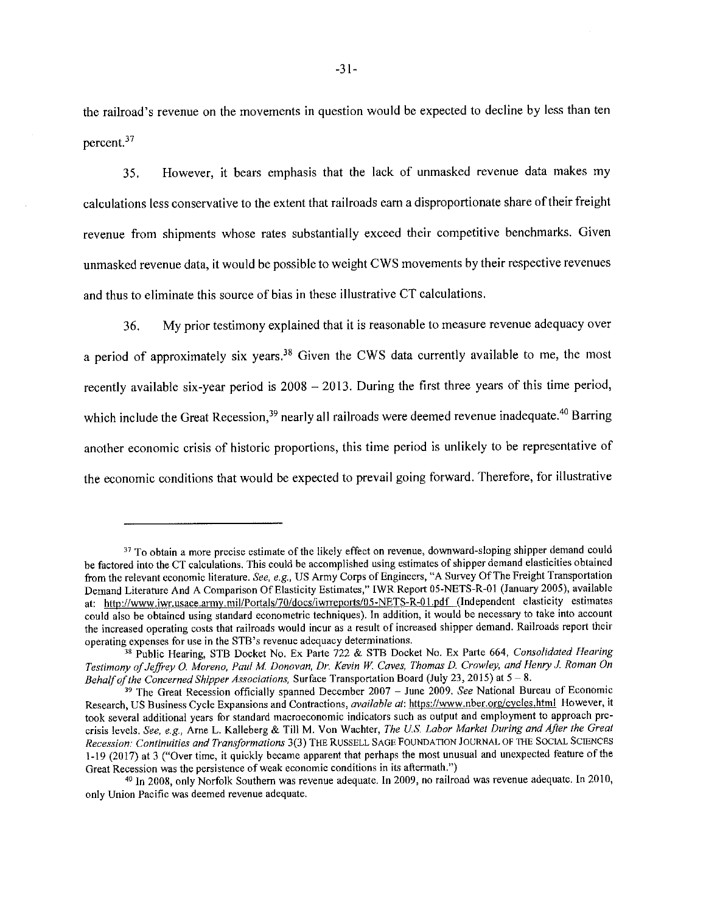the railroad's revenue on the movements in question would be expected to decline by less than ten percent.[37]

35. However, it bears emphasis that the lack of unmasked revenue data makes my calculations less conservative to the extent that railroads earn a disproportionate share of their freight revenue from shipments whose rates substantially exceed their competitive benchmarks. Given unmasked revenue data, it would be possible to weight CWS movements by their respective revenues and thus to eliminate this source of bias in these illustrative CT calculations.

36. My prior testimony explained that it is reasonable to measure revenue adequacy over a period of approximately six years.[38] Given the CWS data currently available to me, the most recently available six-year period is 2008 – 2013. During the first three years of this time period, which include the Great Recession,[39] nearly all railroads were deemed revenue inadequate.[40] Barring another economic crisis of historic proportions, this time period is unlikely to be representative of the economic conditions that would be expected to prevail going forward. Therefore, for illustrative

---

[37] To obtain a more precise estimate of the likely effect on revenue, downward-sloping shipper demand could be factored into the CT calculations. This could be accomplished using estimates of shipper demand elasticities obtained from the relevant economic literature. *See, e.g.*, US Army Corps of Engineers, "A Survey Of The Freight Transportation Demand Literature And A Comparison Of Elasticity Estimates," IWR Report 05-NETS-R-01 (January 2005), available at: http://www.iwr.usace.army.mil/Portals/70/docs/iwrreports/05-NETS-R-01.pdf (Independent elasticity estimates could also be obtained using standard econometric techniques). In addition, it would be necessary to take into account the increased operating costs that railroads would incur as a result of increased shipper demand. Railroads report their operating expenses for use in the STB's revenue adequacy determinations.

[38] Public Hearing, STB Docket No. Ex Parte 722 & STB Docket No. Ex Parte 664, *Consolidated Hearing Testimony of Jeffrey O. Moreno, Paul M. Donovan, Dr. Kevin W. Caves, Thomas D. Crowley, and Henry J. Roman On Behalf of the Concerned Shipper Associations*, Surface Transportation Board (July 23, 2015) at 5 – 8.

[39] The Great Recession officially spanned December 2007 – June 2009. *See* National Bureau of Economic Research, US Business Cycle Expansions and Contractions, *available at*: https://www.nber.org/cycles.html However, it took several additional years for standard macroeconomic indicators such as output and employment to approach pre-crisis levels. *See, e.g.*, Arne L. Kalleberg & Till M. Von Wachter, *The U.S. Labor Market During and After the Great Recession: Continuities and Transformations* 3(3) THE RUSSELL SAGE FOUNDATION JOURNAL OF THE SOCIAL SCIENCES 1-19 (2017) at 3 ("Over time, it quickly became apparent that perhaps the most unusual and unexpected feature of the Great Recession was the persistence of weak economic conditions in its aftermath.")

[40] In 2008, only Norfolk Southern was revenue adequate. In 2009, no railroad was revenue adequate. In 2010, only Union Pacific was deemed revenue adequate.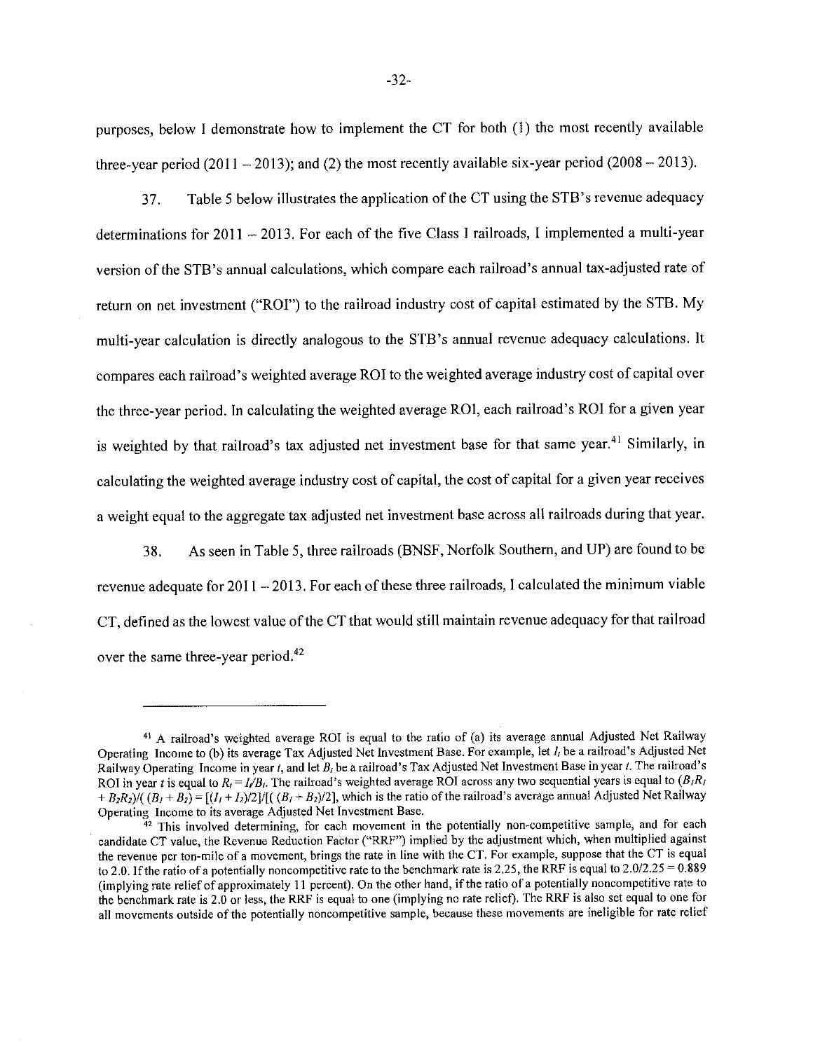purposes, below I demonstrate how to implement the CT for both (1) the most recently available three-year period (2011 – 2013); and (2) the most recently available six-year period (2008 – 2013).

37. Table 5 below illustrates the application of the CT using the STB's revenue adequacy determinations for 2011 – 2013. For each of the five Class I railroads, I implemented a multi-year version of the STB's annual calculations, which compare each railroad's annual tax-adjusted rate of return on net investment ("ROI") to the railroad industry cost of capital estimated by the STB. My multi-year calculation is directly analogous to the STB's annual revenue adequacy calculations. It compares each railroad's weighted average ROI to the weighted average industry cost of capital over the three-year period. In calculating the weighted average ROI, each railroad's ROI for a given year is weighted by that railroad's tax adjusted net investment base for that same year.[41] Similarly, in calculating the weighted average industry cost of capital, the cost of capital for a given year receives a weight equal to the aggregate tax adjusted net investment base across all railroads during that year.

38. As seen in Table 5, three railroads (BNSF, Norfolk Southern, and UP) are found to be revenue adequate for 2011 – 2013. For each of these three railroads, I calculated the minimum viable CT, defined as the lowest value of the CT that would still maintain revenue adequacy for that railroad over the same three-year period.[42]

---

[41] A railroad's weighted average ROI is equal to the ratio of (a) its average annual Adjusted Net Railway Operating Income to (b) its average Tax Adjusted Net Investment Base. For example, let $I_t$ be a railroad's Adjusted Net Railway Operating Income in year $t$, and let $B_t$ be a railroad's Tax Adjusted Net Investment Base in year $t$. The railroad's ROI in year $t$ is equal to $R_t = I_t/B_t$. The railroad's weighted average ROI across any two sequential years is equal to $(B_1R_1 + B_2R_2)/((B_1 + B_2) = [(I_1 + I_2)/2]/[((B_1 + B_2)/2]$, which is the ratio of the railroad's average annual Adjusted Net Railway Operating Income to its average Adjusted Net Investment Base.

[42] This involved determining, for each movement in the potentially non-competitive sample, and for each candidate CT value, the Revenue Reduction Factor ("RRF") implied by the adjustment which, when multiplied against the revenue per ton-mile of a movement, brings the rate in line with the CT. For example, suppose that the CT is equal to 2.0. If the ratio of a potentially noncompetitive rate to the benchmark rate is 2.25, the RRF is equal to 2.0/2.25 = 0.889 (implying rate relief of approximately 11 percent). On the other hand, if the ratio of a potentially noncompetitive rate to the benchmark rate is 2.0 or less, the RRF is equal to one (implying no rate relief). The RRF is also set equal to one for all movements outside of the potentially noncompetitive sample, because these movements are ineligible for rate relief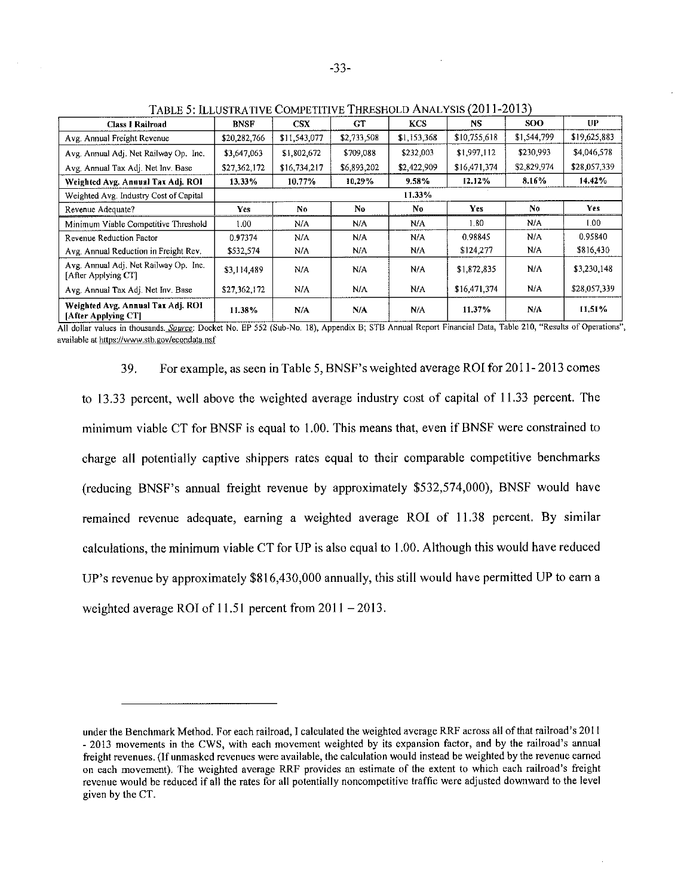TABLE 5: ILLUSTRATIVE COMPETITIVE THRESHOLD ANALYSIS (2011-2013)

| Class I Railroad | BNSF | CSX | GT | KCS | NS | SOO | UP |
|---|---|---|---|---|---|---|---|
| Avg. Annual Freight Revenue | $20,282,766 | $11,543,077 | $2,733,508 | $1,153,368 | $10,755,618 | $1,544,799 | $19,625,883 |
| Avg. Annual Adj. Net Railway Op. Inc. | $3,647,063 | $1,802,672 | $709,088 | $232,003 | $1,997,112 | $230,993 | $4,046,578 |
| Avg. Annual Tax Adj. Net Inv. Base | $27,362,172 | $16,734,217 | $6,893,202 | $2,422,909 | $16,471,374 | $2,829,974 | $28,057,339 |
| **Weighted Avg. Annual Tax Adj. ROI** | **13.33%** | **10.77%** | **10.29%** | **9.58%** | **12.12%** | **8.16%** | **14.42%** |
| Weighted Avg. Industry Cost of Capital | 11.33% | | | | | | |
| Revenue Adequate? | Yes | No | No | No | Yes | No | Yes |
| Minimum Viable Competitive Threshold | 1.00 | N/A | N/A | N/A | 1.80 | N/A | 1.00 |
| Revenue Reduction Factor | 0.97374 | N/A | N/A | N/A | 0.98845 | N/A | 0.95840 |
| Avg. Annual Reduction in Freight Rev. | $532,574 | N/A | N/A | N/A | $124,277 | N/A | $816,430 |
| Avg. Annual Adj. Net Railway Op. Inc. [After Applying CT] | $3,114,489 | N/A | N/A | N/A | $1,872,835 | N/A | $3,230,148 |
| Avg. Annual Tax Adj. Net Inv. Base | $27,362,172 | N/A | N/A | N/A | $16,471,374 | N/A | $28,057,339 |
| **Weighted Avg. Annual Tax Adj. ROI [After Applying CT]** | **11.38%** | **N/A** | **N/A** | **N/A** | **11.37%** | **N/A** | **11.51%** |

All dollar values in thousands. *Source*: Docket No. EP 552 (Sub-No. 18), Appendix B; STB Annual Report Financial Data, Table 210, "Results of Operations", available at https://www.stb.gov/econdata.nsf

39. For example, as seen in Table 5, BNSF's weighted average ROI for 2011-2013 comes to 13.33 percent, well above the weighted average industry cost of capital of 11.33 percent. The minimum viable CT for BNSF is equal to 1.00. This means that, even if BNSF were constrained to charge all potentially captive shippers rates equal to their comparable competitive benchmarks (reducing BNSF's annual freight revenue by approximately $532,574,000), BNSF would have remained revenue adequate, earning a weighted average ROI of 11.38 percent. By similar calculations, the minimum viable CT for UP is also equal to 1.00. Although this would have reduced UP's revenue by approximately $816,430,000 annually, this still would have permitted UP to earn a weighted average ROI of 11.51 percent from 2011 – 2013.

---

under the Benchmark Method. For each railroad, I calculated the weighted average RRF across all of that railroad's 2011 - 2013 movements in the CWS, with each movement weighted by its expansion factor, and by the railroad's annual freight revenues. (If unmasked revenues were available, the calculation would instead be weighted by the revenue earned on each movement). The weighted average RRF provides an estimate of the extent to which each railroad's freight revenue would be reduced if all the rates for all potentially noncompetitive traffic were adjusted downward to the level given by the CT.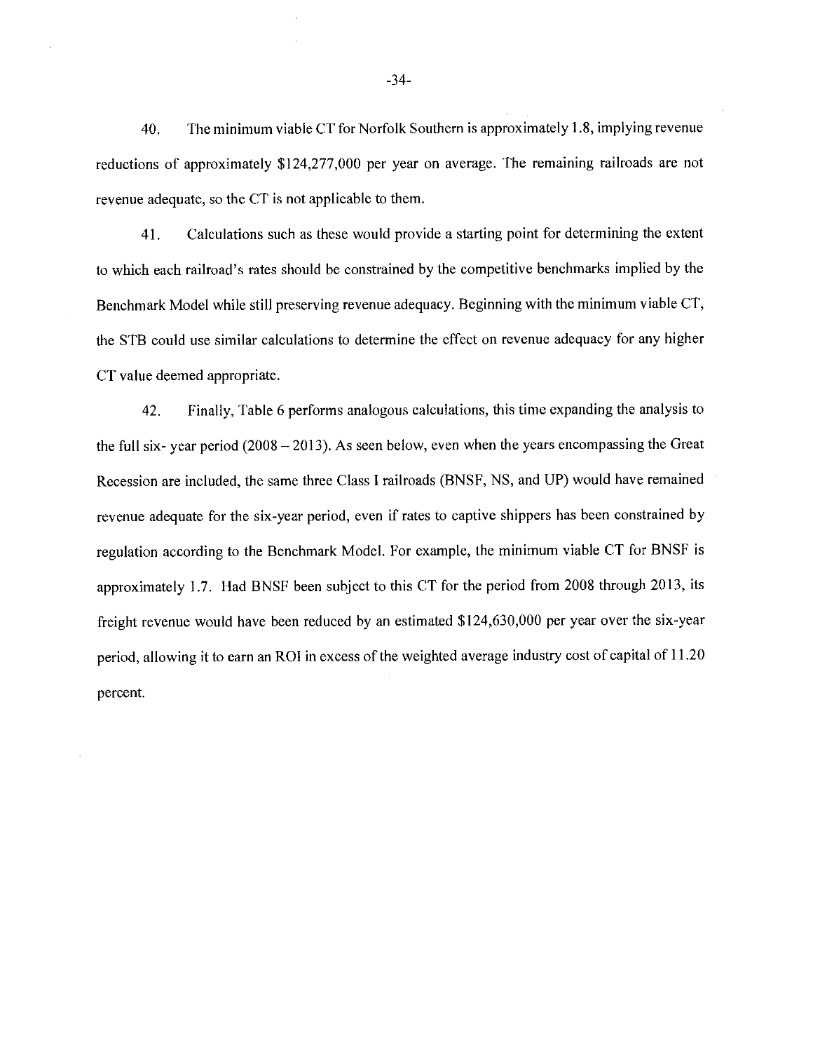40. The minimum viable CT for Norfolk Southern is approximately 1.8, implying revenue reductions of approximately $124,277,000 per year on average. The remaining railroads are not revenue adequate, so the CT is not applicable to them.

41. Calculations such as these would provide a starting point for determining the extent to which each railroad's rates should be constrained by the competitive benchmarks implied by the Benchmark Model while still preserving revenue adequacy. Beginning with the minimum viable CT, the STB could use similar calculations to determine the effect on revenue adequacy for any higher CT value deemed appropriate.

42. Finally, Table 6 performs analogous calculations, this time expanding the analysis to the full six- year period (2008 – 2013). As seen below, even when the years encompassing the Great Recession are included, the same three Class I railroads (BNSF, NS, and UP) would have remained revenue adequate for the six-year period, even if rates to captive shippers has been constrained by regulation according to the Benchmark Model. For example, the minimum viable CT for BNSF is approximately 1.7. Had BNSF been subject to this CT for the period from 2008 through 2013, its freight revenue would have been reduced by an estimated $124,630,000 per year over the six-year period, allowing it to earn an ROI in excess of the weighted average industry cost of capital of 11.20 percent.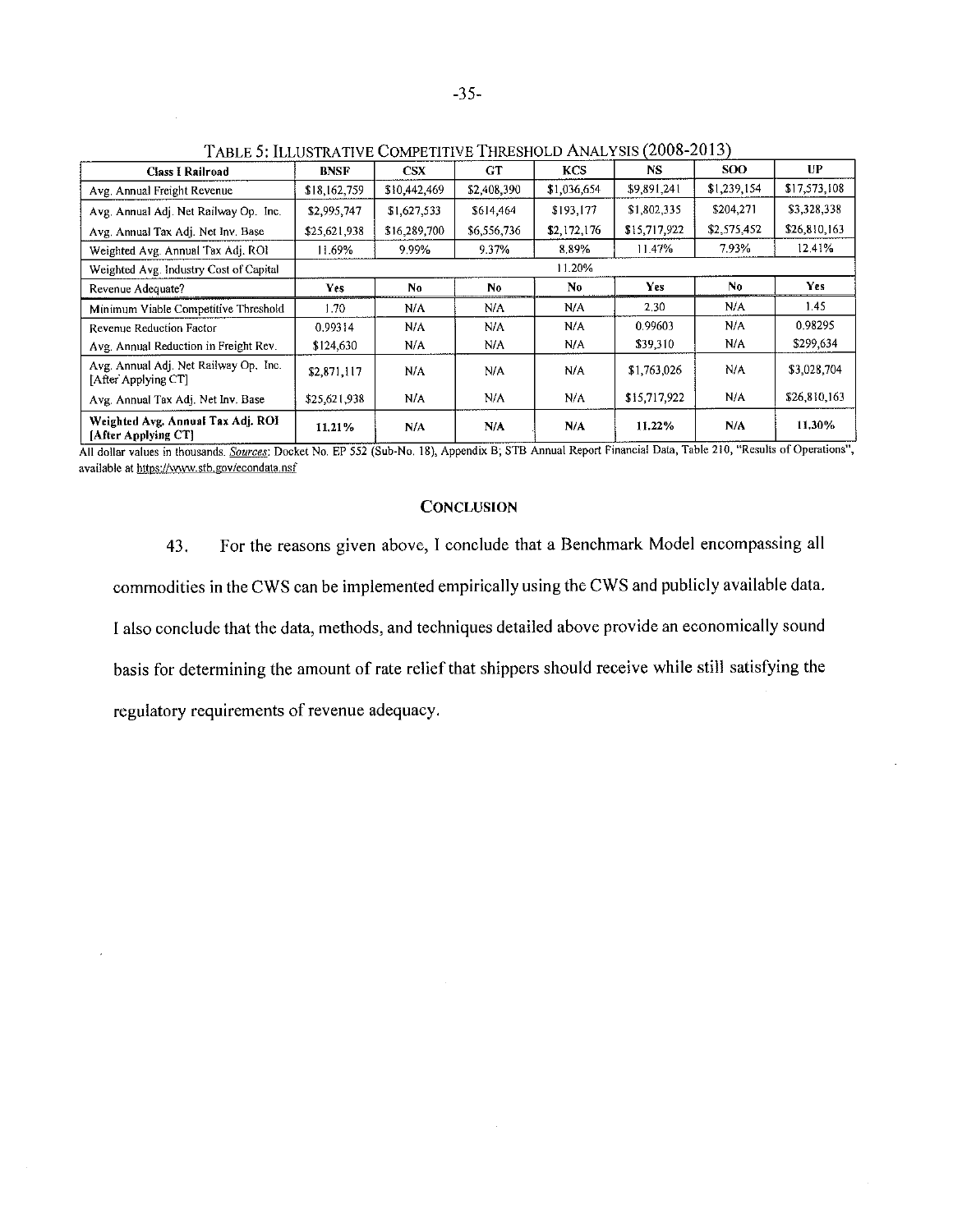TABLE 5: ILLUSTRATIVE COMPETITIVE THRESHOLD ANALYSIS (2008-2013)

| Class I Railroad | BNSF | CSX | GT | KCS | NS | SOO | UP |
|---|---|---|---|---|---|---|---|
| Avg. Annual Freight Revenue | $18,162,759 | $10,442,469 | $2,408,390 | $1,036,654 | $9,891,241 | $1,239,154 | $17,573,108 |
| Avg. Annual Adj. Net Railway Op. Inc. | $2,995,747 | $1,627,533 | $614,464 | $193,177 | $1,802,335 | $204,271 | $3,328,338 |
| Avg. Annual Tax Adj. Net Inv. Base | $25,621,938 | $16,289,700 | $6,556,736 | $2,172,176 | $15,717,922 | $2,575,452 | $26,810,163 |
| Weighted Avg. Annual Tax Adj. ROI | 11.69% | 9.99% | 9.37% | 8.89% | 11.47% | 7.93% | 12.41% |
| Weighted Avg. Industry Cost of Capital | 11.20% | | | | | | |
| Revenue Adequate? | **Yes** | **No** | **No** | **No** | **Yes** | **No** | **Yes** |
| Minimum Viable Competitive Threshold | 1.70 | N/A | N/A | N/A | 2.30 | N/A | 1.45 |
| Revenue Reduction Factor | 0.99314 | N/A | N/A | N/A | 0.99603 | N/A | 0.98295 |
| Avg. Annual Reduction in Freight Rev. | $124,630 | N/A | N/A | N/A | $39,310 | N/A | $299,634 |
| Avg. Annual Adj. Net Railway Op. Inc. [After Applying CT] | $2,871,117 | N/A | N/A | N/A | $1,763,026 | N/A | $3,028,704 |
| Avg. Annual Tax Adj. Net Inv. Base | $25,621,938 | N/A | N/A | N/A | $15,717,922 | N/A | $26,810,163 |
| **Weighted Avg. Annual Tax Adj. ROI [After Applying CT]** | **11.21%** | **N/A** | **N/A** | **N/A** | **11.22%** | **N/A** | **11.30%** |

All dollar values in thousands. *Sources*: Docket No. EP 552 (Sub-No. 18), Appendix B; STB Annual Report Financial Data, Table 210, "Results of Operations", available at https://www.stb.gov/econdata.nsf

## CONCLUSION

43. For the reasons given above, I conclude that a Benchmark Model encompassing all commodities in the CWS can be implemented empirically using the CWS and publicly available data. I also conclude that the data, methods, and techniques detailed above provide an economically sound basis for determining the amount of rate relief that shippers should receive while still satisfying the regulatory requirements of revenue adequacy.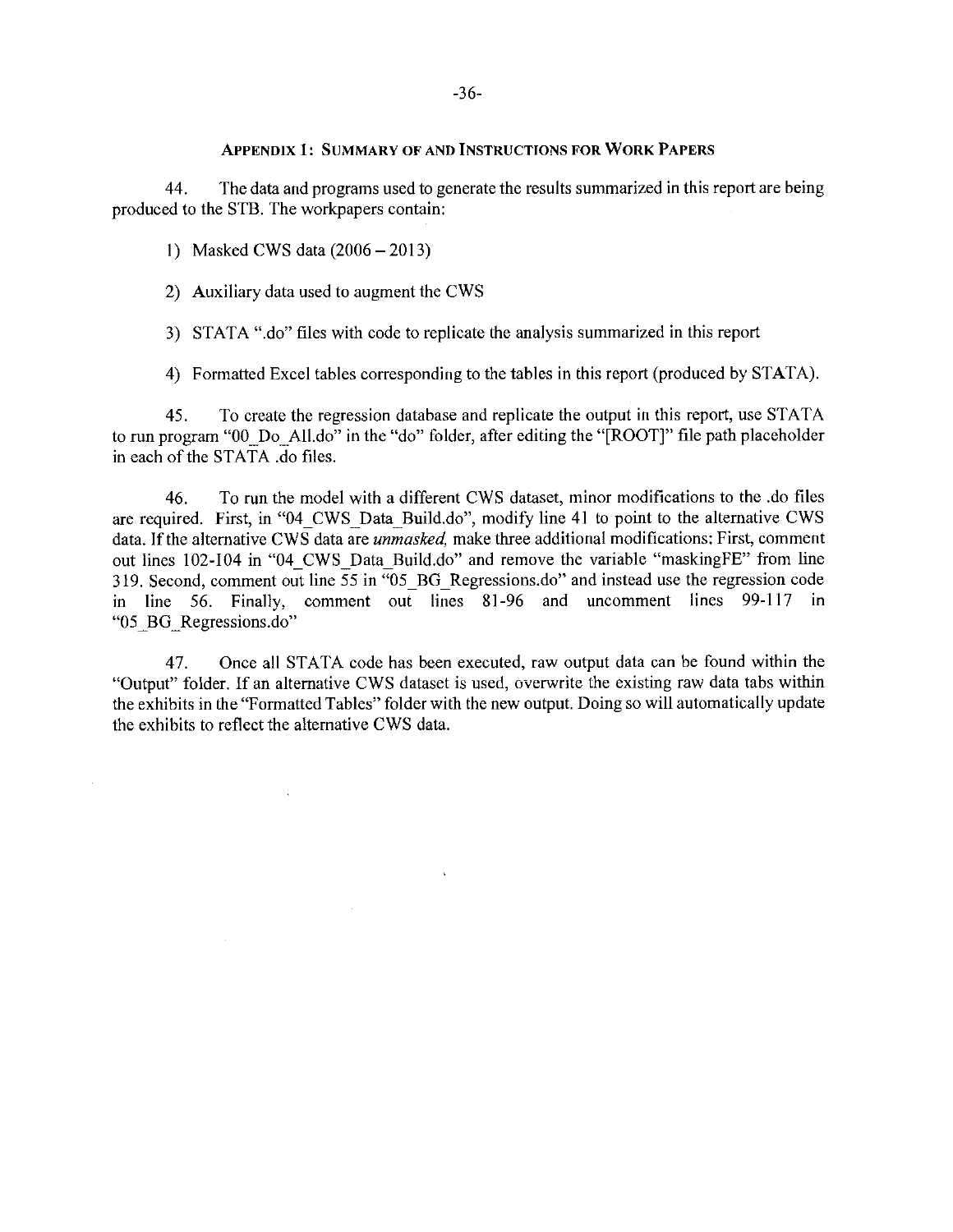## APPENDIX 1: SUMMARY OF AND INSTRUCTIONS FOR WORK PAPERS

44. The data and programs used to generate the results summarized in this report are being produced to the STB. The workpapers contain:

1) Masked CWS data (2006 – 2013)

2) Auxiliary data used to augment the CWS

3) STATA ".do" files with code to replicate the analysis summarized in this report

4) Formatted Excel tables corresponding to the tables in this report (produced by STATA).

45. To create the regression database and replicate the output in this report, use STATA to run program "00_Do_All.do" in the "do" folder, after editing the "[ROOT]" file path placeholder in each of the STATA .do files.

46. To run the model with a different CWS dataset, minor modifications to the .do files are required. First, in "04_CWS_Data_Build.do", modify line 41 to point to the alternative CWS data. If the alternative CWS data are *unmasked,* make three additional modifications: First, comment out lines 102-104 in "04_CWS_Data_Build.do" and remove the variable "maskingFE" from line 319. Second, comment out line 55 in "05_BG_Regressions.do" and instead use the regression code in line 56. Finally, comment out lines 81-96 and uncomment lines 99-117 in "05_BG_Regressions.do"

47. Once all STATA code has been executed, raw output data can be found within the "Output" folder. If an alternative CWS dataset is used, overwrite the existing raw data tabs within the exhibits in the "Formatted Tables" folder with the new output. Doing so will automatically update the exhibits to reflect the alternative CWS data.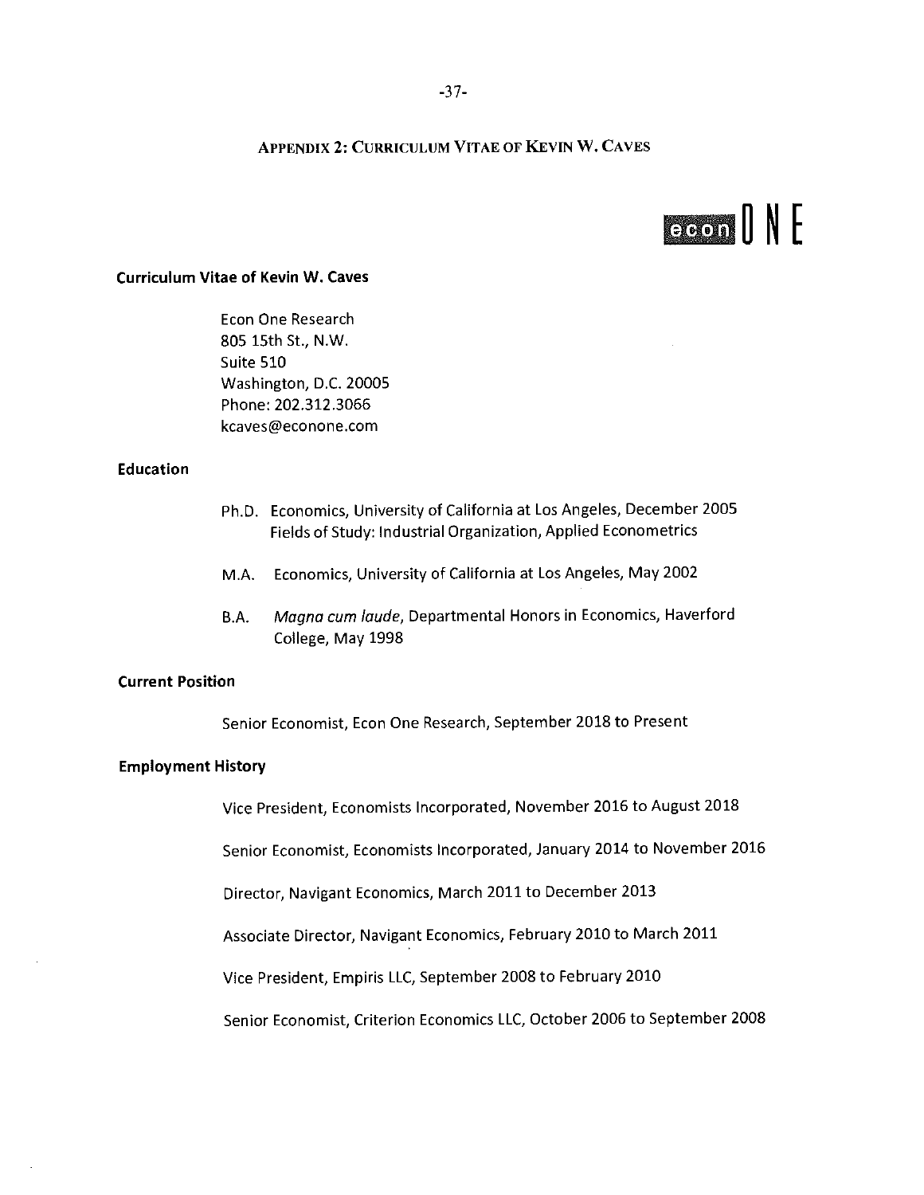# Appendix 2: Curriculum Vitae of Kevin W. Caves

econ ONE

## Curriculum Vitae of Kevin W. Caves

Econ One Research
805 15th St., N.W.
Suite 510
Washington, D.C. 20005
Phone: 202.312.3066
kcaves@econone.com

### Education

Ph.D. Economics, University of California at Los Angeles, December 2005
Fields of Study: Industrial Organization, Applied Econometrics

M.A. Economics, University of California at Los Angeles, May 2002

B.A. *Magna cum laude*, Departmental Honors in Economics, Haverford College, May 1998

### Current Position

Senior Economist, Econ One Research, September 2018 to Present

### Employment History

Vice President, Economists Incorporated, November 2016 to August 2018

Senior Economist, Economists Incorporated, January 2014 to November 2016

Director, Navigant Economics, March 2011 to December 2013

Associate Director, Navigant Economics, February 2010 to March 2011

Vice President, Empiris LLC, September 2008 to February 2010

Senior Economist, Criterion Economics LLC, October 2006 to September 2008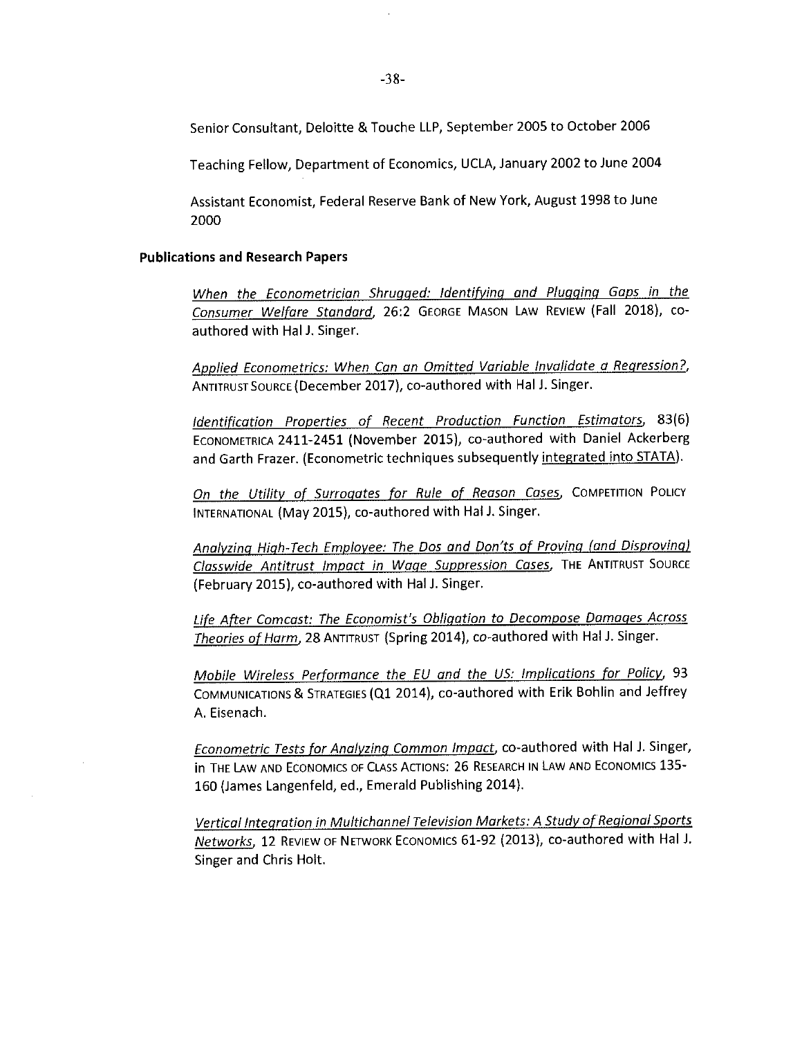Senior Consultant, Deloitte & Touche LLP, September 2005 to October 2006

Teaching Fellow, Department of Economics, UCLA, January 2002 to June 2004

Assistant Economist, Federal Reserve Bank of New York, August 1998 to June 2000

**Publications and Research Papers**

*When the Econometrician Shrugged: Identifying and Plugging Gaps in the Consumer Welfare Standard*, 26:2 GEORGE MASON LAW REVIEW (Fall 2018), co-authored with Hal J. Singer.

*Applied Econometrics: When Can an Omitted Variable Invalidate a Regression?*, ANTITRUST SOURCE (December 2017), co-authored with Hal J. Singer.

*Identification Properties of Recent Production Function Estimators*, 83(6) ECONOMETRICA 2411-2451 (November 2015), co-authored with Daniel Ackerberg and Garth Frazer. (Econometric techniques subsequently integrated into STATA).

*On the Utility of Surrogates for Rule of Reason Cases*, COMPETITION POLICY INTERNATIONAL (May 2015), co-authored with Hal J. Singer.

*Analyzing High-Tech Employee: The Dos and Don'ts of Proving (and Disproving) Classwide Antitrust Impact in Wage Suppression Cases*, THE ANTITRUST SOURCE (February 2015), co-authored with Hal J. Singer.

*Life After Comcast: The Economist's Obligation to Decompose Damages Across Theories of Harm*, 28 ANTITRUST (Spring 2014), co-authored with Hal J. Singer.

*Mobile Wireless Performance the EU and the US: Implications for Policy*, 93 COMMUNICATIONS & STRATEGIES (Q1 2014), co-authored with Erik Bohlin and Jeffrey A. Eisenach.

*Econometric Tests for Analyzing Common Impact*, co-authored with Hal J. Singer, in THE LAW AND ECONOMICS OF CLASS ACTIONS: 26 RESEARCH IN LAW AND ECONOMICS 135-160 (James Langenfeld, ed., Emerald Publishing 2014).

*Vertical Integration in Multichannel Television Markets: A Study of Regional Sports Networks*, 12 REVIEW OF NETWORK ECONOMICS 61-92 (2013), co-authored with Hal J. Singer and Chris Holt.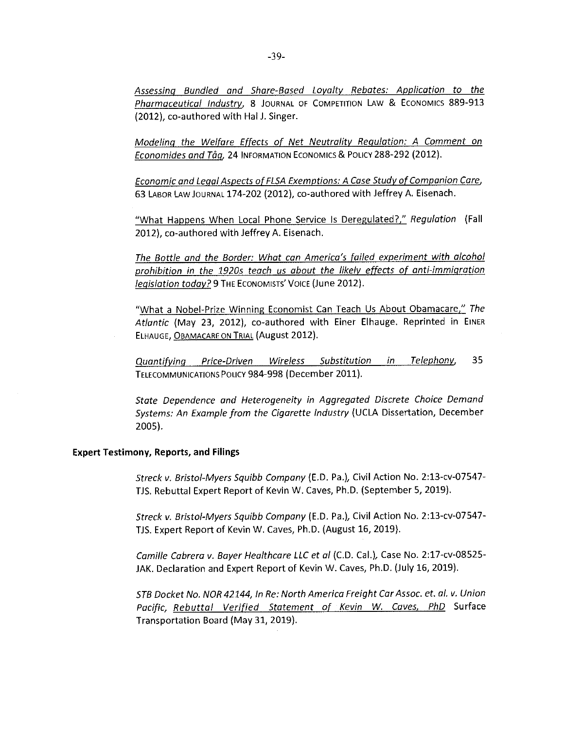*Assessing Bundled and Share-Based Loyalty Rebates: Application to the Pharmaceutical Industry*, 8 JOURNAL OF COMPETITION LAW & ECONOMICS 889-913 (2012), co-authored with Hal J. Singer.

*Modeling the Welfare Effects of Net Neutrality Regulation: A Comment on Economides and Tåg*, 24 INFORMATION ECONOMICS & POLICY 288-292 (2012).

*Economic and Legal Aspects of FLSA Exemptions: A Case Study of Companion Care*, 63 LABOR LAW JOURNAL 174-202 (2012), co-authored with Jeffrey A. Eisenach.

"What Happens When Local Phone Service Is Deregulated?," *Regulation* (Fall 2012), co-authored with Jeffrey A. Eisenach.

*The Bottle and the Border: What can America's failed experiment with alcohol prohibition in the 1920s teach us about the likely effects of anti-immigration legislation today?* 9 THE ECONOMISTS' VOICE (June 2012).

"What a Nobel-Prize Winning Economist Can Teach Us About Obamacare," *The Atlantic* (May 23, 2012), co-authored with Einer Elhauge. Reprinted in EINER ELHAUGE, OBAMACARE ON TRIAL (August 2012).

*Quantifying Price-Driven Wireless Substitution in Telephony*, 35 TELECOMMUNICATIONS POLICY 984-998 (December 2011).

*State Dependence and Heterogeneity in Aggregated Discrete Choice Demand Systems: An Example from the Cigarette Industry* (UCLA Dissertation, December 2005).

**Expert Testimony, Reports, and Filings**

*Streck v. Bristol-Myers Squibb Company* (E.D. Pa.), Civil Action No. 2:13-cv-07547-TJS. Rebuttal Expert Report of Kevin W. Caves, Ph.D. (September 5, 2019).

*Streck v. Bristol-Myers Squibb Company* (E.D. Pa.), Civil Action No. 2:13-cv-07547-TJS. Expert Report of Kevin W. Caves, Ph.D. (August 16, 2019).

*Camille Cabrera v. Bayer Healthcare LLC et al* (C.D. Cal.), Case No. 2:17-cv-08525-JAK. Declaration and Expert Report of Kevin W. Caves, Ph.D. (July 16, 2019).

*STB Docket No. NOR 42144, In Re: North America Freight Car Assoc. et. al. v. Union Pacific, Rebuttal Verified Statement of Kevin W. Caves, PhD* Surface Transportation Board (May 31, 2019).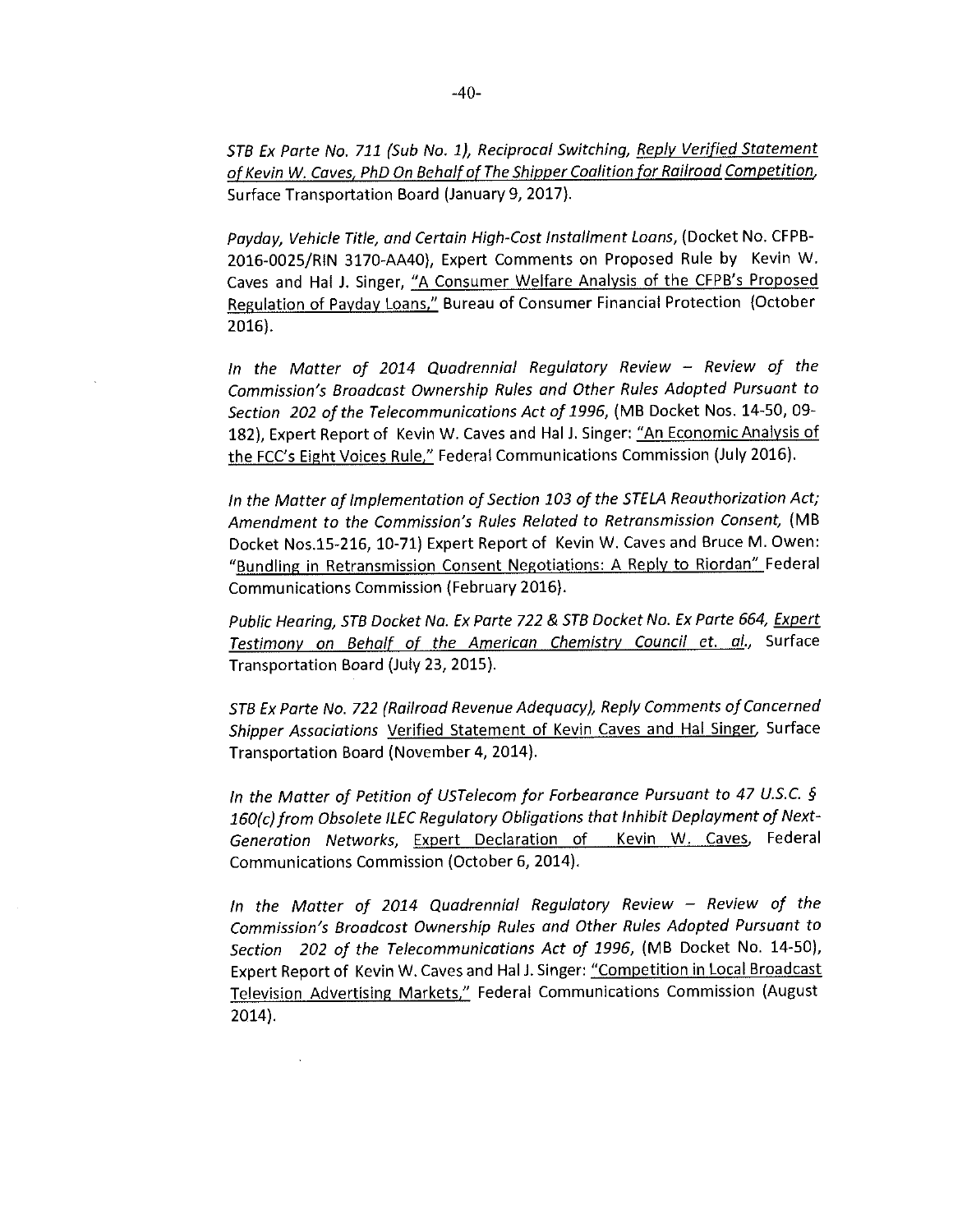*STB Ex Parte No. 711 (Sub No. 1), Reciprocal Switching,* Reply Verified Statement of Kevin W. Caves, PhD On Behalf of The Shipper Coalition for Railroad Competition, Surface Transportation Board (January 9, 2017).

*Payday, Vehicle Title, and Certain High-Cost Installment Loans*, (Docket No. CFPB-2016-0025/RIN 3170-AA40), Expert Comments on Proposed Rule by Kevin W. Caves and Hal J. Singer, "A Consumer Welfare Analysis of the CFPB's Proposed Regulation of Payday Loans," Bureau of Consumer Financial Protection (October 2016).

*In the Matter of 2014 Quadrennial Regulatory Review – Review of the Commission's Broadcast Ownership Rules and Other Rules Adopted Pursuant to Section 202 of the Telecommunications Act of 1996*, (MB Docket Nos. 14-50, 09-182), Expert Report of Kevin W. Caves and Hal J. Singer: "An Economic Analysis of the FCC's Eight Voices Rule," Federal Communications Commission (July 2016).

*In the Matter of Implementation of Section 103 of the STELA Reauthorization Act; Amendment to the Commission's Rules Related to Retransmission Consent*, (MB Docket Nos.15-216, 10-71) Expert Report of Kevin W. Caves and Bruce M. Owen: "Bundling in Retransmission Consent Negotiations: A Reply to Riordan" Federal Communications Commission (February 2016).

*Public Hearing, STB Docket No. Ex Parte 722 & STB Docket No. Ex Parte 664*, Expert Testimony on Behalf of the American Chemistry Council et. al., Surface Transportation Board (July 23, 2015).

*STB Ex Parte No. 722 (Railroad Revenue Adequacy), Reply Comments of Concerned Shipper Associations* Verified Statement of Kevin Caves and Hal Singer, Surface Transportation Board (November 4, 2014).

*In the Matter of Petition of USTelecom for Forbearance Pursuant to 47 U.S.C. § 160(c) from Obsolete ILEC Regulatory Obligations that Inhibit Deployment of Next-Generation Networks*, Expert Declaration of Kevin W. Caves, Federal Communications Commission (October 6, 2014).

*In the Matter of 2014 Quadrennial Regulatory Review – Review of the Commission's Broadcast Ownership Rules and Other Rules Adopted Pursuant to Section 202 of the Telecommunications Act of 1996*, (MB Docket No. 14-50), Expert Report of Kevin W. Caves and Hal J. Singer: "Competition in Local Broadcast Television Advertising Markets," Federal Communications Commission (August 2014).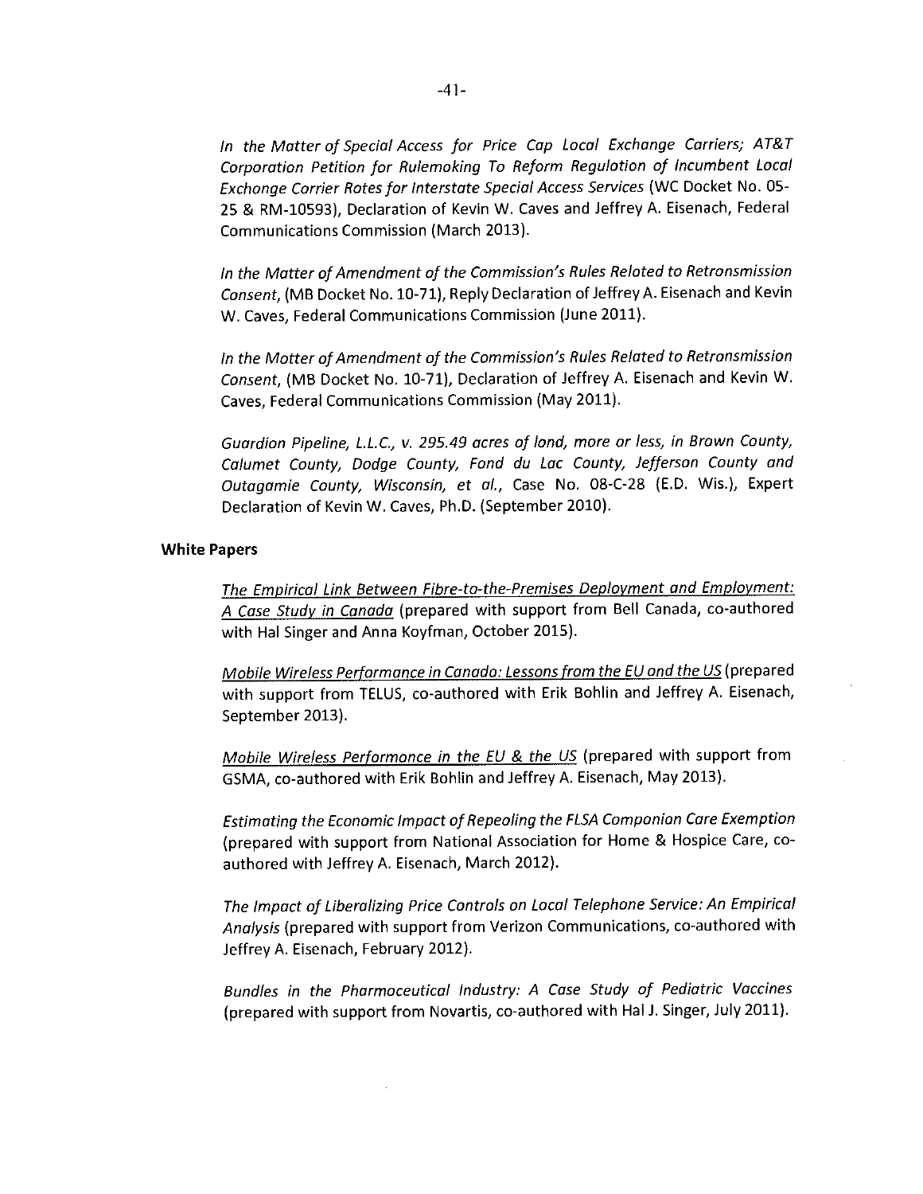*In the Matter of Special Access for Price Cap Local Exchange Carriers; AT&T Corporation Petition for Rulemaking To Reform Regulation of Incumbent Local Exchange Carrier Rates for Interstate Special Access Services* (WC Docket No. 05-25 & RM-10593), Declaration of Kevin W. Caves and Jeffrey A. Eisenach, Federal Communications Commission (March 2013).

*In the Matter of Amendment of the Commission's Rules Related to Retransmission Consent*, (MB Docket No. 10-71), Reply Declaration of Jeffrey A. Eisenach and Kevin W. Caves, Federal Communications Commission (June 2011).

*In the Matter of Amendment of the Commission's Rules Related to Retransmission Consent*, (MB Docket No. 10-71), Declaration of Jeffrey A. Eisenach and Kevin W. Caves, Federal Communications Commission (May 2011).

*Guardian Pipeline, L.L.C., v. 295.49 acres of land, more or less, in Brown County, Calumet County, Dodge County, Fond du Lac County, Jefferson County and Outagamie County, Wisconsin, et al.*, Case No. 08-C-28 (E.D. Wis.), Expert Declaration of Kevin W. Caves, Ph.D. (September 2010).

**White Papers**

The Empirical Link Between Fibre-to-the-Premises Deployment and Employment: A Case Study in Canada (prepared with support from Bell Canada, co-authored with Hal Singer and Anna Koyfman, October 2015).

Mobile Wireless Performance in Canada: Lessons from the EU and the US (prepared with support from TELUS, co-authored with Erik Bohlin and Jeffrey A. Eisenach, September 2013).

Mobile Wireless Performance in the EU & the US (prepared with support from GSMA, co-authored with Erik Bohlin and Jeffrey A. Eisenach, May 2013).

*Estimating the Economic Impact of Repealing the FLSA Companion Care Exemption* (prepared with support from National Association for Home & Hospice Care, co-authored with Jeffrey A. Eisenach, March 2012).

*The Impact of Liberalizing Price Controls on Local Telephone Service: An Empirical Analysis* (prepared with support from Verizon Communications, co-authored with Jeffrey A. Eisenach, February 2012).

*Bundles in the Pharmaceutical Industry: A Case Study of Pediatric Vaccines* (prepared with support from Novartis, co-authored with Hal J. Singer, July 2011).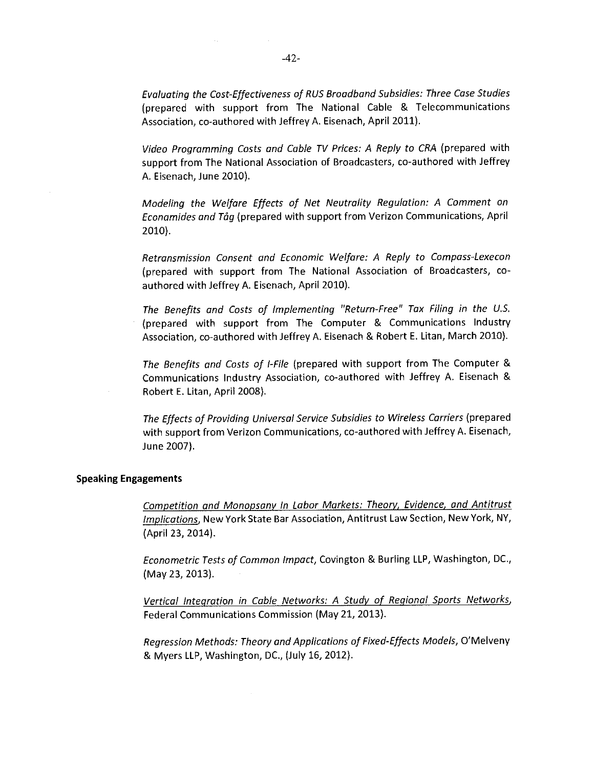*Evaluating the Cost-Effectiveness of RUS Broadband Subsidies: Three Case Studies* (prepared with support from The National Cable & Telecommunications Association, co-authored with Jeffrey A. Eisenach, April 2011).

*Video Programming Costs and Cable TV Prices: A Reply to CRA* (prepared with support from The National Association of Broadcasters, co-authored with Jeffrey A. Eisenach, June 2010).

*Modeling the Welfare Effects of Net Neutrality Regulation: A Comment on Economides and Tåg* (prepared with support from Verizon Communications, April 2010).

*Retransmission Consent and Economic Welfare: A Reply to Compass-Lexecon* (prepared with support from The National Association of Broadcasters, co-authored with Jeffrey A. Eisenach, April 2010).

*The Benefits and Costs of Implementing "Return-Free" Tax Filing in the U.S.* (prepared with support from The Computer & Communications Industry Association, co-authored with Jeffrey A. Eisenach & Robert E. Litan, March 2010).

*The Benefits and Costs of I-File* (prepared with support from The Computer & Communications Industry Association, co-authored with Jeffrey A. Eisenach & Robert E. Litan, April 2008).

*The Effects of Providing Universal Service Subsidies to Wireless Carriers* (prepared with support from Verizon Communications, co-authored with Jeffrey A. Eisenach, June 2007).

**Speaking Engagements**

*Competition and Monopsony In Labor Markets: Theory, Evidence, and Antitrust Implications*, New York State Bar Association, Antitrust Law Section, New York, NY, (April 23, 2014).

*Econometric Tests of Common Impact*, Covington & Burling LLP, Washington, DC., (May 23, 2013).

*Vertical Integration in Cable Networks: A Study of Regional Sports Networks*, Federal Communications Commission (May 21, 2013).

*Regression Methods: Theory and Applications of Fixed-Effects Models*, O'Melveny & Myers LLP, Washington, DC., (July 16, 2012).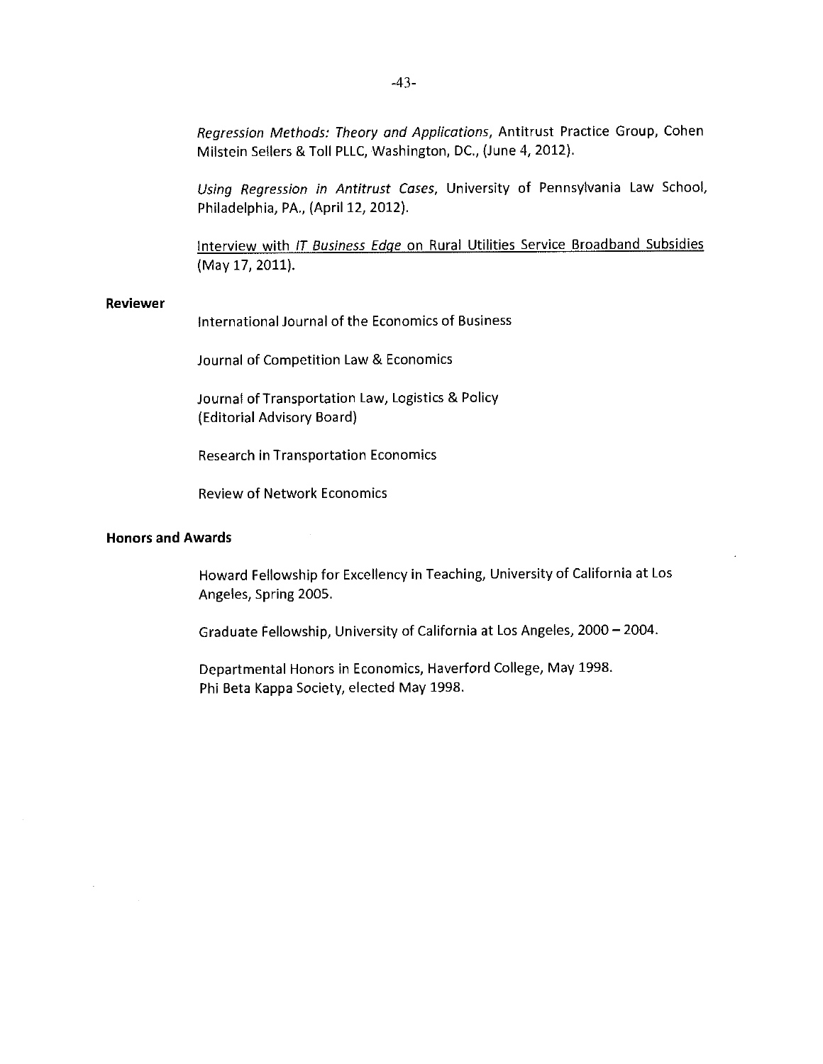*Regression Methods: Theory and Applications*, Antitrust Practice Group, Cohen Milstein Sellers & Toll PLLC, Washington, DC., (June 4, 2012).

*Using Regression in Antitrust Cases*, University of Pennsylvania Law School, Philadelphia, PA., (April 12, 2012).

Interview with *IT Business Edge* on Rural Utilities Service Broadband Subsidies (May 17, 2011).

**Reviewer**

International Journal of the Economics of Business

Journal of Competition Law & Economics

Journal of Transportation Law, Logistics & Policy
(Editorial Advisory Board)

Research in Transportation Economics

Review of Network Economics

**Honors and Awards**

Howard Fellowship for Excellency in Teaching, University of California at Los Angeles, Spring 2005.

Graduate Fellowship, University of California at Los Angeles, 2000 – 2004.

Departmental Honors in Economics, Haverford College, May 1998.
Phi Beta Kappa Society, elected May 1998.